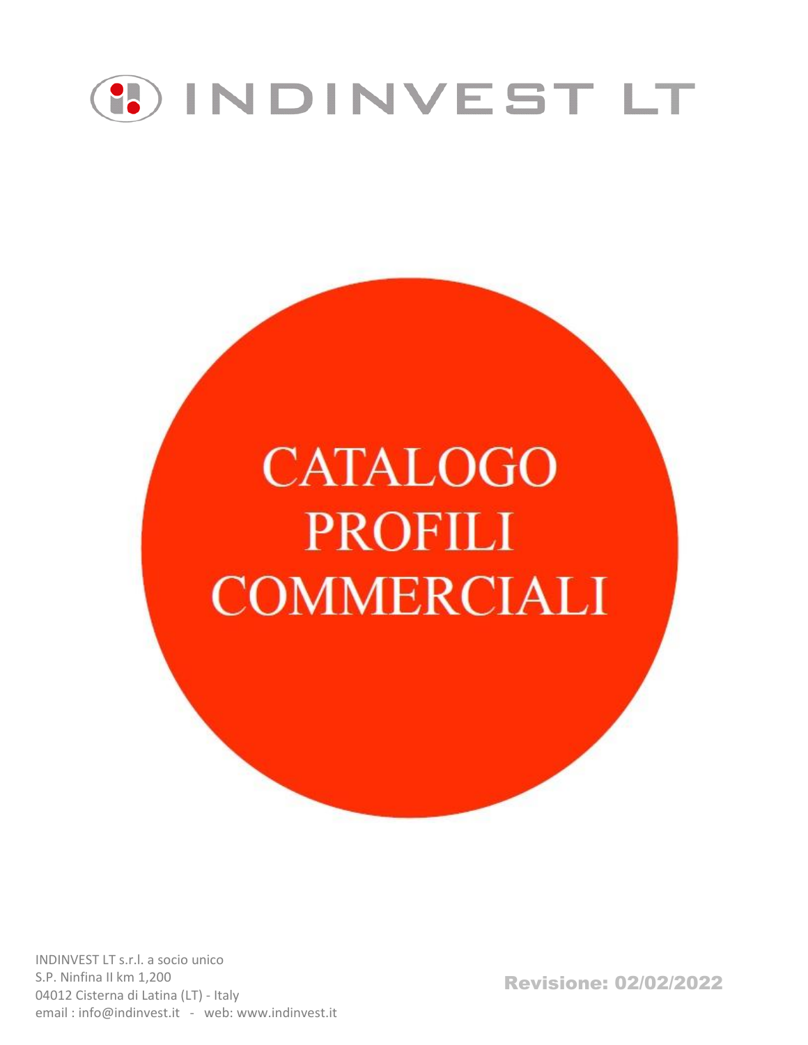# INDINVEST LT

# CATALOGO PROFILI COMMERCIALI

INDINVEST LT s.r.l. a socio unico
S.P. Ninfina II km 1,200
04012 Cisterna di Latina (LT) - Italy
email : info@indinvest.it - web: www.indinvest.it

**Revisione: 02/02/2022**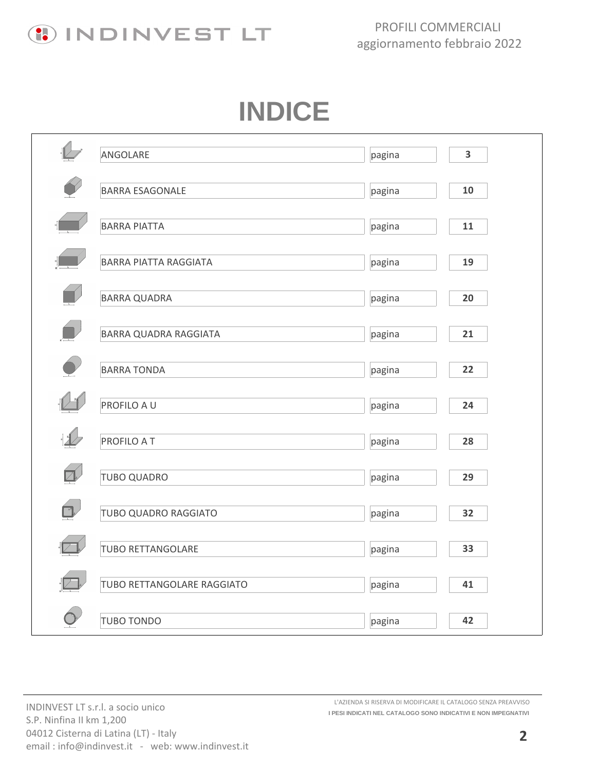# INDICE

| | | |
|---|---|---|
| ANGOLARE | pagina | 3 |
| BARRA ESAGONALE | pagina | 10 |
| BARRA PIATTA | pagina | 11 |
| BARRA PIATTA RAGGIATA | pagina | 19 |
| BARRA QUADRA | pagina | 20 |
| BARRA QUADRA RAGGIATA | pagina | 21 |
| BARRA TONDA | pagina | 22 |
| PROFILO A U | pagina | 24 |
| PROFILO A T | pagina | 28 |
| TUBO QUADRO | pagina | 29 |
| TUBO QUADRO RAGGIATO | pagina | 32 |
| TUBO RETTANGOLARE | pagina | 33 |
| TUBO RETTANGOLARE RAGGIATO | pagina | 41 |
| TUBO TONDO | pagina | 42 |

INDINVEST LT s.r.l. a socio unico
S.P. Ninfina II km 1,200
04012 Cisterna di Latina (LT) - Italy
email : info@indinvest.it - web: www.indinvest.it

L'AZIENDA SI RISERVA DI MODIFICARE IL CATALOGO SENZA PREAVVISO
**I PESI INDICATI NEL CATALOGO SONO INDICATIVI E NON IMPEGNATIVI**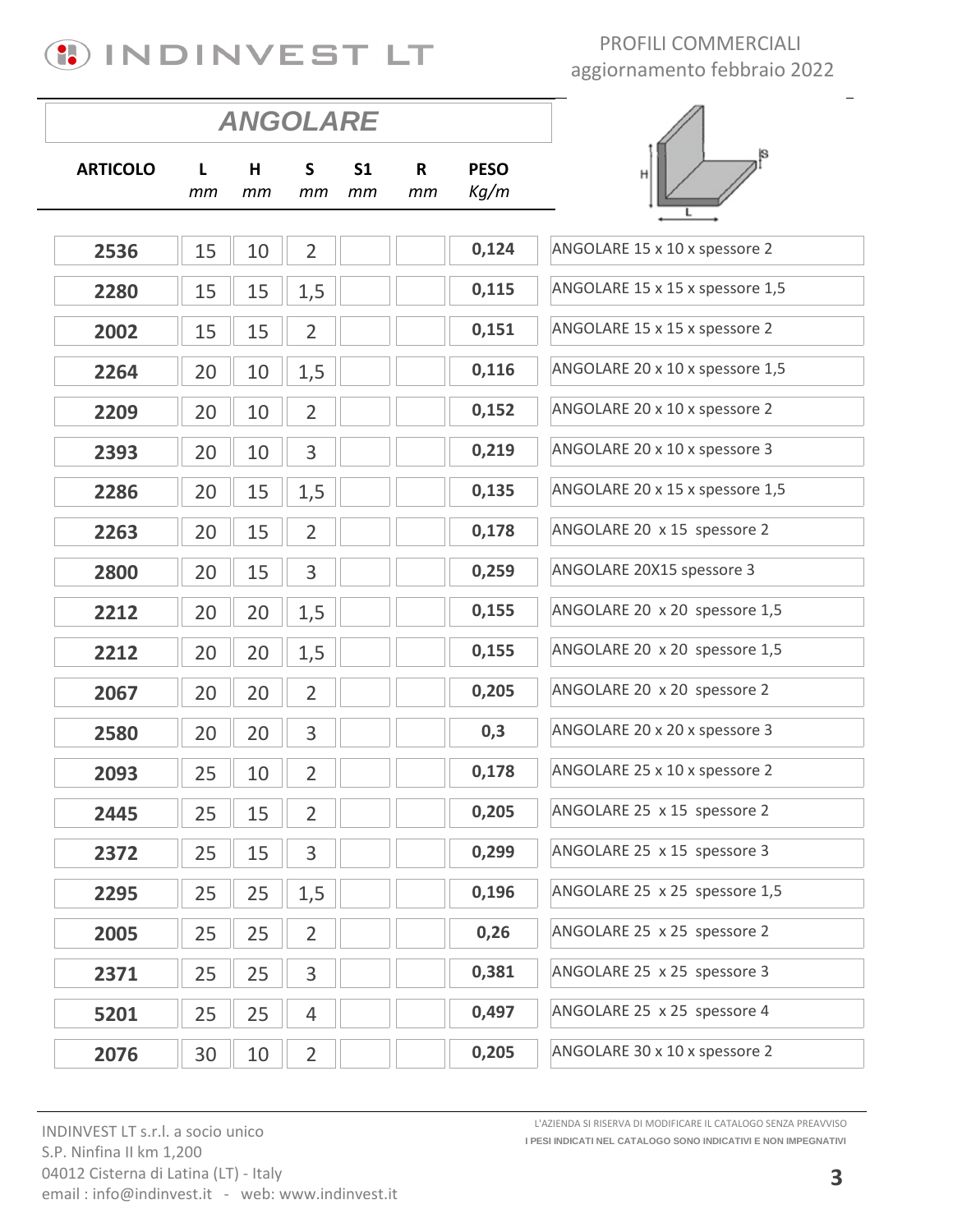## ANGOLARE

| ARTICOLO | L mm | H mm | S mm | S1 mm | R mm | PESO Kg/m | |
|---|---|---|---|---|---|---|---|
| 2536 | 15 | 10 | 2 | | | 0,124 | ANGOLARE 15 x 10 x spessore 2 |
| 2280 | 15 | 15 | 1,5 | | | 0,115 | ANGOLARE 15 x 15 x spessore 1,5 |
| 2002 | 15 | 15 | 2 | | | 0,151 | ANGOLARE 15 x 15 x spessore 2 |
| 2264 | 20 | 10 | 1,5 | | | 0,116 | ANGOLARE 20 x 10 x spessore 1,5 |
| 2209 | 20 | 10 | 2 | | | 0,152 | ANGOLARE 20 x 10 x spessore 2 |
| 2393 | 20 | 10 | 3 | | | 0,219 | ANGOLARE 20 x 10 x spessore 3 |
| 2286 | 20 | 15 | 1,5 | | | 0,135 | ANGOLARE 20 x 15 x spessore 1,5 |
| 2263 | 20 | 15 | 2 | | | 0,178 | ANGOLARE 20 x 15 spessore 2 |
| 2800 | 20 | 15 | 3 | | | 0,259 | ANGOLARE 20X15 spessore 3 |
| 2212 | 20 | 20 | 1,5 | | | 0,155 | ANGOLARE 20 x 20 spessore 1,5 |
| 2212 | 20 | 20 | 1,5 | | | 0,155 | ANGOLARE 20 x 20 spessore 1,5 |
| 2067 | 20 | 20 | 2 | | | 0,205 | ANGOLARE 20 x 20 spessore 2 |
| 2580 | 20 | 20 | 3 | | | 0,3 | ANGOLARE 20 x 20 x spessore 3 |
| 2093 | 25 | 10 | 2 | | | 0,178 | ANGOLARE 25 x 10 x spessore 2 |
| 2445 | 25 | 15 | 2 | | | 0,205 | ANGOLARE 25 x 15 spessore 2 |
| 2372 | 25 | 15 | 3 | | | 0,299 | ANGOLARE 25 x 15 spessore 3 |
| 2295 | 25 | 25 | 1,5 | | | 0,196 | ANGOLARE 25 x 25 spessore 1,5 |
| 2005 | 25 | 25 | 2 | | | 0,26 | ANGOLARE 25 x 25 spessore 2 |
| 2371 | 25 | 25 | 3 | | | 0,381 | ANGOLARE 25 x 25 spessore 3 |
| 5201 | 25 | 25 | 4 | | | 0,497 | ANGOLARE 25 x 25 spessore 4 |
| 2076 | 30 | 10 | 2 | | | 0,205 | ANGOLARE 30 x 10 x spessore 2 |

INDINVEST LT s.r.l. a socio unico
S.P. Ninfina II km 1,200
04012 Cisterna di Latina (LT) - Italy
email : info@indinvest.it - web: www.indinvest.it

L'AZIENDA SI RISERVA DI MODIFICARE IL CATALOGO SENZA PREAVVISO
I PESI INDICATI NEL CATALOGO SONO INDICATIVI E NON IMPEGNATIVI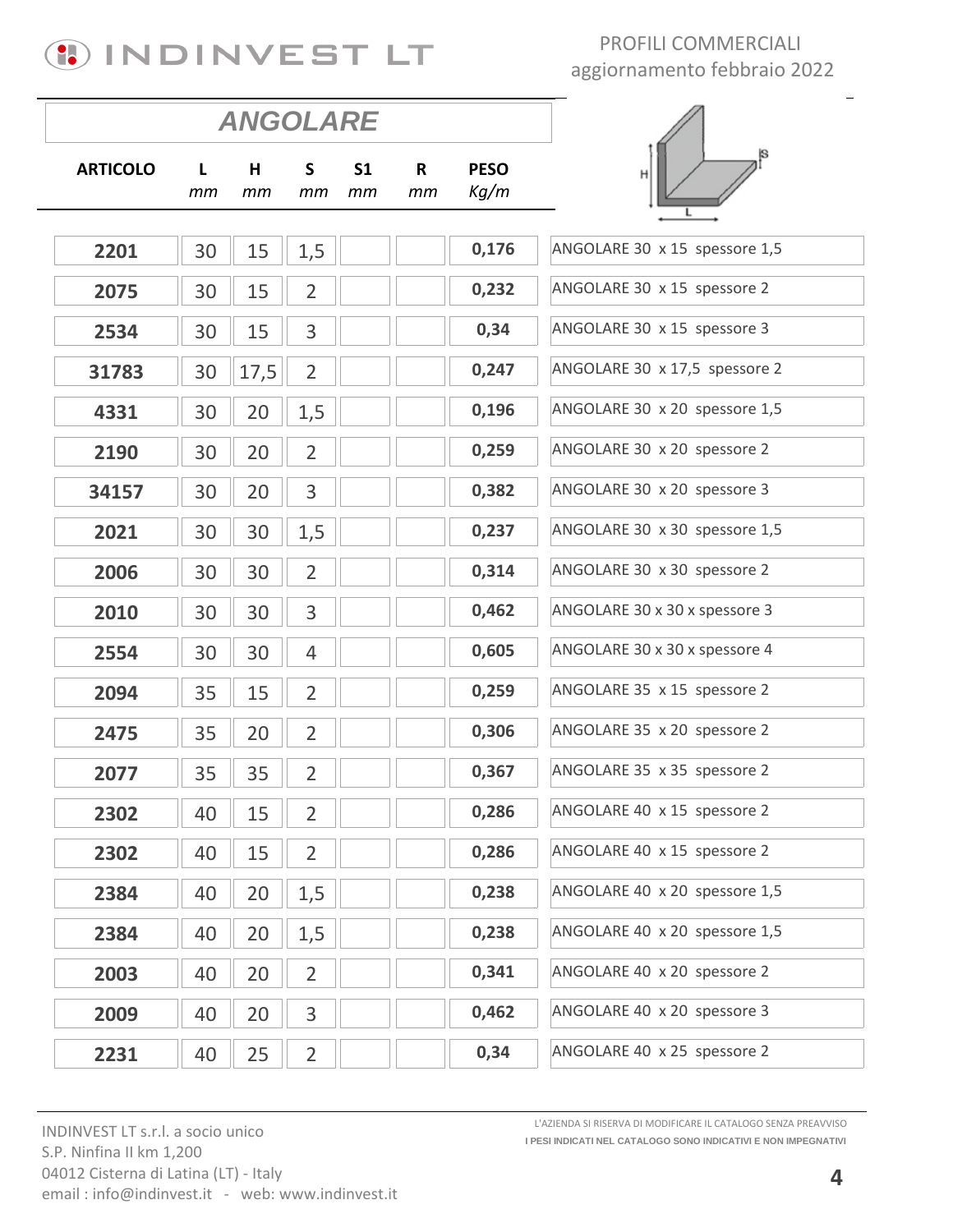INDINVEST LT

PROFILI COMMERCIALI
aggiornamento febbraio 2022

## ANGOLARE

| ARTICOLO | L mm | H mm | S mm | S1 mm | R mm | PESO Kg/m | |
|---|---|---|---|---|---|---|---|
| 2201 | 30 | 15 | 1,5 | | | 0,176 | ANGOLARE 30 x 15 spessore 1,5 |
| 2075 | 30 | 15 | 2 | | | 0,232 | ANGOLARE 30 x 15 spessore 2 |
| 2534 | 30 | 15 | 3 | | | 0,34 | ANGOLARE 30 x 15 spessore 3 |
| 31783 | 30 | 17,5 | 2 | | | 0,247 | ANGOLARE 30 x 17,5 spessore 2 |
| 4331 | 30 | 20 | 1,5 | | | 0,196 | ANGOLARE 30 x 20 spessore 1,5 |
| 2190 | 30 | 20 | 2 | | | 0,259 | ANGOLARE 30 x 20 spessore 2 |
| 34157 | 30 | 20 | 3 | | | 0,382 | ANGOLARE 30 x 20 spessore 3 |
| 2021 | 30 | 30 | 1,5 | | | 0,237 | ANGOLARE 30 x 30 spessore 1,5 |
| 2006 | 30 | 30 | 2 | | | 0,314 | ANGOLARE 30 x 30 spessore 2 |
| 2010 | 30 | 30 | 3 | | | 0,462 | ANGOLARE 30 x 30 x spessore 3 |
| 2554 | 30 | 30 | 4 | | | 0,605 | ANGOLARE 30 x 30 x spessore 4 |
| 2094 | 35 | 15 | 2 | | | 0,259 | ANGOLARE 35 x 15 spessore 2 |
| 2475 | 35 | 20 | 2 | | | 0,306 | ANGOLARE 35 x 20 spessore 2 |
| 2077 | 35 | 35 | 2 | | | 0,367 | ANGOLARE 35 x 35 spessore 2 |
| 2302 | 40 | 15 | 2 | | | 0,286 | ANGOLARE 40 x 15 spessore 2 |
| 2302 | 40 | 15 | 2 | | | 0,286 | ANGOLARE 40 x 15 spessore 2 |
| 2384 | 40 | 20 | 1,5 | | | 0,238 | ANGOLARE 40 x 20 spessore 1,5 |
| 2384 | 40 | 20 | 1,5 | | | 0,238 | ANGOLARE 40 x 20 spessore 1,5 |
| 2003 | 40 | 20 | 2 | | | 0,341 | ANGOLARE 40 x 20 spessore 2 |
| 2009 | 40 | 20 | 3 | | | 0,462 | ANGOLARE 40 x 20 spessore 3 |
| 2231 | 40 | 25 | 2 | | | 0,34 | ANGOLARE 40 x 25 spessore 2 |

INDINVEST LT s.r.l. a socio unico
S.P. Ninfina II km 1,200
04012 Cisterna di Latina (LT) - Italy
email : info@indinvest.it - web: www.indinvest.it

L'AZIENDA SI RISERVA DI MODIFICARE IL CATALOGO SENZA PREAVVISO
I PESI INDICATI NEL CATALOGO SONO INDICATIVI E NON IMPEGNATIVI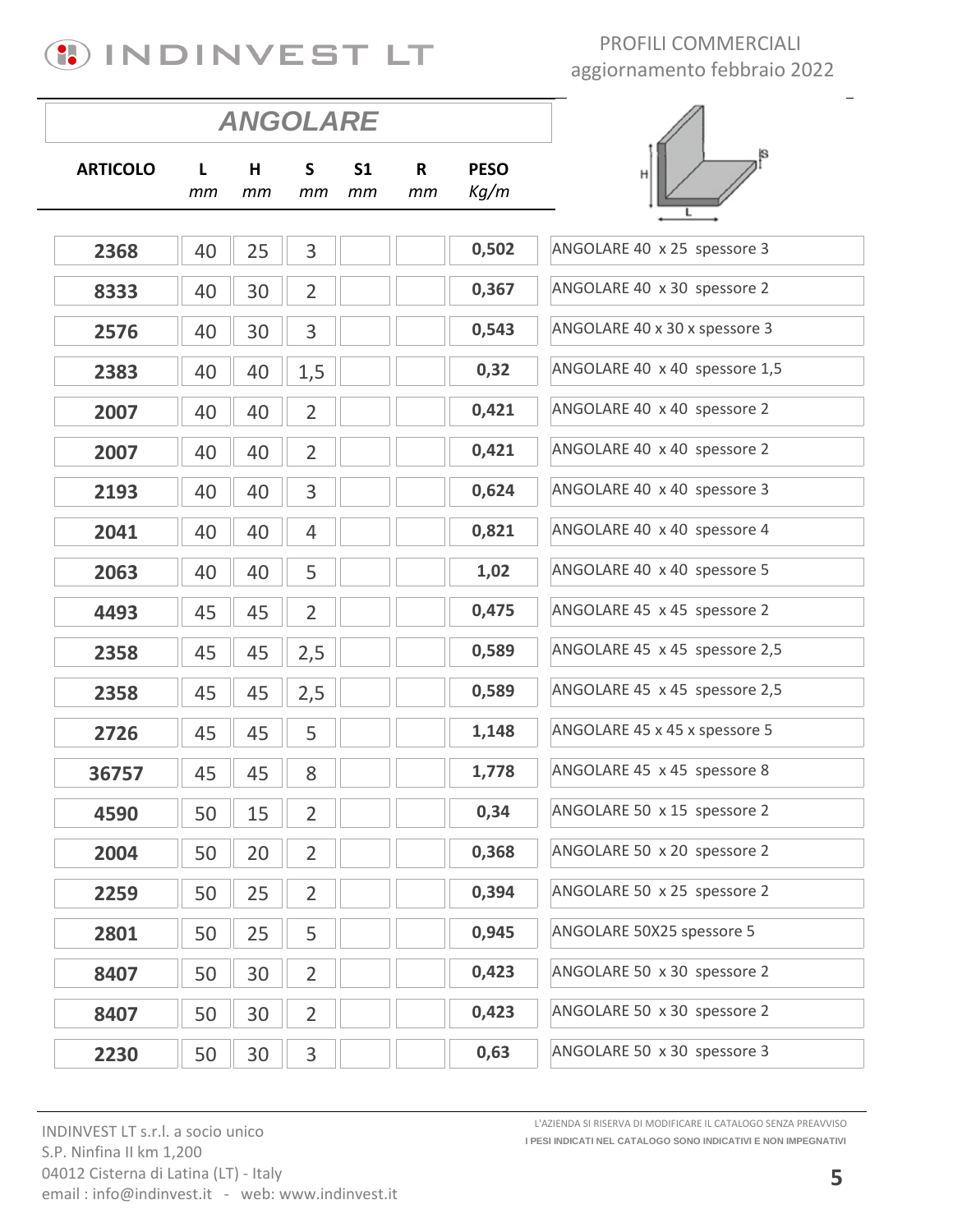## ANGOLARE

| ARTICOLO | L mm | H mm | S mm | S1 mm | R mm | PESO Kg/m | |
|---|---|---|---|---|---|---|---|
| 2368 | 40 | 25 | 3 | | | 0,502 | ANGOLARE 40 x 25 spessore 3 |
| 8333 | 40 | 30 | 2 | | | 0,367 | ANGOLARE 40 x 30 spessore 2 |
| 2576 | 40 | 30 | 3 | | | 0,543 | ANGOLARE 40 x 30 x spessore 3 |
| 2383 | 40 | 40 | 1,5 | | | 0,32 | ANGOLARE 40 x 40 spessore 1,5 |
| 2007 | 40 | 40 | 2 | | | 0,421 | ANGOLARE 40 x 40 spessore 2 |
| 2007 | 40 | 40 | 2 | | | 0,421 | ANGOLARE 40 x 40 spessore 2 |
| 2193 | 40 | 40 | 3 | | | 0,624 | ANGOLARE 40 x 40 spessore 3 |
| 2041 | 40 | 40 | 4 | | | 0,821 | ANGOLARE 40 x 40 spessore 4 |
| 2063 | 40 | 40 | 5 | | | 1,02 | ANGOLARE 40 x 40 spessore 5 |
| 4493 | 45 | 45 | 2 | | | 0,475 | ANGOLARE 45 x 45 spessore 2 |
| 2358 | 45 | 45 | 2,5 | | | 0,589 | ANGOLARE 45 x 45 spessore 2,5 |
| 2358 | 45 | 45 | 2,5 | | | 0,589 | ANGOLARE 45 x 45 spessore 2,5 |
| 2726 | 45 | 45 | 5 | | | 1,148 | ANGOLARE 45 x 45 x spessore 5 |
| 36757 | 45 | 45 | 8 | | | 1,778 | ANGOLARE 45 x 45 spessore 8 |
| 4590 | 50 | 15 | 2 | | | 0,34 | ANGOLARE 50 x 15 spessore 2 |
| 2004 | 50 | 20 | 2 | | | 0,368 | ANGOLARE 50 x 20 spessore 2 |
| 2259 | 50 | 25 | 2 | | | 0,394 | ANGOLARE 50 x 25 spessore 2 |
| 2801 | 50 | 25 | 5 | | | 0,945 | ANGOLARE 50X25 spessore 5 |
| 8407 | 50 | 30 | 2 | | | 0,423 | ANGOLARE 50 x 30 spessore 2 |
| 8407 | 50 | 30 | 2 | | | 0,423 | ANGOLARE 50 x 30 spessore 2 |
| 2230 | 50 | 30 | 3 | | | 0,63 | ANGOLARE 50 x 30 spessore 3 |

INDINVEST LT s.r.l. a socio unico
S.P. Ninfina II km 1,200
04012 Cisterna di Latina (LT) - Italy
email : info@indinvest.it - web: www.indinvest.it

L'AZIENDA SI RISERVA DI MODIFICARE IL CATALOGO SENZA PREAVVISO
I PESI INDICATI NEL CATALOGO SONO INDICATIVI E NON IMPEGNATIVI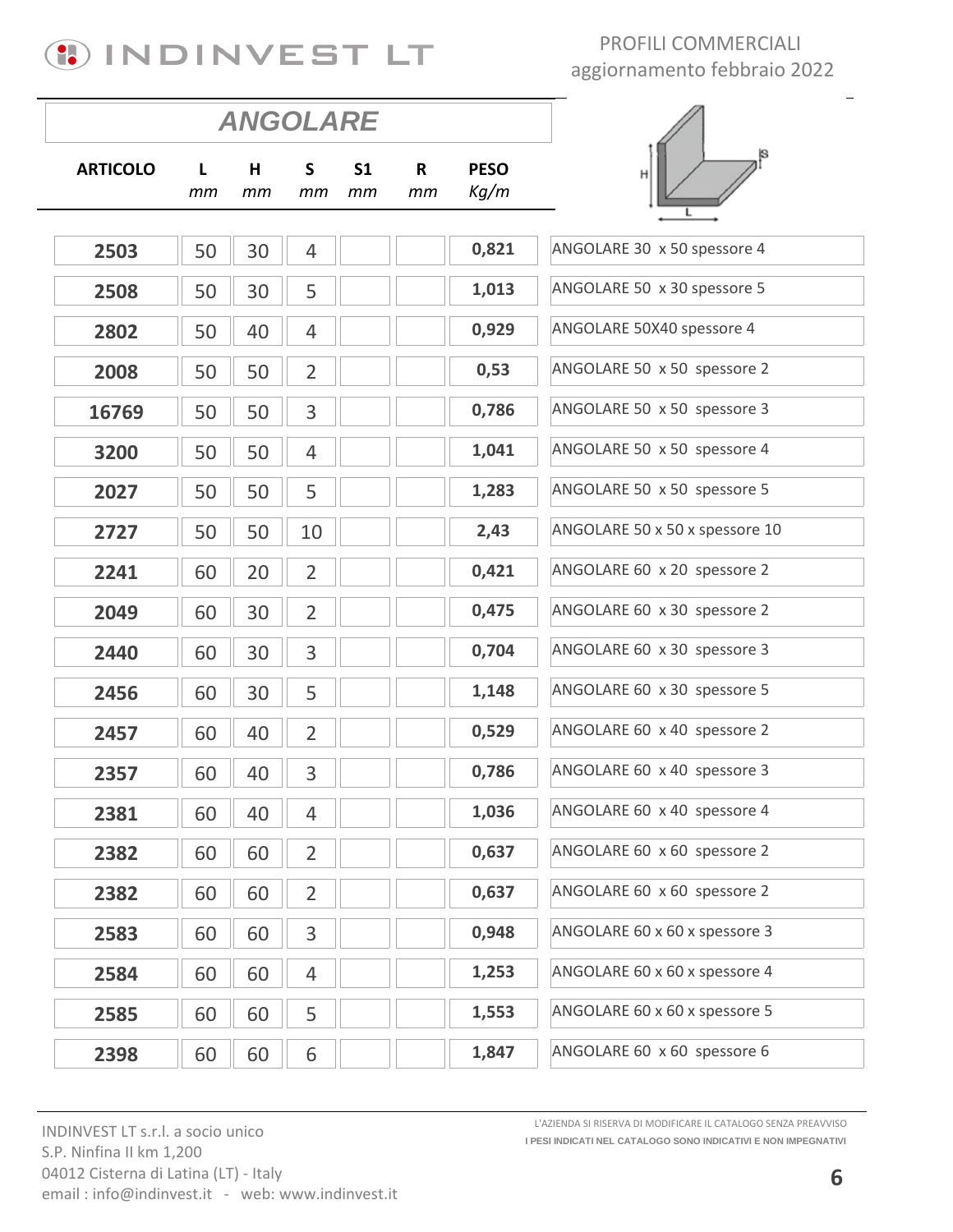# ANGOLARE

| ARTICOLO | L *mm* | H *mm* | S *mm* | S1 *mm* | R *mm* | PESO *Kg/m* | |
|---|---|---|---|---|---|---|---|
| 2503 | 50 | 30 | 4 | | | 0,821 | ANGOLARE 30 x 50 spessore 4 |
| 2508 | 50 | 30 | 5 | | | 1,013 | ANGOLARE 50 x 30 spessore 5 |
| 2802 | 50 | 40 | 4 | | | 0,929 | ANGOLARE 50X40 spessore 4 |
| 2008 | 50 | 50 | 2 | | | 0,53 | ANGOLARE 50 x 50 spessore 2 |
| 16769 | 50 | 50 | 3 | | | 0,786 | ANGOLARE 50 x 50 spessore 3 |
| 3200 | 50 | 50 | 4 | | | 1,041 | ANGOLARE 50 x 50 spessore 4 |
| 2027 | 50 | 50 | 5 | | | 1,283 | ANGOLARE 50 x 50 spessore 5 |
| 2727 | 50 | 50 | 10 | | | 2,43 | ANGOLARE 50 x 50 x spessore 10 |
| 2241 | 60 | 20 | 2 | | | 0,421 | ANGOLARE 60 x 20 spessore 2 |
| 2049 | 60 | 30 | 2 | | | 0,475 | ANGOLARE 60 x 30 spessore 2 |
| 2440 | 60 | 30 | 3 | | | 0,704 | ANGOLARE 60 x 30 spessore 3 |
| 2456 | 60 | 30 | 5 | | | 1,148 | ANGOLARE 60 x 30 spessore 5 |
| 2457 | 60 | 40 | 2 | | | 0,529 | ANGOLARE 60 x 40 spessore 2 |
| 2357 | 60 | 40 | 3 | | | 0,786 | ANGOLARE 60 x 40 spessore 3 |
| 2381 | 60 | 40 | 4 | | | 1,036 | ANGOLARE 60 x 40 spessore 4 |
| 2382 | 60 | 60 | 2 | | | 0,637 | ANGOLARE 60 x 60 spessore 2 |
| 2382 | 60 | 60 | 2 | | | 0,637 | ANGOLARE 60 x 60 spessore 2 |
| 2583 | 60 | 60 | 3 | | | 0,948 | ANGOLARE 60 x 60 x spessore 3 |
| 2584 | 60 | 60 | 4 | | | 1,253 | ANGOLARE 60 x 60 x spessore 4 |
| 2585 | 60 | 60 | 5 | | | 1,553 | ANGOLARE 60 x 60 x spessore 5 |
| 2398 | 60 | 60 | 6 | | | 1,847 | ANGOLARE 60 x 60 spessore 6 |

INDINVEST LT s.r.l. a socio unico
S.P. Ninfina II km 1,200
04012 Cisterna di Latina (LT) - Italy
email : info@indinvest.it - web: www.indinvest.it

L'AZIENDA SI RISERVA DI MODIFICARE IL CATALOGO SENZA PREAVVISO
I PESI INDICATI NEL CATALOGO SONO INDICATIVI E NON IMPEGNATIVI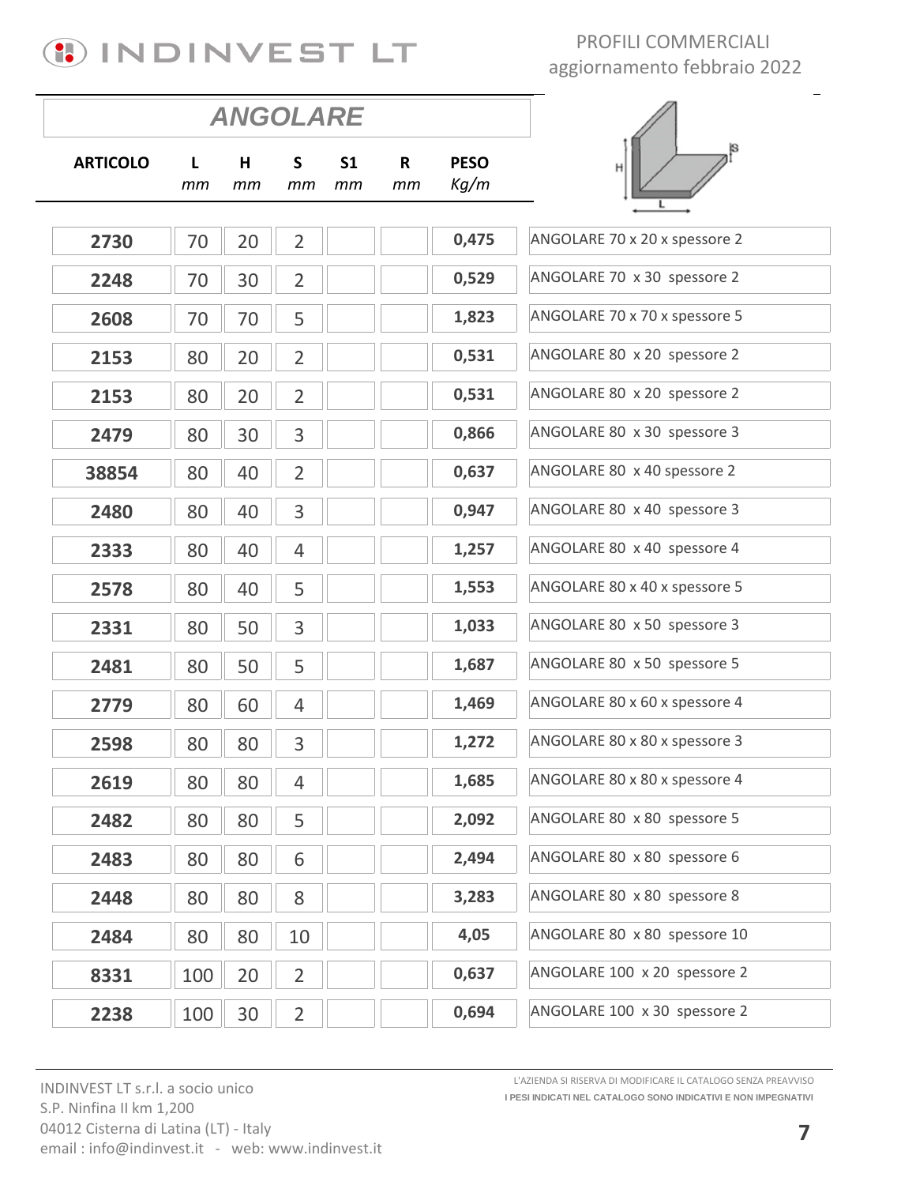INDINVEST LT

PROFILI COMMERCIALI
aggiornamento febbraio 2022

## ANGOLARE

| ARTICOLO | L mm | H mm | S mm | S1 mm | R mm | PESO Kg/m | |
|---|---|---|---|---|---|---|---|
| 2730 | 70 | 20 | 2 | | | 0,475 | ANGOLARE 70 x 20 x spessore 2 |
| 2248 | 70 | 30 | 2 | | | 0,529 | ANGOLARE 70 x 30 spessore 2 |
| 2608 | 70 | 70 | 5 | | | 1,823 | ANGOLARE 70 x 70 x spessore 5 |
| 2153 | 80 | 20 | 2 | | | 0,531 | ANGOLARE 80 x 20 spessore 2 |
| 2153 | 80 | 20 | 2 | | | 0,531 | ANGOLARE 80 x 20 spessore 2 |
| 2479 | 80 | 30 | 3 | | | 0,866 | ANGOLARE 80 x 30 spessore 3 |
| 38854 | 80 | 40 | 2 | | | 0,637 | ANGOLARE 80 x 40 spessore 2 |
| 2480 | 80 | 40 | 3 | | | 0,947 | ANGOLARE 80 x 40 spessore 3 |
| 2333 | 80 | 40 | 4 | | | 1,257 | ANGOLARE 80 x 40 spessore 4 |
| 2578 | 80 | 40 | 5 | | | 1,553 | ANGOLARE 80 x 40 x spessore 5 |
| 2331 | 80 | 50 | 3 | | | 1,033 | ANGOLARE 80 x 50 spessore 3 |
| 2481 | 80 | 50 | 5 | | | 1,687 | ANGOLARE 80 x 50 spessore 5 |
| 2779 | 80 | 60 | 4 | | | 1,469 | ANGOLARE 80 x 60 x spessore 4 |
| 2598 | 80 | 80 | 3 | | | 1,272 | ANGOLARE 80 x 80 x spessore 3 |
| 2619 | 80 | 80 | 4 | | | 1,685 | ANGOLARE 80 x 80 x spessore 4 |
| 2482 | 80 | 80 | 5 | | | 2,092 | ANGOLARE 80 x 80 spessore 5 |
| 2483 | 80 | 80 | 6 | | | 2,494 | ANGOLARE 80 x 80 spessore 6 |
| 2448 | 80 | 80 | 8 | | | 3,283 | ANGOLARE 80 x 80 spessore 8 |
| 2484 | 80 | 80 | 10 | | | 4,05 | ANGOLARE 80 x 80 spessore 10 |
| 8331 | 100 | 20 | 2 | | | 0,637 | ANGOLARE 100 x 20 spessore 2 |
| 2238 | 100 | 30 | 2 | | | 0,694 | ANGOLARE 100 x 30 spessore 2 |

INDINVEST LT s.r.l. a socio unico
S.P. Ninfina II km 1,200
04012 Cisterna di Latina (LT) - Italy
email : info@indinvest.it - web: www.indinvest.it

L'AZIENDA SI RISERVA DI MODIFICARE IL CATALOGO SENZA PREAVVISO
I PESI INDICATI NEL CATALOGO SONO INDICATIVI E NON IMPEGNATIVI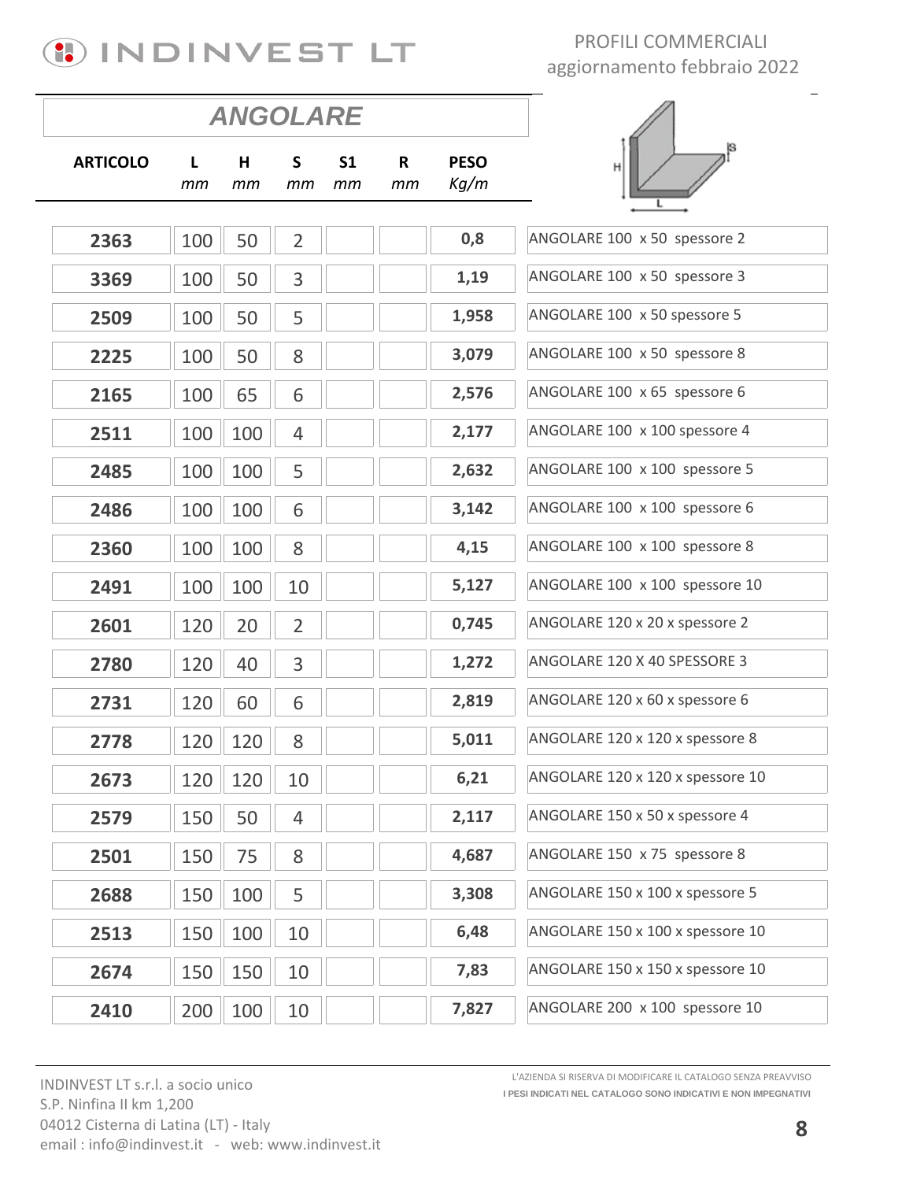## ANGOLARE

| ARTICOLO | L *mm* | H *mm* | S *mm* | S1 *mm* | R *mm* | PESO *Kg/m* | |
|---|---|---|---|---|---|---|---|
| **2363** | 100 | 50 | 2 | | | **0,8** | ANGOLARE 100 x 50 spessore 2 |
| **3369** | 100 | 50 | 3 | | | **1,19** | ANGOLARE 100 x 50 spessore 3 |
| **2509** | 100 | 50 | 5 | | | **1,958** | ANGOLARE 100 x 50 spessore 5 |
| **2225** | 100 | 50 | 8 | | | **3,079** | ANGOLARE 100 x 50 spessore 8 |
| **2165** | 100 | 65 | 6 | | | **2,576** | ANGOLARE 100 x 65 spessore 6 |
| **2511** | 100 | 100 | 4 | | | **2,177** | ANGOLARE 100 x 100 spessore 4 |
| **2485** | 100 | 100 | 5 | | | **2,632** | ANGOLARE 100 x 100 spessore 5 |
| **2486** | 100 | 100 | 6 | | | **3,142** | ANGOLARE 100 x 100 spessore 6 |
| **2360** | 100 | 100 | 8 | | | **4,15** | ANGOLARE 100 x 100 spessore 8 |
| **2491** | 100 | 100 | 10 | | | **5,127** | ANGOLARE 100 x 100 spessore 10 |
| **2601** | 120 | 20 | 2 | | | **0,745** | ANGOLARE 120 x 20 x spessore 2 |
| **2780** | 120 | 40 | 3 | | | **1,272** | ANGOLARE 120 X 40 SPESSORE 3 |
| **2731** | 120 | 60 | 6 | | | **2,819** | ANGOLARE 120 x 60 x spessore 6 |
| **2778** | 120 | 120 | 8 | | | **5,011** | ANGOLARE 120 x 120 x spessore 8 |
| **2673** | 120 | 120 | 10 | | | **6,21** | ANGOLARE 120 x 120 x spessore 10 |
| **2579** | 150 | 50 | 4 | | | **2,117** | ANGOLARE 150 x 50 x spessore 4 |
| **2501** | 150 | 75 | 8 | | | **4,687** | ANGOLARE 150 x 75 spessore 8 |
| **2688** | 150 | 100 | 5 | | | **3,308** | ANGOLARE 150 x 100 x spessore 5 |
| **2513** | 150 | 100 | 10 | | | **6,48** | ANGOLARE 150 x 100 x spessore 10 |
| **2674** | 150 | 150 | 10 | | | **7,83** | ANGOLARE 150 x 150 x spessore 10 |
| **2410** | 200 | 100 | 10 | | | **7,827** | ANGOLARE 200 x 100 spessore 10 |

L'AZIENDA SI RISERVA DI MODIFICARE IL CATALOGO SENZA PREAVVISO
**I PESI INDICATI NEL CATALOGO SONO INDICATIVI E NON IMPEGNATIVI**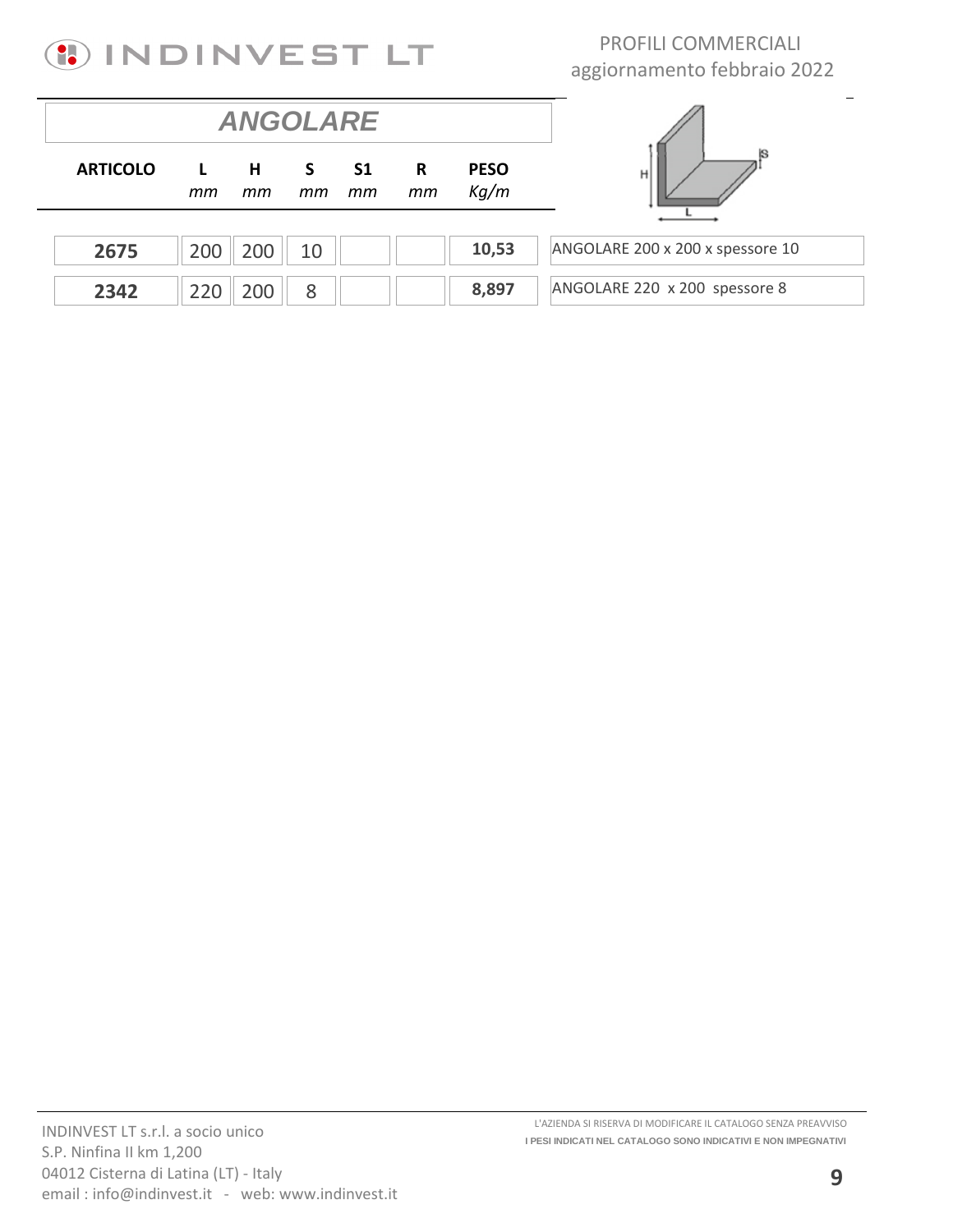# ANGOLARE

| ARTICOLO | L *mm* | H *mm* | S *mm* | S1 *mm* | R *mm* | PESO *Kg/m* | |
|---|---|---|---|---|---|---|---|
| **2675** | 200 | 200 | 10 | | | **10,53** | ANGOLARE 200 x 200 x spessore 10 |
| **2342** | 220 | 200 | 8 | | | **8,897** | ANGOLARE 220 x 200 spessore 8 |

INDINVEST LT s.r.l. a socio unico
S.P. Ninfina II km 1,200
04012 Cisterna di Latina (LT) - Italy
email : info@indinvest.it - web: www.indinvest.it

L'AZIENDA SI RISERVA DI MODIFICARE IL CATALOGO SENZA PREAVVISO
**I PESI INDICATI NEL CATALOGO SONO INDICATIVI E NON IMPEGNATIVI**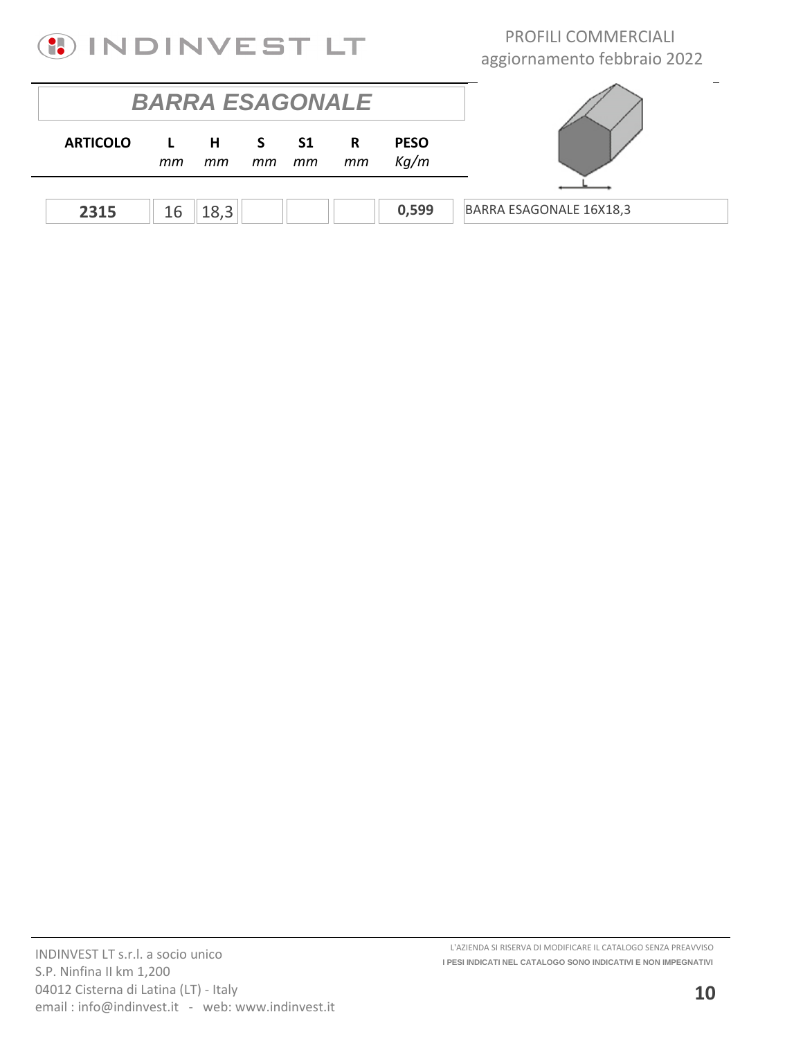## BARRA ESAGONALE

| ARTICOLO | L *mm* | H *mm* | S *mm* | S1 *mm* | R *mm* | PESO *Kg/m* | |
|---|---|---|---|---|---|---|---|
| **2315** | 16 | 18,3 | | | | **0,599** | BARRA ESAGONALE 16X18,3 |

INDINVEST LT s.r.l. a socio unico
S.P. Ninfina II km 1,200
04012 Cisterna di Latina (LT) - Italy
email : info@indinvest.it - web: www.indinvest.it

L'AZIENDA SI RISERVA DI MODIFICARE IL CATALOGO SENZA PREAVVISO
**I PESI INDICATI NEL CATALOGO SONO INDICATIVI E NON IMPEGNATIVI**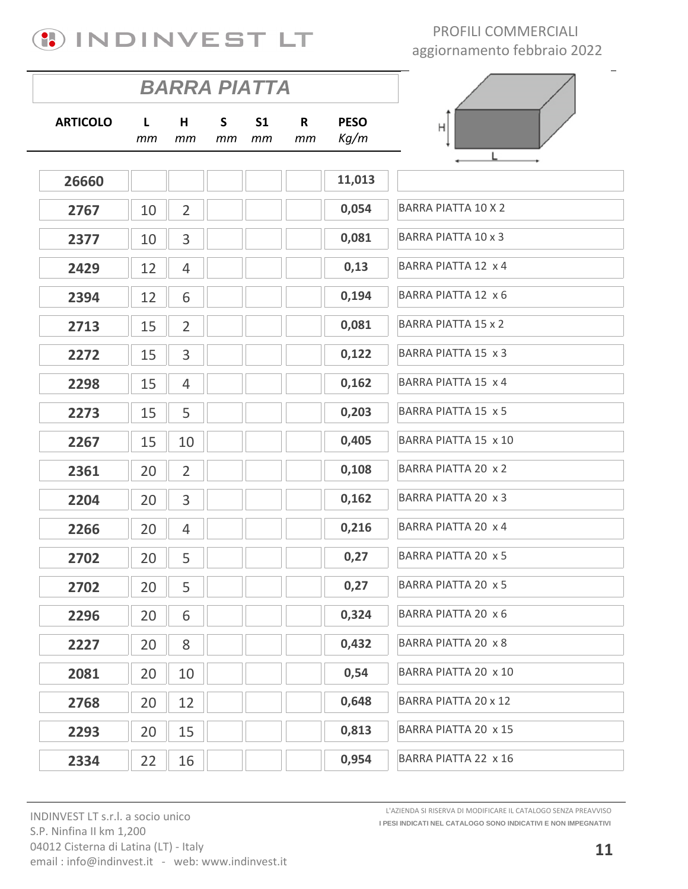PROFILI COMMERCIALI
aggiornamento febbraio 2022

## BARRA PIATTA

| ARTICOLO | L mm | H mm | S mm | S1 mm | R mm | PESO Kg/m | |
|---|---|---|---|---|---|---|---|
| 26660 | | | | | | 11,013 | |
| 2767 | 10 | 2 | | | | 0,054 | BARRA PIATTA 10 X 2 |
| 2377 | 10 | 3 | | | | 0,081 | BARRA PIATTA 10 x 3 |
| 2429 | 12 | 4 | | | | 0,13 | BARRA PIATTA 12 x 4 |
| 2394 | 12 | 6 | | | | 0,194 | BARRA PIATTA 12 x 6 |
| 2713 | 15 | 2 | | | | 0,081 | BARRA PIATTA 15 x 2 |
| 2272 | 15 | 3 | | | | 0,122 | BARRA PIATTA 15 x 3 |
| 2298 | 15 | 4 | | | | 0,162 | BARRA PIATTA 15 x 4 |
| 2273 | 15 | 5 | | | | 0,203 | BARRA PIATTA 15 x 5 |
| 2267 | 15 | 10 | | | | 0,405 | BARRA PIATTA 15 x 10 |
| 2361 | 20 | 2 | | | | 0,108 | BARRA PIATTA 20 x 2 |
| 2204 | 20 | 3 | | | | 0,162 | BARRA PIATTA 20 x 3 |
| 2266 | 20 | 4 | | | | 0,216 | BARRA PIATTA 20 x 4 |
| 2702 | 20 | 5 | | | | 0,27 | BARRA PIATTA 20 x 5 |
| 2702 | 20 | 5 | | | | 0,27 | BARRA PIATTA 20 x 5 |
| 2296 | 20 | 6 | | | | 0,324 | BARRA PIATTA 20 x 6 |
| 2227 | 20 | 8 | | | | 0,432 | BARRA PIATTA 20 x 8 |
| 2081 | 20 | 10 | | | | 0,54 | BARRA PIATTA 20 x 10 |
| 2768 | 20 | 12 | | | | 0,648 | BARRA PIATTA 20 x 12 |
| 2293 | 20 | 15 | | | | 0,813 | BARRA PIATTA 20 x 15 |
| 2334 | 22 | 16 | | | | 0,954 | BARRA PIATTA 22 x 16 |

INDINVEST LT s.r.l. a socio unico
S.P. Ninfina II km 1,200
04012 Cisterna di Latina (LT) - Italy
email : info@indinvest.it - web: www.indinvest.it

L'AZIENDA SI RISERVA DI MODIFICARE IL CATALOGO SENZA PREAVVISO
**I PESI INDICATI NEL CATALOGO SONO INDICATIVI E NON IMPEGNATIVI**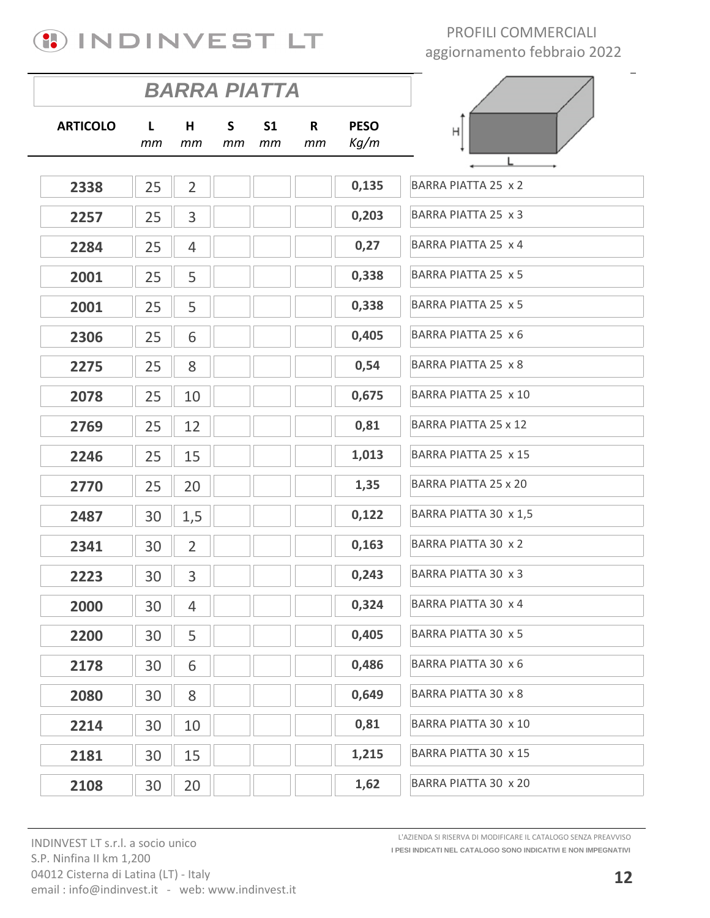PROFILI COMMERCIALI
aggiornamento febbraio 2022

## BARRA PIATTA

| ARTICOLO | L mm | H mm | S mm | S1 mm | R mm | PESO Kg/m | |
|---|---|---|---|---|---|---|---|
| 2338 | 25 | 2 | | | | 0,135 | BARRA PIATTA 25 x 2 |
| 2257 | 25 | 3 | | | | 0,203 | BARRA PIATTA 25 x 3 |
| 2284 | 25 | 4 | | | | 0,27 | BARRA PIATTA 25 x 4 |
| 2001 | 25 | 5 | | | | 0,338 | BARRA PIATTA 25 x 5 |
| 2001 | 25 | 5 | | | | 0,338 | BARRA PIATTA 25 x 5 |
| 2306 | 25 | 6 | | | | 0,405 | BARRA PIATTA 25 x 6 |
| 2275 | 25 | 8 | | | | 0,54 | BARRA PIATTA 25 x 8 |
| 2078 | 25 | 10 | | | | 0,675 | BARRA PIATTA 25 x 10 |
| 2769 | 25 | 12 | | | | 0,81 | BARRA PIATTA 25 x 12 |
| 2246 | 25 | 15 | | | | 1,013 | BARRA PIATTA 25 x 15 |
| 2770 | 25 | 20 | | | | 1,35 | BARRA PIATTA 25 x 20 |
| 2487 | 30 | 1,5 | | | | 0,122 | BARRA PIATTA 30 x 1,5 |
| 2341 | 30 | 2 | | | | 0,163 | BARRA PIATTA 30 x 2 |
| 2223 | 30 | 3 | | | | 0,243 | BARRA PIATTA 30 x 3 |
| 2000 | 30 | 4 | | | | 0,324 | BARRA PIATTA 30 x 4 |
| 2200 | 30 | 5 | | | | 0,405 | BARRA PIATTA 30 x 5 |
| 2178 | 30 | 6 | | | | 0,486 | BARRA PIATTA 30 x 6 |
| 2080 | 30 | 8 | | | | 0,649 | BARRA PIATTA 30 x 8 |
| 2214 | 30 | 10 | | | | 0,81 | BARRA PIATTA 30 x 10 |
| 2181 | 30 | 15 | | | | 1,215 | BARRA PIATTA 30 x 15 |
| 2108 | 30 | 20 | | | | 1,62 | BARRA PIATTA 30 x 20 |

INDINVEST LT s.r.l. a socio unico
S.P. Ninfina II km 1,200
04012 Cisterna di Latina (LT) - Italy
email : info@indinvest.it - web: www.indinvest.it

L'AZIENDA SI RISERVA DI MODIFICARE IL CATALOGO SENZA PREAVVISO
**I PESI INDICATI NEL CATALOGO SONO INDICATIVI E NON IMPEGNATIVI**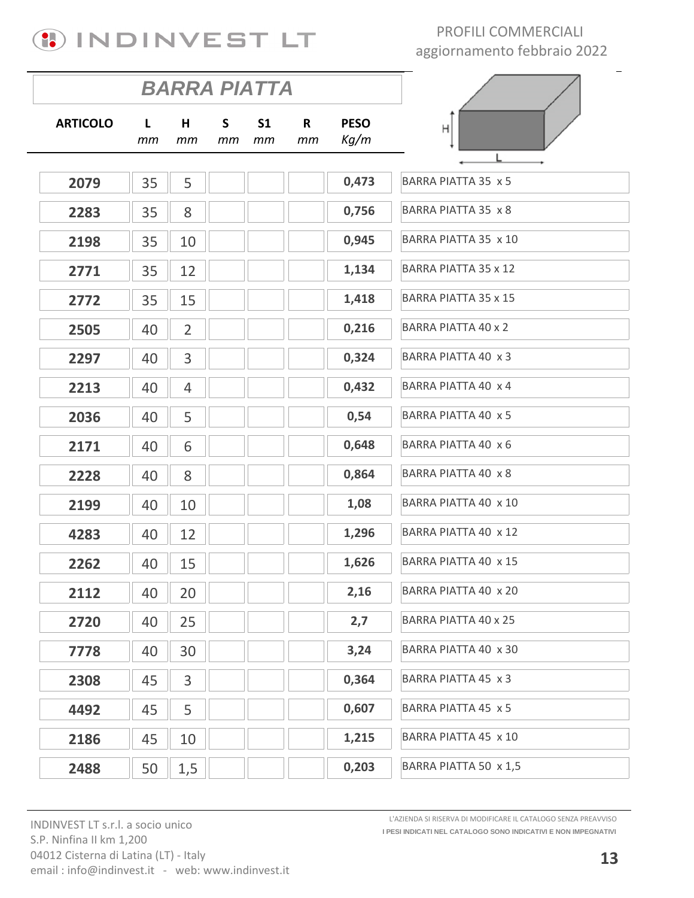PROFILI COMMERCIALI
aggiornamento febbraio 2022

## BARRA PIATTA

| ARTICOLO | L *mm* | H *mm* | S *mm* | S1 *mm* | R *mm* | PESO *Kg/m* | |
|---|---|---|---|---|---|---|---|
| 2079 | 35 | 5 | | | | 0,473 | BARRA PIATTA 35 x 5 |
| 2283 | 35 | 8 | | | | 0,756 | BARRA PIATTA 35 x 8 |
| 2198 | 35 | 10 | | | | 0,945 | BARRA PIATTA 35 x 10 |
| 2771 | 35 | 12 | | | | 1,134 | BARRA PIATTA 35 x 12 |
| 2772 | 35 | 15 | | | | 1,418 | BARRA PIATTA 35 x 15 |
| 2505 | 40 | 2 | | | | 0,216 | BARRA PIATTA 40 x 2 |
| 2297 | 40 | 3 | | | | 0,324 | BARRA PIATTA 40 x 3 |
| 2213 | 40 | 4 | | | | 0,432 | BARRA PIATTA 40 x 4 |
| 2036 | 40 | 5 | | | | 0,54 | BARRA PIATTA 40 x 5 |
| 2171 | 40 | 6 | | | | 0,648 | BARRA PIATTA 40 x 6 |
| 2228 | 40 | 8 | | | | 0,864 | BARRA PIATTA 40 x 8 |
| 2199 | 40 | 10 | | | | 1,08 | BARRA PIATTA 40 x 10 |
| 4283 | 40 | 12 | | | | 1,296 | BARRA PIATTA 40 x 12 |
| 2262 | 40 | 15 | | | | 1,626 | BARRA PIATTA 40 x 15 |
| 2112 | 40 | 20 | | | | 2,16 | BARRA PIATTA 40 x 20 |
| 2720 | 40 | 25 | | | | 2,7 | BARRA PIATTA 40 x 25 |
| 7778 | 40 | 30 | | | | 3,24 | BARRA PIATTA 40 x 30 |
| 2308 | 45 | 3 | | | | 0,364 | BARRA PIATTA 45 x 3 |
| 4492 | 45 | 5 | | | | 0,607 | BARRA PIATTA 45 x 5 |
| 2186 | 45 | 10 | | | | 1,215 | BARRA PIATTA 45 x 10 |
| 2488 | 50 | 1,5 | | | | 0,203 | BARRA PIATTA 50 x 1,5 |

INDINVEST LT s.r.l. a socio unico
S.P. Ninfina II km 1,200
04012 Cisterna di Latina (LT) - Italy
email : info@indinvest.it - web: www.indinvest.it

L'AZIENDA SI RISERVA DI MODIFICARE IL CATALOGO SENZA PREAVVISO
**I PESI INDICATI NEL CATALOGO SONO INDICATIVI E NON IMPEGNATIVI**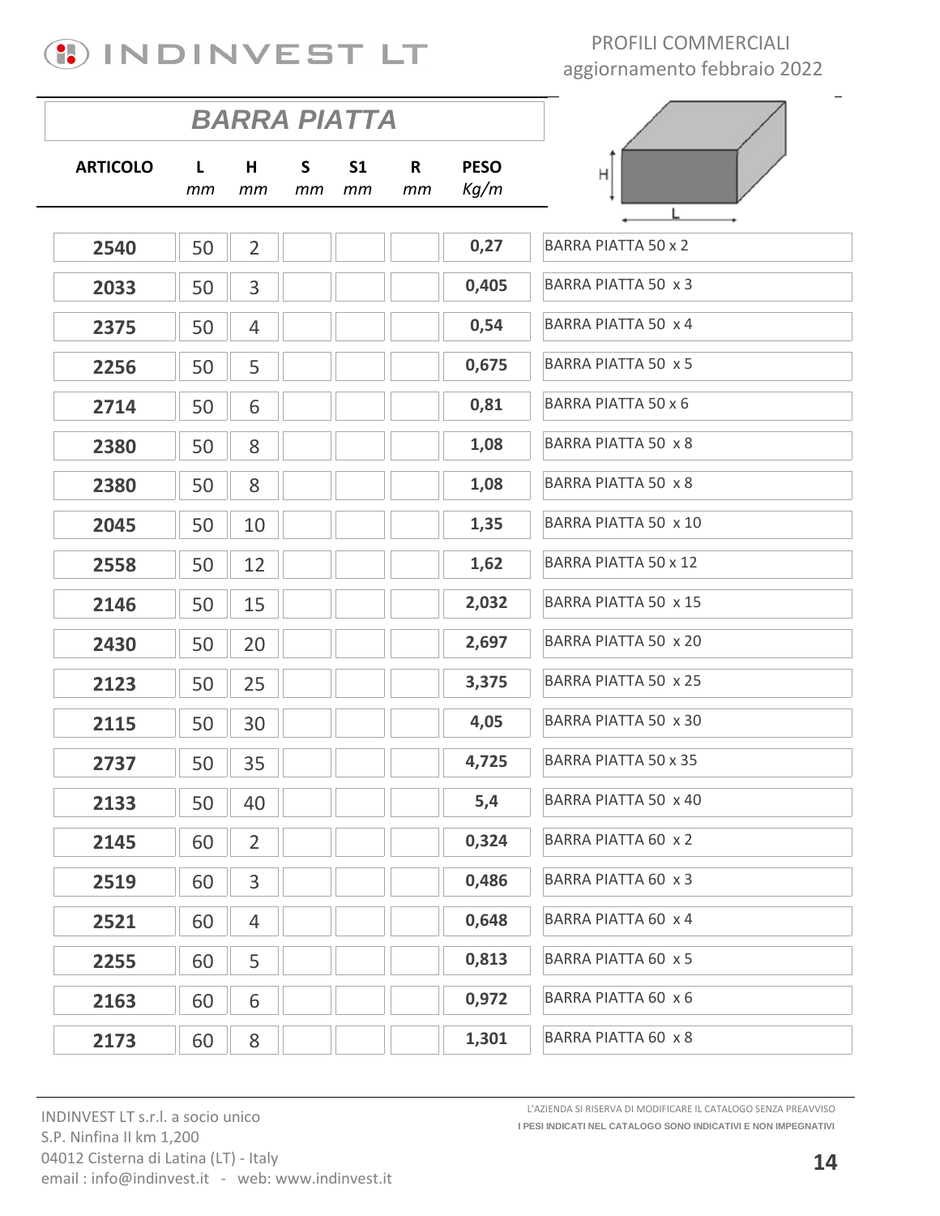PROFILI COMMERCIALI
aggiornamento febbraio 2022

## BARRA PIATTA

| ARTICOLO | L mm | H mm | S mm | S1 mm | R mm | PESO Kg/m | |
|---|---|---|---|---|---|---|---|
| 2540 | 50 | 2 | | | | 0,27 | BARRA PIATTA 50 x 2 |
| 2033 | 50 | 3 | | | | 0,405 | BARRA PIATTA 50 x 3 |
| 2375 | 50 | 4 | | | | 0,54 | BARRA PIATTA 50 x 4 |
| 2256 | 50 | 5 | | | | 0,675 | BARRA PIATTA 50 x 5 |
| 2714 | 50 | 6 | | | | 0,81 | BARRA PIATTA 50 x 6 |
| 2380 | 50 | 8 | | | | 1,08 | BARRA PIATTA 50 x 8 |
| 2380 | 50 | 8 | | | | 1,08 | BARRA PIATTA 50 x 8 |
| 2045 | 50 | 10 | | | | 1,35 | BARRA PIATTA 50 x 10 |
| 2558 | 50 | 12 | | | | 1,62 | BARRA PIATTA 50 x 12 |
| 2146 | 50 | 15 | | | | 2,032 | BARRA PIATTA 50 x 15 |
| 2430 | 50 | 20 | | | | 2,697 | BARRA PIATTA 50 x 20 |
| 2123 | 50 | 25 | | | | 3,375 | BARRA PIATTA 50 x 25 |
| 2115 | 50 | 30 | | | | 4,05 | BARRA PIATTA 50 x 30 |
| 2737 | 50 | 35 | | | | 4,725 | BARRA PIATTA 50 x 35 |
| 2133 | 50 | 40 | | | | 5,4 | BARRA PIATTA 50 x 40 |
| 2145 | 60 | 2 | | | | 0,324 | BARRA PIATTA 60 x 2 |
| 2519 | 60 | 3 | | | | 0,486 | BARRA PIATTA 60 x 3 |
| 2521 | 60 | 4 | | | | 0,648 | BARRA PIATTA 60 x 4 |
| 2255 | 60 | 5 | | | | 0,813 | BARRA PIATTA 60 x 5 |
| 2163 | 60 | 6 | | | | 0,972 | BARRA PIATTA 60 x 6 |
| 2173 | 60 | 8 | | | | 1,301 | BARRA PIATTA 60 x 8 |

INDINVEST LT s.r.l. a socio unico
S.P. Ninfina II km 1,200
04012 Cisterna di Latina (LT) - Italy
email : info@indinvest.it - web: www.indinvest.it

L'AZIENDA SI RISERVA DI MODIFICARE IL CATALOGO SENZA PREAVVISO
I PESI INDICATI NEL CATALOGO SONO INDICATIVI E NON IMPEGNATIVI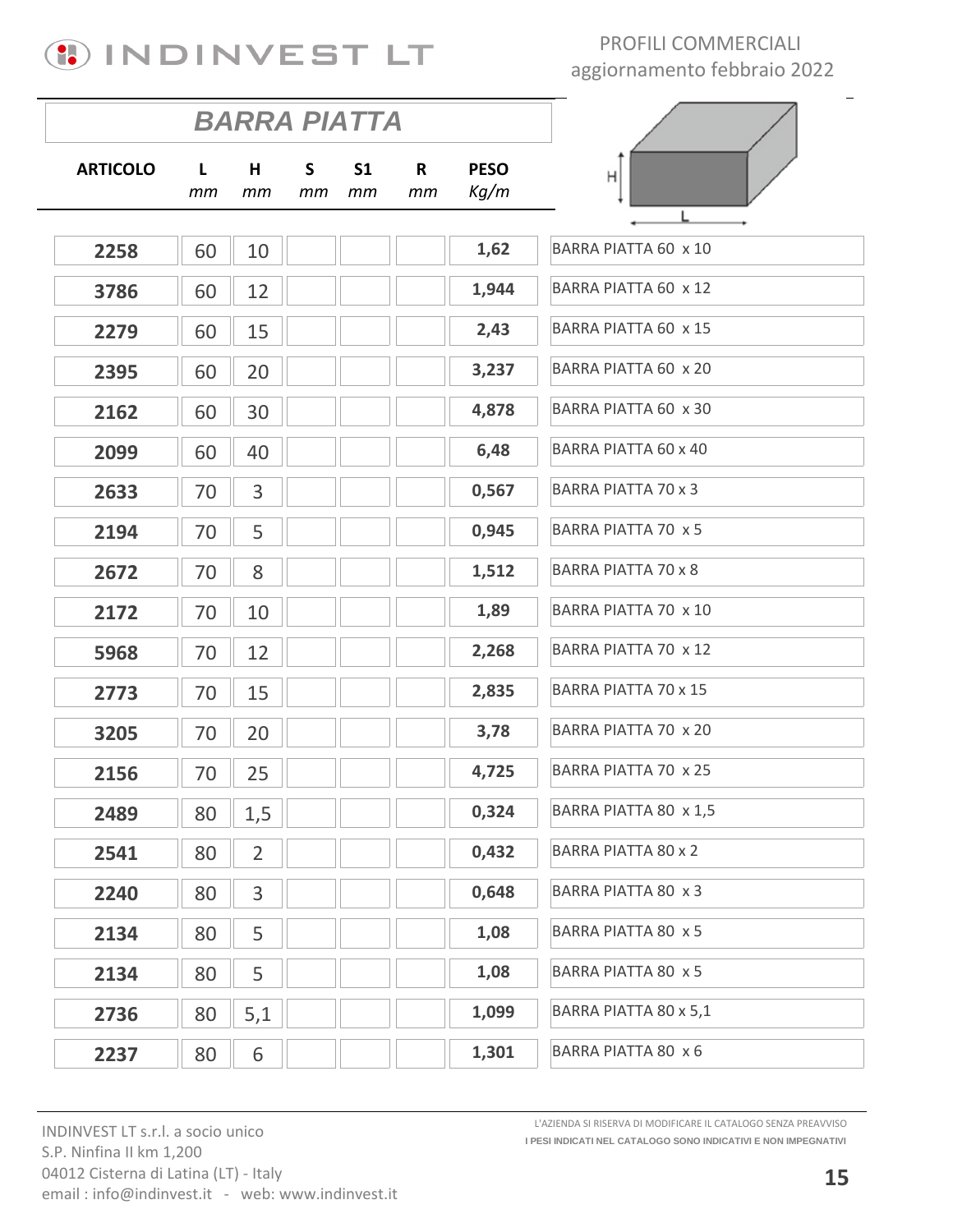# BARRA PIATTA

| ARTICOLO | L mm | H mm | S mm | S1 mm | R mm | PESO Kg/m | |
|---|---|---|---|---|---|---|---|
| **2258** | 60 | 10 | | | | **1,62** | BARRA PIATTA 60 x 10 |
| **3786** | 60 | 12 | | | | **1,944** | BARRA PIATTA 60 x 12 |
| **2279** | 60 | 15 | | | | **2,43** | BARRA PIATTA 60 x 15 |
| **2395** | 60 | 20 | | | | **3,237** | BARRA PIATTA 60 x 20 |
| **2162** | 60 | 30 | | | | **4,878** | BARRA PIATTA 60 x 30 |
| **2099** | 60 | 40 | | | | **6,48** | BARRA PIATTA 60 x 40 |
| **2633** | 70 | 3 | | | | **0,567** | BARRA PIATTA 70 x 3 |
| **2194** | 70 | 5 | | | | **0,945** | BARRA PIATTA 70 x 5 |
| **2672** | 70 | 8 | | | | **1,512** | BARRA PIATTA 70 x 8 |
| **2172** | 70 | 10 | | | | **1,89** | BARRA PIATTA 70 x 10 |
| **5968** | 70 | 12 | | | | **2,268** | BARRA PIATTA 70 x 12 |
| **2773** | 70 | 15 | | | | **2,835** | BARRA PIATTA 70 x 15 |
| **3205** | 70 | 20 | | | | **3,78** | BARRA PIATTA 70 x 20 |
| **2156** | 70 | 25 | | | | **4,725** | BARRA PIATTA 70 x 25 |
| **2489** | 80 | 1,5 | | | | **0,324** | BARRA PIATTA 80 x 1,5 |
| **2541** | 80 | 2 | | | | **0,432** | BARRA PIATTA 80 x 2 |
| **2240** | 80 | 3 | | | | **0,648** | BARRA PIATTA 80 x 3 |
| **2134** | 80 | 5 | | | | **1,08** | BARRA PIATTA 80 x 5 |
| **2134** | 80 | 5 | | | | **1,08** | BARRA PIATTA 80 x 5 |
| **2736** | 80 | 5,1 | | | | **1,099** | BARRA PIATTA 80 x 5,1 |
| **2237** | 80 | 6 | | | | **1,301** | BARRA PIATTA 80 x 6 |

INDINVEST LT s.r.l. a socio unico
S.P. Ninfina II km 1,200
04012 Cisterna di Latina (LT) - Italy
email : info@indinvest.it - web: www.indinvest.it

L'AZIENDA SI RISERVA DI MODIFICARE IL CATALOGO SENZA PREAVVISO
I PESI INDICATI NEL CATALOGO SONO INDICATIVI E NON IMPEGNATIVI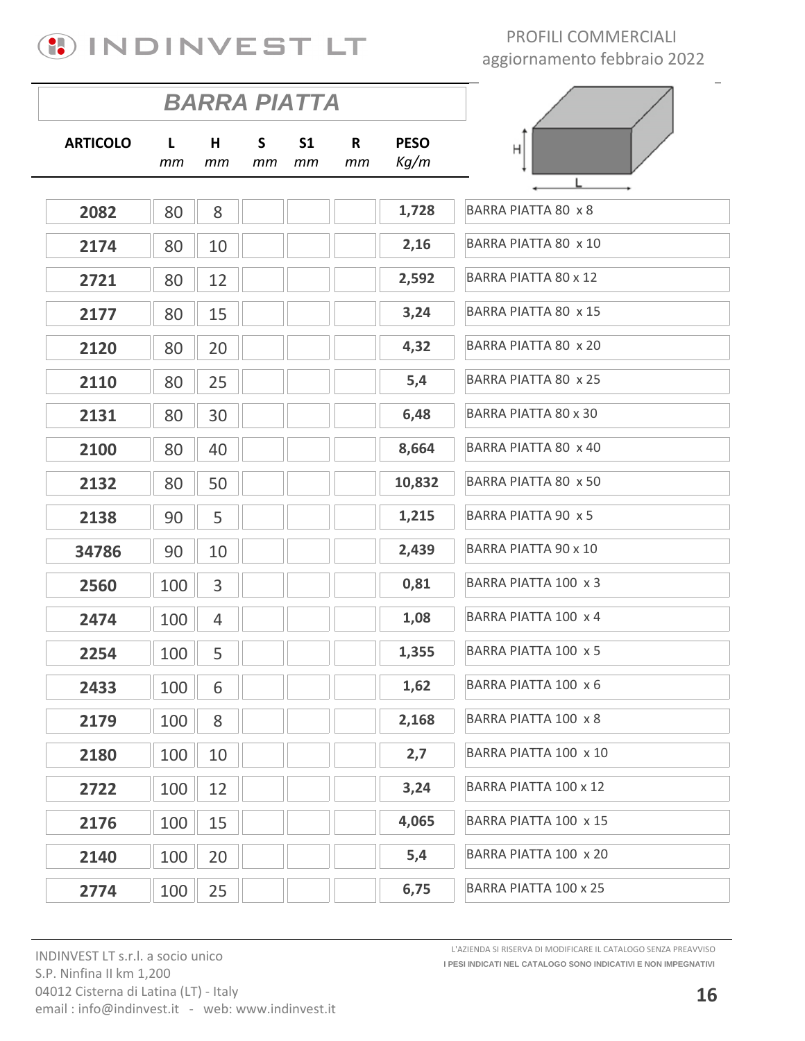## BARRA PIATTA

| ARTICOLO | L *mm* | H *mm* | S *mm* | S1 *mm* | R *mm* | PESO *Kg/m* | |
|---|---|---|---|---|---|---|---|
| **2082** | 80 | 8 | | | | **1,728** | BARRA PIATTA 80 x 8 |
| **2174** | 80 | 10 | | | | **2,16** | BARRA PIATTA 80 x 10 |
| **2721** | 80 | 12 | | | | **2,592** | BARRA PIATTA 80 x 12 |
| **2177** | 80 | 15 | | | | **3,24** | BARRA PIATTA 80 x 15 |
| **2120** | 80 | 20 | | | | **4,32** | BARRA PIATTA 80 x 20 |
| **2110** | 80 | 25 | | | | **5,4** | BARRA PIATTA 80 x 25 |
| **2131** | 80 | 30 | | | | **6,48** | BARRA PIATTA 80 x 30 |
| **2100** | 80 | 40 | | | | **8,664** | BARRA PIATTA 80 x 40 |
| **2132** | 80 | 50 | | | | **10,832** | BARRA PIATTA 80 x 50 |
| **2138** | 90 | 5 | | | | **1,215** | BARRA PIATTA 90 x 5 |
| **34786** | 90 | 10 | | | | **2,439** | BARRA PIATTA 90 x 10 |
| **2560** | 100 | 3 | | | | **0,81** | BARRA PIATTA 100 x 3 |
| **2474** | 100 | 4 | | | | **1,08** | BARRA PIATTA 100 x 4 |
| **2254** | 100 | 5 | | | | **1,355** | BARRA PIATTA 100 x 5 |
| **2433** | 100 | 6 | | | | **1,62** | BARRA PIATTA 100 x 6 |
| **2179** | 100 | 8 | | | | **2,168** | BARRA PIATTA 100 x 8 |
| **2180** | 100 | 10 | | | | **2,7** | BARRA PIATTA 100 x 10 |
| **2722** | 100 | 12 | | | | **3,24** | BARRA PIATTA 100 x 12 |
| **2176** | 100 | 15 | | | | **4,065** | BARRA PIATTA 100 x 15 |
| **2140** | 100 | 20 | | | | **5,4** | BARRA PIATTA 100 x 20 |
| **2774** | 100 | 25 | | | | **6,75** | BARRA PIATTA 100 x 25 |

INDINVEST LT s.r.l. a socio unico
S.P. Ninfina II km 1,200
04012 Cisterna di Latina (LT) - Italy
email : info@indinvest.it - web: www.indinvest.it

L'AZIENDA SI RISERVA DI MODIFICARE IL CATALOGO SENZA PREAVVISO
**I PESI INDICATI NEL CATALOGO SONO INDICATIVI E NON IMPEGNATIVI**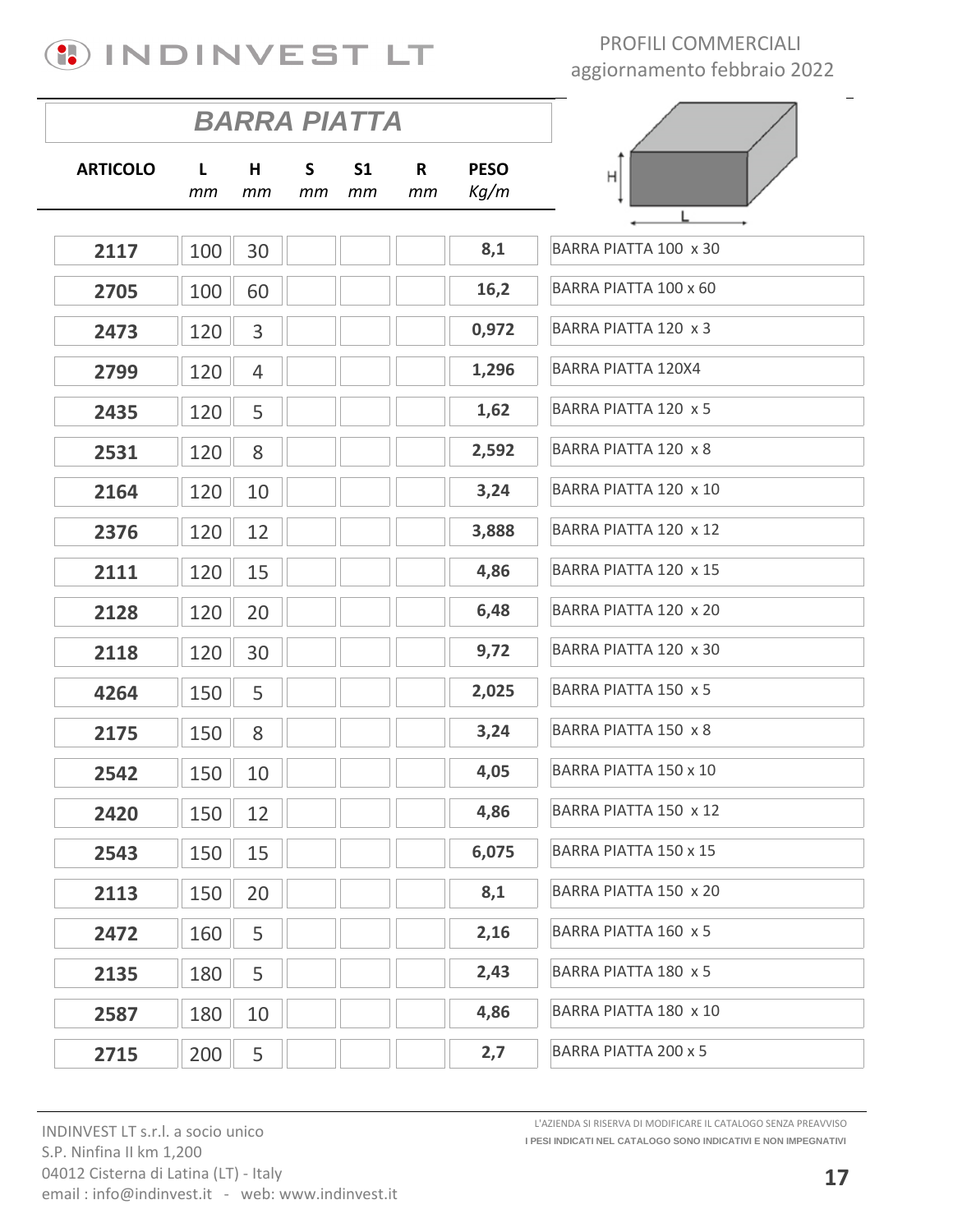PROFILI COMMERCIALI
aggiornamento febbraio 2022

## BARRA PIATTA

| ARTICOLO | L<br>*mm* | H<br>*mm* | S<br>*mm* | S1<br>*mm* | R<br>*mm* | PESO<br>*Kg/m* | |
|---|---|---|---|---|---|---|---|
| **2117** | 100 | 30 | | | | **8,1** | BARRA PIATTA 100 x 30 |
| **2705** | 100 | 60 | | | | **16,2** | BARRA PIATTA 100 x 60 |
| **2473** | 120 | 3 | | | | **0,972** | BARRA PIATTA 120 x 3 |
| **2799** | 120 | 4 | | | | **1,296** | BARRA PIATTA 120X4 |
| **2435** | 120 | 5 | | | | **1,62** | BARRA PIATTA 120 x 5 |
| **2531** | 120 | 8 | | | | **2,592** | BARRA PIATTA 120 x 8 |
| **2164** | 120 | 10 | | | | **3,24** | BARRA PIATTA 120 x 10 |
| **2376** | 120 | 12 | | | | **3,888** | BARRA PIATTA 120 x 12 |
| **2111** | 120 | 15 | | | | **4,86** | BARRA PIATTA 120 x 15 |
| **2128** | 120 | 20 | | | | **6,48** | BARRA PIATTA 120 x 20 |
| **2118** | 120 | 30 | | | | **9,72** | BARRA PIATTA 120 x 30 |
| **4264** | 150 | 5 | | | | **2,025** | BARRA PIATTA 150 x 5 |
| **2175** | 150 | 8 | | | | **3,24** | BARRA PIATTA 150 x 8 |
| **2542** | 150 | 10 | | | | **4,05** | BARRA PIATTA 150 x 10 |
| **2420** | 150 | 12 | | | | **4,86** | BARRA PIATTA 150 x 12 |
| **2543** | 150 | 15 | | | | **6,075** | BARRA PIATTA 150 x 15 |
| **2113** | 150 | 20 | | | | **8,1** | BARRA PIATTA 150 x 20 |
| **2472** | 160 | 5 | | | | **2,16** | BARRA PIATTA 160 x 5 |
| **2135** | 180 | 5 | | | | **2,43** | BARRA PIATTA 180 x 5 |
| **2587** | 180 | 10 | | | | **4,86** | BARRA PIATTA 180 x 10 |
| **2715** | 200 | 5 | | | | **2,7** | BARRA PIATTA 200 x 5 |

INDINVEST LT s.r.l. a socio unico
S.P. Ninfina II km 1,200
04012 Cisterna di Latina (LT) - Italy
email : info@indinvest.it - web: www.indinvest.it

L'AZIENDA SI RISERVA DI MODIFICARE IL CATALOGO SENZA PREAVVISO
**I PESI INDICATI NEL CATALOGO SONO INDICATIVI E NON IMPEGNATIVI**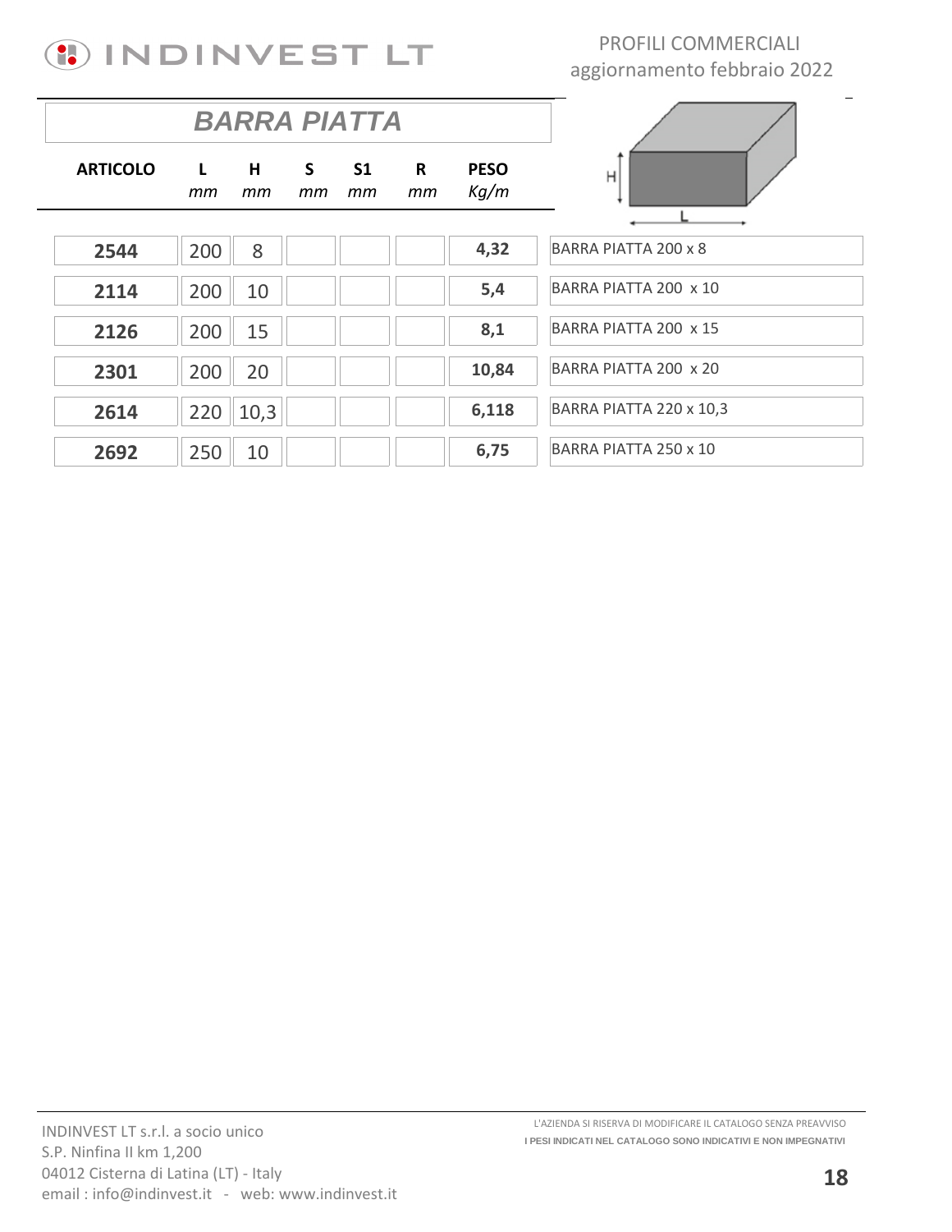PROFILI COMMERCIALI
aggiornamento febbraio 2022

## BARRA PIATTA

| ARTICOLO | L mm | H mm | S mm | S1 mm | R mm | PESO Kg/m | |
|---|---|---|---|---|---|---|---|
| **2544** | 200 | 8 | | | | **4,32** | BARRA PIATTA 200 x 8 |
| **2114** | 200 | 10 | | | | **5,4** | BARRA PIATTA 200 x 10 |
| **2126** | 200 | 15 | | | | **8,1** | BARRA PIATTA 200 x 15 |
| **2301** | 200 | 20 | | | | **10,84** | BARRA PIATTA 200 x 20 |
| **2614** | 220 | 10,3 | | | | **6,118** | BARRA PIATTA 220 x 10,3 |
| **2692** | 250 | 10 | | | | **6,75** | BARRA PIATTA 250 x 10 |

INDINVEST LT s.r.l. a socio unico
S.P. Ninfina II km 1,200
04012 Cisterna di Latina (LT) - Italy
email : info@indinvest.it - web: www.indinvest.it

L'AZIENDA SI RISERVA DI MODIFICARE IL CATALOGO SENZA PREAVVISO
**I PESI INDICATI NEL CATALOGO SONO INDICATIVI E NON IMPEGNATIVI**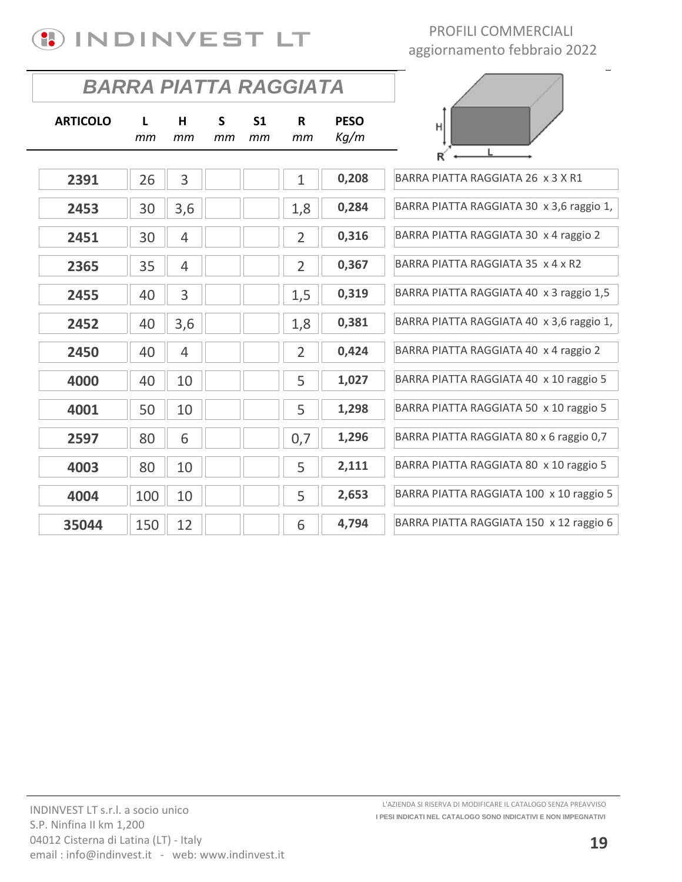# BARRA PIATTA RAGGIATA

| ARTICOLO | L mm | H mm | S mm | S1 mm | R mm | PESO Kg/m | |
|---|---|---|---|---|---|---|---|
| 2391 | 26 | 3 | | | 1 | 0,208 | BARRA PIATTA RAGGIATA 26 x 3 X R1 |
| 2453 | 30 | 3,6 | | | 1,8 | 0,284 | BARRA PIATTA RAGGIATA 30 x 3,6 raggio 1, |
| 2451 | 30 | 4 | | | 2 | 0,316 | BARRA PIATTA RAGGIATA 30 x 4 raggio 2 |
| 2365 | 35 | 4 | | | 2 | 0,367 | BARRA PIATTA RAGGIATA 35 x 4 x R2 |
| 2455 | 40 | 3 | | | 1,5 | 0,319 | BARRA PIATTA RAGGIATA 40 x 3 raggio 1,5 |
| 2452 | 40 | 3,6 | | | 1,8 | 0,381 | BARRA PIATTA RAGGIATA 40 x 3,6 raggio 1, |
| 2450 | 40 | 4 | | | 2 | 0,424 | BARRA PIATTA RAGGIATA 40 x 4 raggio 2 |
| 4000 | 40 | 10 | | | 5 | 1,027 | BARRA PIATTA RAGGIATA 40 x 10 raggio 5 |
| 4001 | 50 | 10 | | | 5 | 1,298 | BARRA PIATTA RAGGIATA 50 x 10 raggio 5 |
| 2597 | 80 | 6 | | | 0,7 | 1,296 | BARRA PIATTA RAGGIATA 80 x 6 raggio 0,7 |
| 4003 | 80 | 10 | | | 5 | 2,111 | BARRA PIATTA RAGGIATA 80 x 10 raggio 5 |
| 4004 | 100 | 10 | | | 5 | 2,653 | BARRA PIATTA RAGGIATA 100 x 10 raggio 5 |
| 35044 | 150 | 12 | | | 6 | 4,794 | BARRA PIATTA RAGGIATA 150 x 12 raggio 6 |

INDINVEST LT s.r.l. a socio unico
S.P. Ninfina II km 1,200
04012 Cisterna di Latina (LT) - Italy
email : info@indinvest.it - web: www.indinvest.it

L'AZIENDA SI RISERVA DI MODIFICARE IL CATALOGO SENZA PREAVVISO
**I PESI INDICATI NEL CATALOGO SONO INDICATIVI E NON IMPEGNATIVI**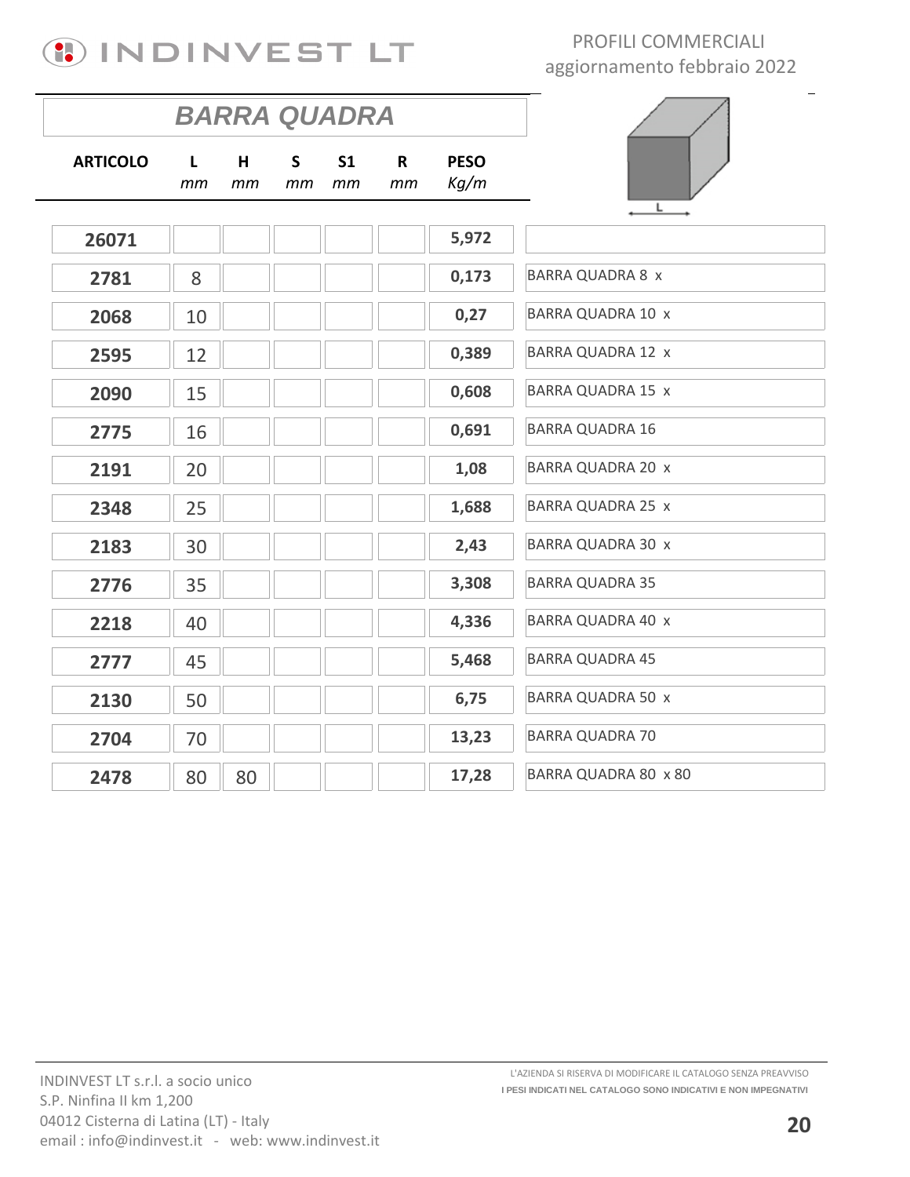# BARRA QUADRA

| ARTICOLO | L *mm* | H *mm* | S *mm* | S1 *mm* | R *mm* | PESO *Kg/m* | |
|---|---|---|---|---|---|---|---|
| **26071** | | | | | | **5,972** | |
| **2781** | 8 | | | | | **0,173** | BARRA QUADRA 8 x |
| **2068** | 10 | | | | | **0,27** | BARRA QUADRA 10 x |
| **2595** | 12 | | | | | **0,389** | BARRA QUADRA 12 x |
| **2090** | 15 | | | | | **0,608** | BARRA QUADRA 15 x |
| **2775** | 16 | | | | | **0,691** | BARRA QUADRA 16 |
| **2191** | 20 | | | | | **1,08** | BARRA QUADRA 20 x |
| **2348** | 25 | | | | | **1,688** | BARRA QUADRA 25 x |
| **2183** | 30 | | | | | **2,43** | BARRA QUADRA 30 x |
| **2776** | 35 | | | | | **3,308** | BARRA QUADRA 35 |
| **2218** | 40 | | | | | **4,336** | BARRA QUADRA 40 x |
| **2777** | 45 | | | | | **5,468** | BARRA QUADRA 45 |
| **2130** | 50 | | | | | **6,75** | BARRA QUADRA 50 x |
| **2704** | 70 | | | | | **13,23** | BARRA QUADRA 70 |
| **2478** | 80 | 80 | | | | **17,28** | BARRA QUADRA 80 x 80 |

INDINVEST LT s.r.l. a socio unico
S.P. Ninfina II km 1,200
04012 Cisterna di Latina (LT) - Italy
email : info@indinvest.it - web: www.indinvest.it

L'AZIENDA SI RISERVA DI MODIFICARE IL CATALOGO SENZA PREAVVISO
**I PESI INDICATI NEL CATALOGO SONO INDICATIVI E NON IMPEGNATIVI**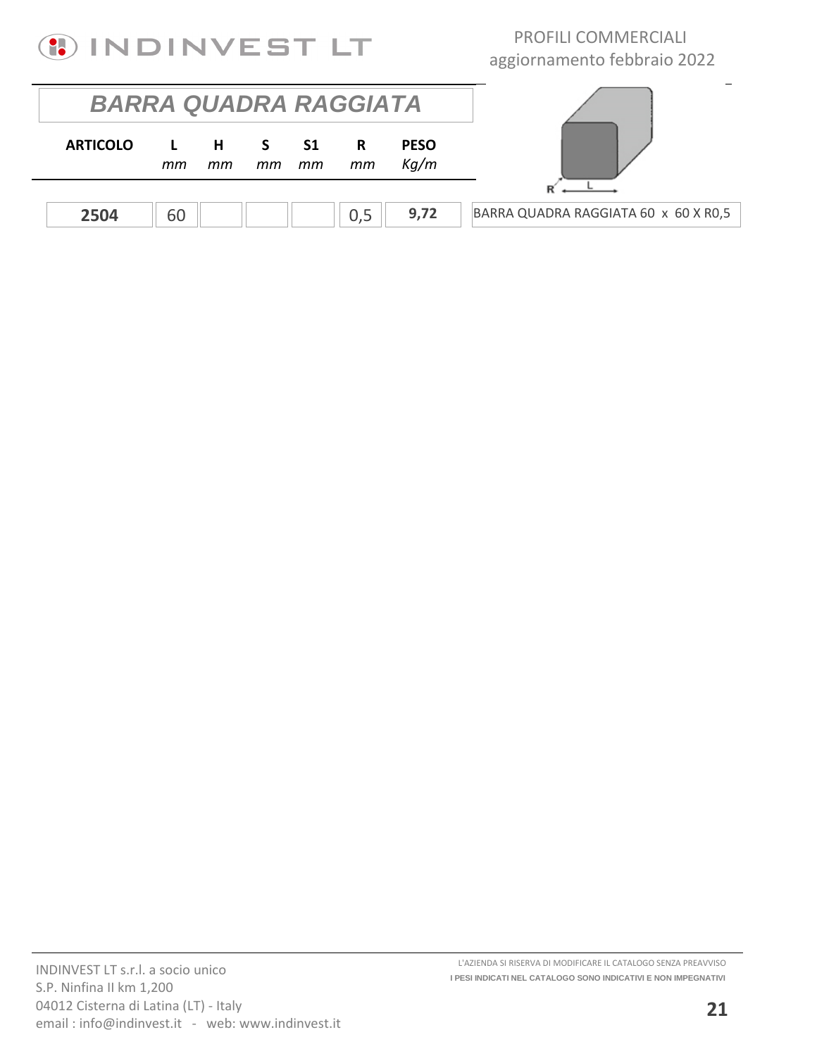## BARRA QUADRA RAGGIATA

| ARTICOLO | L mm | H mm | S mm | S1 mm | R mm | PESO Kg/m | |
|---|---|---|---|---|---|---|---|
| **2504** | 60 | | | | 0,5 | **9,72** | BARRA QUADRA RAGGIATA 60 x 60 X R0,5 |

INDINVEST LT s.r.l. a socio unico
S.P. Ninfina II km 1,200
04012 Cisterna di Latina (LT) - Italy
email : info@indinvest.it - web: www.indinvest.it

L'AZIENDA SI RISERVA DI MODIFICARE IL CATALOGO SENZA PREAVVISO
**I PESI INDICATI NEL CATALOGO SONO INDICATIVI E NON IMPEGNATIVI**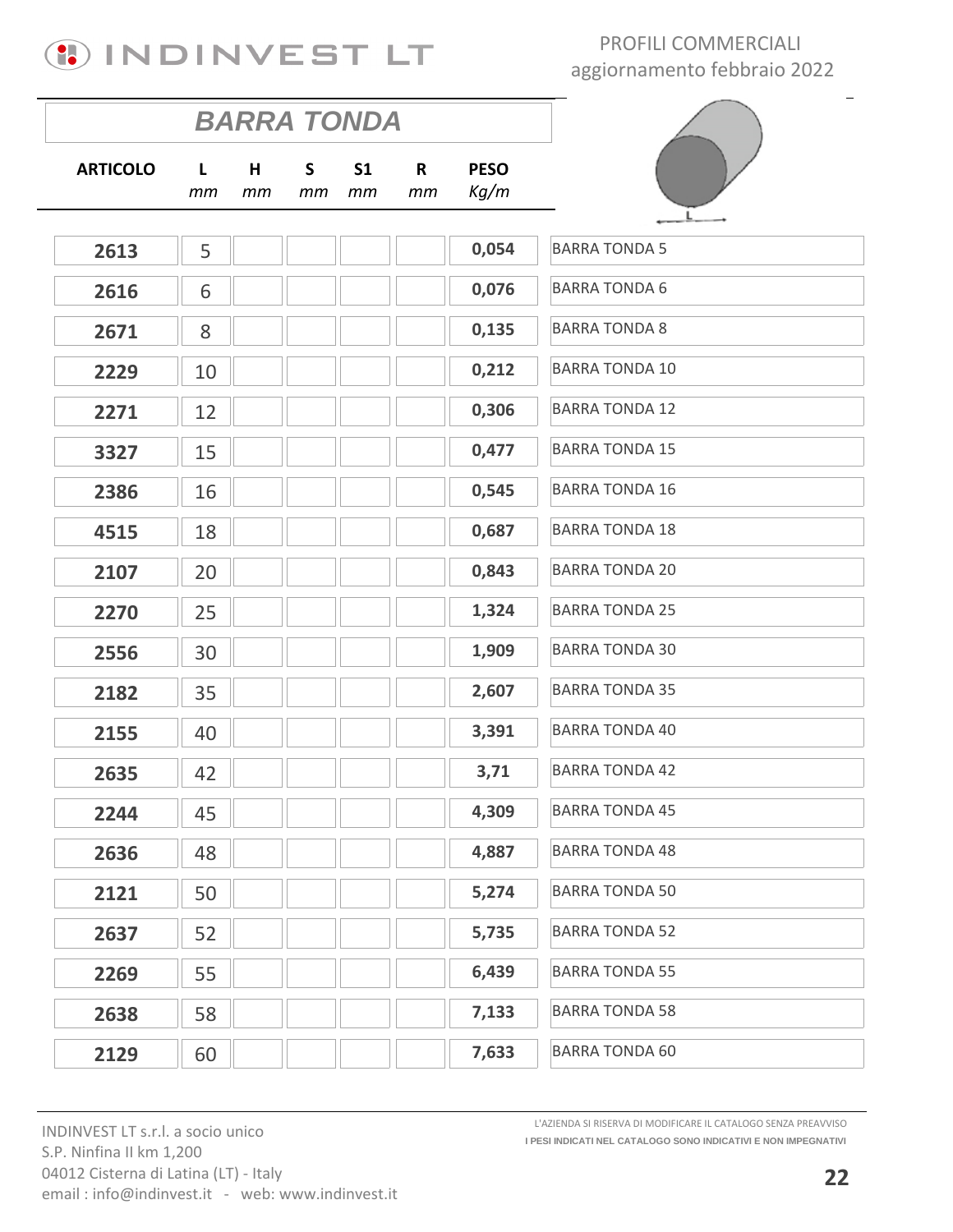# BARRA TONDA

| ARTICOLO | L mm | H mm | S mm | S1 mm | R mm | PESO Kg/m | |
|---|---|---|---|---|---|---|---|
| **2613** | 5 | | | | | **0,054** | BARRA TONDA 5 |
| **2616** | 6 | | | | | **0,076** | BARRA TONDA 6 |
| **2671** | 8 | | | | | **0,135** | BARRA TONDA 8 |
| **2229** | 10 | | | | | **0,212** | BARRA TONDA 10 |
| **2271** | 12 | | | | | **0,306** | BARRA TONDA 12 |
| **3327** | 15 | | | | | **0,477** | BARRA TONDA 15 |
| **2386** | 16 | | | | | **0,545** | BARRA TONDA 16 |
| **4515** | 18 | | | | | **0,687** | BARRA TONDA 18 |
| **2107** | 20 | | | | | **0,843** | BARRA TONDA 20 |
| **2270** | 25 | | | | | **1,324** | BARRA TONDA 25 |
| **2556** | 30 | | | | | **1,909** | BARRA TONDA 30 |
| **2182** | 35 | | | | | **2,607** | BARRA TONDA 35 |
| **2155** | 40 | | | | | **3,391** | BARRA TONDA 40 |
| **2635** | 42 | | | | | **3,71** | BARRA TONDA 42 |
| **2244** | 45 | | | | | **4,309** | BARRA TONDA 45 |
| **2636** | 48 | | | | | **4,887** | BARRA TONDA 48 |
| **2121** | 50 | | | | | **5,274** | BARRA TONDA 50 |
| **2637** | 52 | | | | | **5,735** | BARRA TONDA 52 |
| **2269** | 55 | | | | | **6,439** | BARRA TONDA 55 |
| **2638** | 58 | | | | | **7,133** | BARRA TONDA 58 |
| **2129** | 60 | | | | | **7,633** | BARRA TONDA 60 |

L'AZIENDA SI RISERVA DI MODIFICARE IL CATALOGO SENZA PREAVVISO
**I PESI INDICATI NEL CATALOGO SONO INDICATIVI E NON IMPEGNATIVI**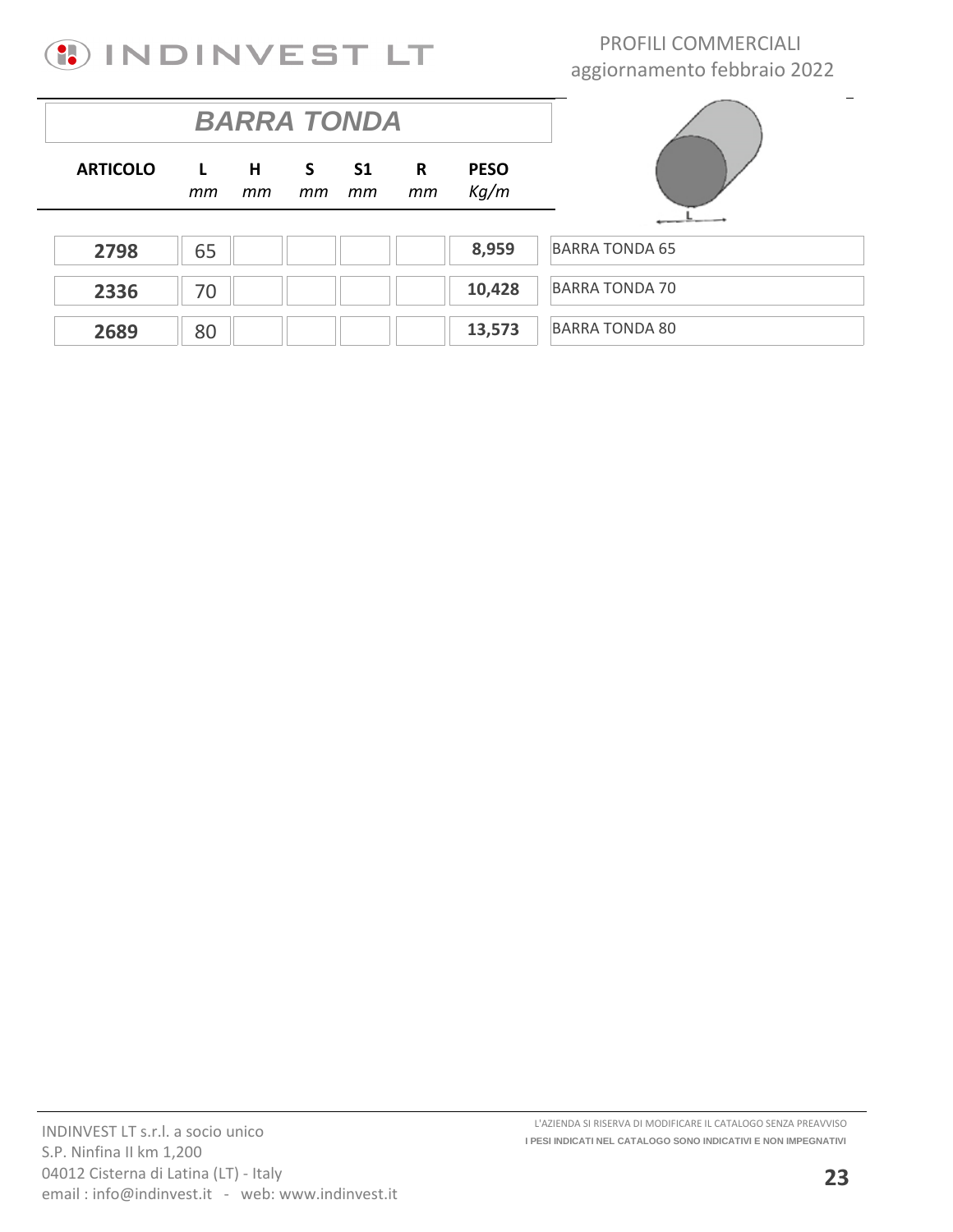# BARRA TONDA

| ARTICOLO | L *mm* | H *mm* | S *mm* | S1 *mm* | R *mm* | PESO *Kg/m* | |
|---|---|---|---|---|---|---|---|
| **2798** | 65 | | | | | **8,959** | BARRA TONDA 65 |
| **2336** | 70 | | | | | **10,428** | BARRA TONDA 70 |
| **2689** | 80 | | | | | **13,573** | BARRA TONDA 80 |

L'AZIENDA SI RISERVA DI MODIFICARE IL CATALOGO SENZA PREAVVISO
**I PESI INDICATI NEL CATALOGO SONO INDICATIVI E NON IMPEGNATIVI**

INDINVEST LT s.r.l. a socio unico
S.P. Ninfina II km 1,200
04012 Cisterna di Latina (LT) - Italy
email : info@indinvest.it - web: www.indinvest.it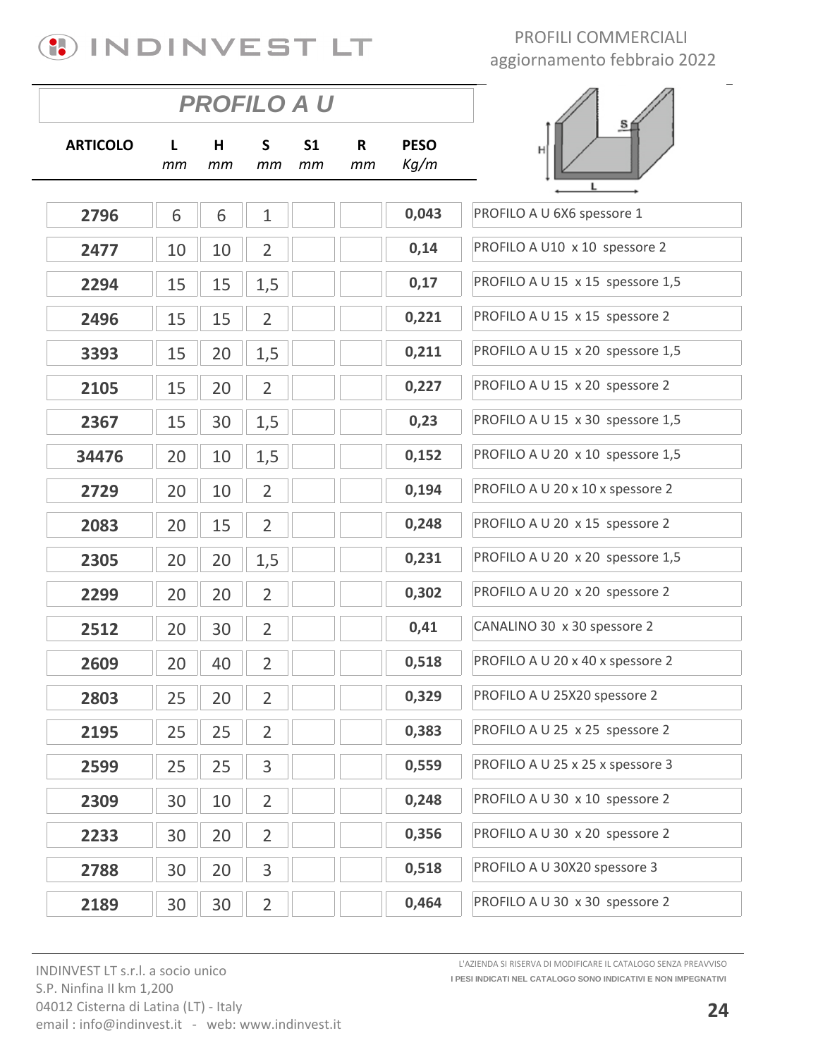PROFILI COMMERCIALI
aggiornamento febbraio 2022

## PROFILO A U

| ARTICOLO | L mm | H mm | S mm | S1 mm | R mm | PESO Kg/m | |
|---|---|---|---|---|---|---|---|
| 2796 | 6 | 6 | 1 | | | 0,043 | PROFILO A U 6X6 spessore 1 |
| 2477 | 10 | 10 | 2 | | | 0,14 | PROFILO A U10 x 10 spessore 2 |
| 2294 | 15 | 15 | 1,5 | | | 0,17 | PROFILO A U 15 x 15 spessore 1,5 |
| 2496 | 15 | 15 | 2 | | | 0,221 | PROFILO A U 15 x 15 spessore 2 |
| 3393 | 15 | 20 | 1,5 | | | 0,211 | PROFILO A U 15 x 20 spessore 1,5 |
| 2105 | 15 | 20 | 2 | | | 0,227 | PROFILO A U 15 x 20 spessore 2 |
| 2367 | 15 | 30 | 1,5 | | | 0,23 | PROFILO A U 15 x 30 spessore 1,5 |
| 34476 | 20 | 10 | 1,5 | | | 0,152 | PROFILO A U 20 x 10 spessore 1,5 |
| 2729 | 20 | 10 | 2 | | | 0,194 | PROFILO A U 20 x 10 x spessore 2 |
| 2083 | 20 | 15 | 2 | | | 0,248 | PROFILO A U 20 x 15 spessore 2 |
| 2305 | 20 | 20 | 1,5 | | | 0,231 | PROFILO A U 20 x 20 spessore 1,5 |
| 2299 | 20 | 20 | 2 | | | 0,302 | PROFILO A U 20 x 20 spessore 2 |
| 2512 | 20 | 30 | 2 | | | 0,41 | CANALINO 30 x 30 spessore 2 |
| 2609 | 20 | 40 | 2 | | | 0,518 | PROFILO A U 20 x 40 x spessore 2 |
| 2803 | 25 | 20 | 2 | | | 0,329 | PROFILO A U 25X20 spessore 2 |
| 2195 | 25 | 25 | 2 | | | 0,383 | PROFILO A U 25 x 25 spessore 2 |
| 2599 | 25 | 25 | 3 | | | 0,559 | PROFILO A U 25 x 25 x spessore 3 |
| 2309 | 30 | 10 | 2 | | | 0,248 | PROFILO A U 30 x 10 spessore 2 |
| 2233 | 30 | 20 | 2 | | | 0,356 | PROFILO A U 30 x 20 spessore 2 |
| 2788 | 30 | 20 | 3 | | | 0,518 | PROFILO A U 30X20 spessore 3 |
| 2189 | 30 | 30 | 2 | | | 0,464 | PROFILO A U 30 x 30 spessore 2 |

INDINVEST LT s.r.l. a socio unico
S.P. Ninfina II km 1,200
04012 Cisterna di Latina (LT) - Italy
email : info@indinvest.it - web: www.indinvest.it

L'AZIENDA SI RISERVA DI MODIFICARE IL CATALOGO SENZA PREAVVISO
I PESI INDICATI NEL CATALOGO SONO INDICATIVI E NON IMPEGNATIVI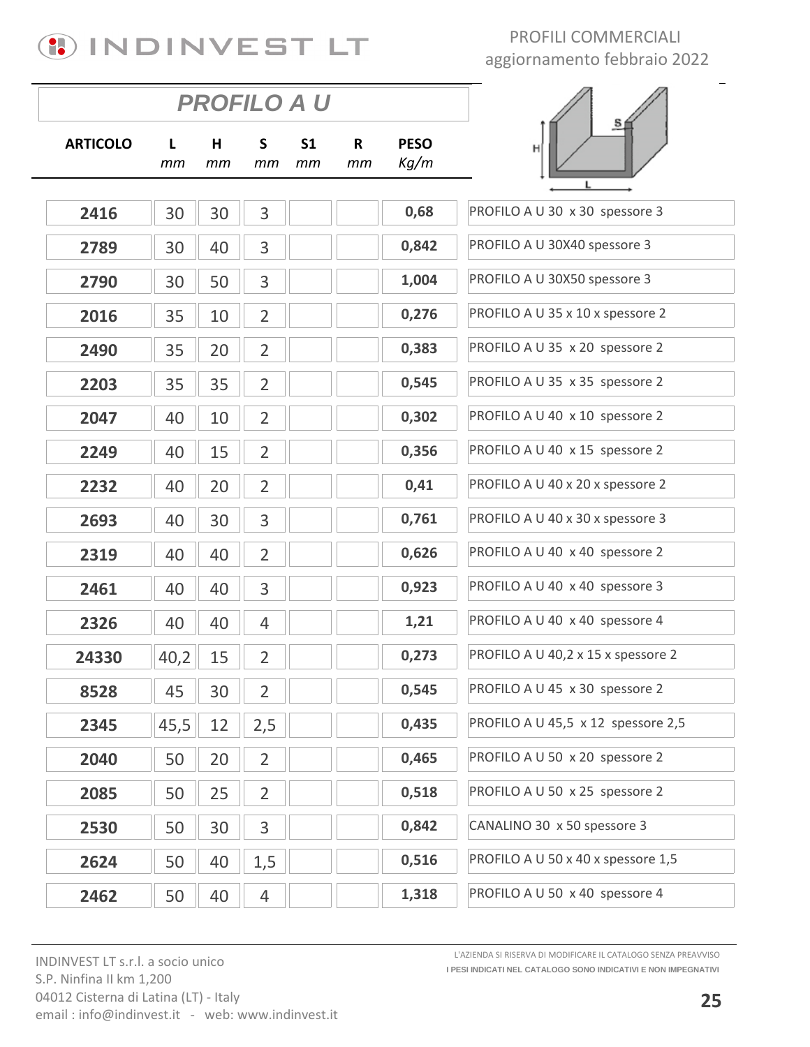## PROFILO A U

| ARTICOLO | L *mm* | H *mm* | S *mm* | S1 *mm* | R *mm* | PESO *Kg/m* | |
|---|---|---|---|---|---|---|---|
| **2416** | 30 | 30 | 3 | | | **0,68** | PROFILO A U 30 x 30 spessore 3 |
| **2789** | 30 | 40 | 3 | | | **0,842** | PROFILO A U 30X40 spessore 3 |
| **2790** | 30 | 50 | 3 | | | **1,004** | PROFILO A U 30X50 spessore 3 |
| **2016** | 35 | 10 | 2 | | | **0,276** | PROFILO A U 35 x 10 x spessore 2 |
| **2490** | 35 | 20 | 2 | | | **0,383** | PROFILO A U 35 x 20 spessore 2 |
| **2203** | 35 | 35 | 2 | | | **0,545** | PROFILO A U 35 x 35 spessore 2 |
| **2047** | 40 | 10 | 2 | | | **0,302** | PROFILO A U 40 x 10 spessore 2 |
| **2249** | 40 | 15 | 2 | | | **0,356** | PROFILO A U 40 x 15 spessore 2 |
| **2232** | 40 | 20 | 2 | | | **0,41** | PROFILO A U 40 x 20 x spessore 2 |
| **2693** | 40 | 30 | 3 | | | **0,761** | PROFILO A U 40 x 30 x spessore 3 |
| **2319** | 40 | 40 | 2 | | | **0,626** | PROFILO A U 40 x 40 spessore 2 |
| **2461** | 40 | 40 | 3 | | | **0,923** | PROFILO A U 40 x 40 spessore 3 |
| **2326** | 40 | 40 | 4 | | | **1,21** | PROFILO A U 40 x 40 spessore 4 |
| **24330** | 40,2 | 15 | 2 | | | **0,273** | PROFILO A U 40,2 x 15 x spessore 2 |
| **8528** | 45 | 30 | 2 | | | **0,545** | PROFILO A U 45 x 30 spessore 2 |
| **2345** | 45,5 | 12 | 2,5 | | | **0,435** | PROFILO A U 45,5 x 12 spessore 2,5 |
| **2040** | 50 | 20 | 2 | | | **0,465** | PROFILO A U 50 x 20 spessore 2 |
| **2085** | 50 | 25 | 2 | | | **0,518** | PROFILO A U 50 x 25 spessore 2 |
| **2530** | 50 | 30 | 3 | | | **0,842** | CANALINO 30 x 50 spessore 3 |
| **2624** | 50 | 40 | 1,5 | | | **0,516** | PROFILO A U 50 x 40 x spessore 1,5 |
| **2462** | 50 | 40 | 4 | | | **1,318** | PROFILO A U 50 x 40 spessore 4 |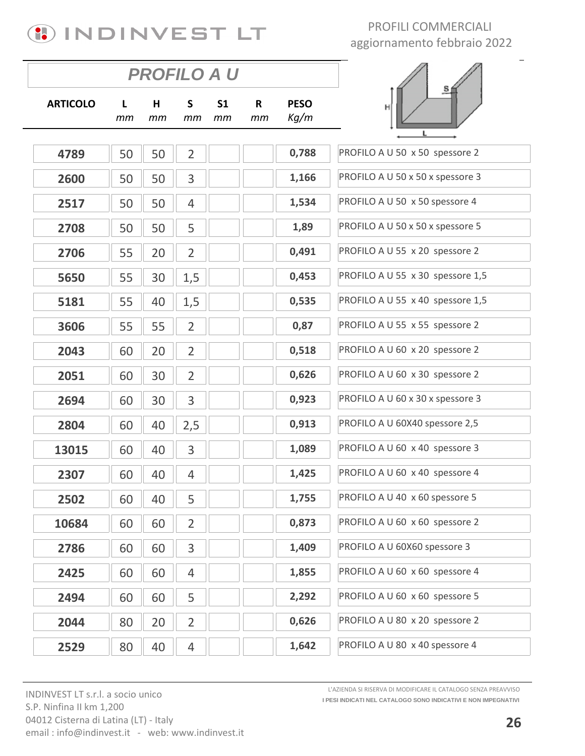INDINVEST LT

PROFILI COMMERCIALI
aggiornamento febbraio 2022

## PROFILO A U

| ARTICOLO | L *mm* | H *mm* | S *mm* | S1 *mm* | R *mm* | PESO *Kg/m* | |
|---|---|---|---|---|---|---|---|
| **4789** | 50 | 50 | 2 | | | **0,788** | PROFILO A U 50 x 50 spessore 2 |
| **2600** | 50 | 50 | 3 | | | **1,166** | PROFILO A U 50 x 50 x spessore 3 |
| **2517** | 50 | 50 | 4 | | | **1,534** | PROFILO A U 50 x 50 spessore 4 |
| **2708** | 50 | 50 | 5 | | | **1,89** | PROFILO A U 50 x 50 x spessore 5 |
| **2706** | 55 | 20 | 2 | | | **0,491** | PROFILO A U 55 x 20 spessore 2 |
| **5650** | 55 | 30 | 1,5 | | | **0,453** | PROFILO A U 55 x 30 spessore 1,5 |
| **5181** | 55 | 40 | 1,5 | | | **0,535** | PROFILO A U 55 x 40 spessore 1,5 |
| **3606** | 55 | 55 | 2 | | | **0,87** | PROFILO A U 55 x 55 spessore 2 |
| **2043** | 60 | 20 | 2 | | | **0,518** | PROFILO A U 60 x 20 spessore 2 |
| **2051** | 60 | 30 | 2 | | | **0,626** | PROFILO A U 60 x 30 spessore 2 |
| **2694** | 60 | 30 | 3 | | | **0,923** | PROFILO A U 60 x 30 x spessore 3 |
| **2804** | 60 | 40 | 2,5 | | | **0,913** | PROFILO A U 60X40 spessore 2,5 |
| **13015** | 60 | 40 | 3 | | | **1,089** | PROFILO A U 60 x 40 spessore 3 |
| **2307** | 60 | 40 | 4 | | | **1,425** | PROFILO A U 60 x 40 spessore 4 |
| **2502** | 60 | 40 | 5 | | | **1,755** | PROFILO A U 40 x 60 spessore 5 |
| **10684** | 60 | 60 | 2 | | | **0,873** | PROFILO A U 60 x 60 spessore 2 |
| **2786** | 60 | 60 | 3 | | | **1,409** | PROFILO A U 60X60 spessore 3 |
| **2425** | 60 | 60 | 4 | | | **1,855** | PROFILO A U 60 x 60 spessore 4 |
| **2494** | 60 | 60 | 5 | | | **2,292** | PROFILO A U 60 x 60 spessore 5 |
| **2044** | 80 | 20 | 2 | | | **0,626** | PROFILO A U 80 x 20 spessore 2 |
| **2529** | 80 | 40 | 4 | | | **1,642** | PROFILO A U 80 x 40 spessore 4 |

INDINVEST LT s.r.l. a socio unico
S.P. Ninfina II km 1,200
04012 Cisterna di Latina (LT) - Italy
email : info@indinvest.it - web: www.indinvest.it

L'AZIENDA SI RISERVA DI MODIFICARE IL CATALOGO SENZA PREAVVISO
**I PESI INDICATI NEL CATALOGO SONO INDICATIVI E NON IMPEGNATIVI**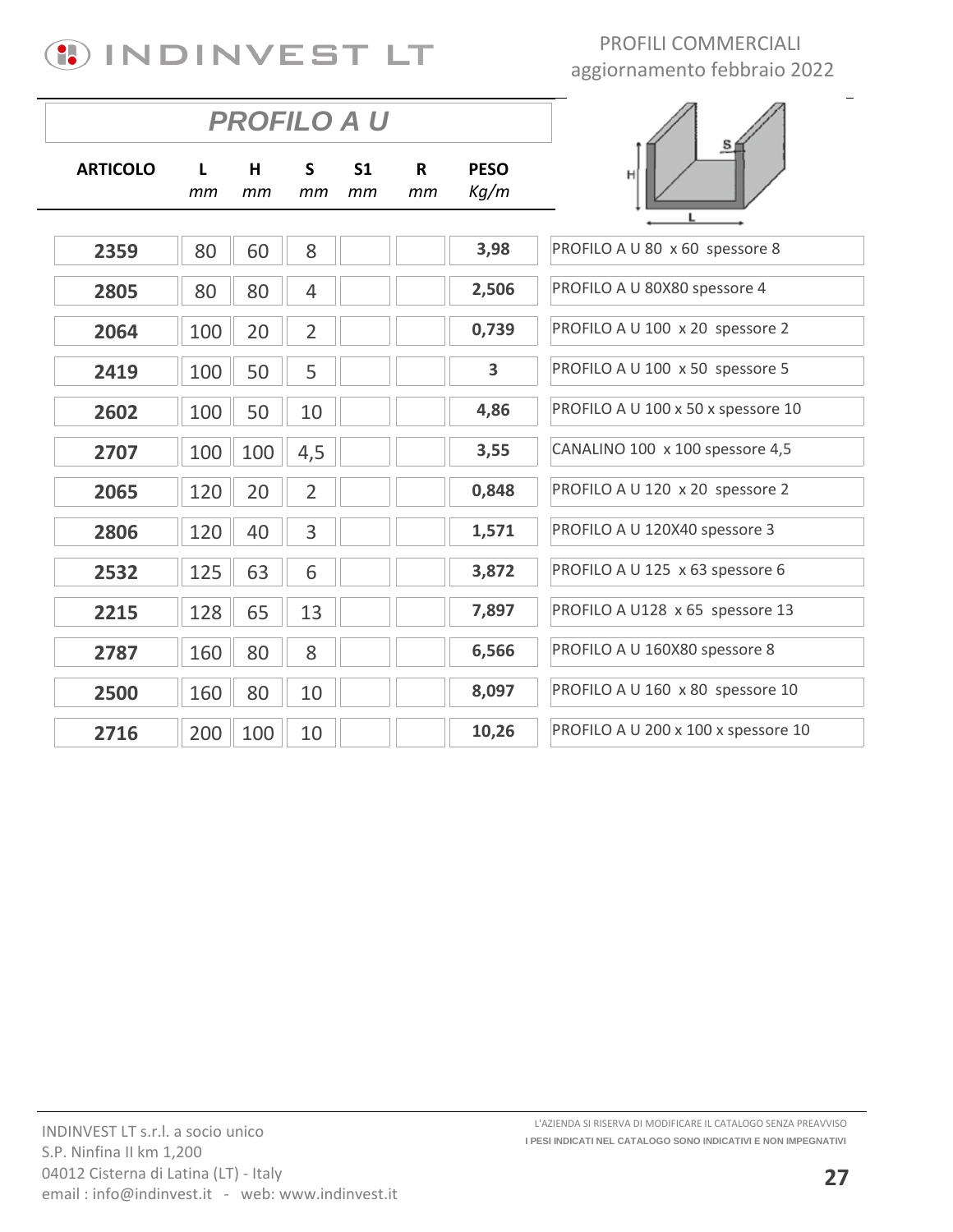## PROFILO A U

| ARTICOLO | L mm | H mm | S mm | S1 mm | R mm | PESO Kg/m | |
|---|---|---|---|---|---|---|---|
| 2359 | 80 | 60 | 8 | | | 3,98 | PROFILO A U 80 x 60 spessore 8 |
| 2805 | 80 | 80 | 4 | | | 2,506 | PROFILO A U 80X80 spessore 4 |
| 2064 | 100 | 20 | 2 | | | 0,739 | PROFILO A U 100 x 20 spessore 2 |
| 2419 | 100 | 50 | 5 | | | 3 | PROFILO A U 100 x 50 spessore 5 |
| 2602 | 100 | 50 | 10 | | | 4,86 | PROFILO A U 100 x 50 x spessore 10 |
| 2707 | 100 | 100 | 4,5 | | | 3,55 | CANALINO 100 x 100 spessore 4,5 |
| 2065 | 120 | 20 | 2 | | | 0,848 | PROFILO A U 120 x 20 spessore 2 |
| 2806 | 120 | 40 | 3 | | | 1,571 | PROFILO A U 120X40 spessore 3 |
| 2532 | 125 | 63 | 6 | | | 3,872 | PROFILO A U 125 x 63 spessore 6 |
| 2215 | 128 | 65 | 13 | | | 7,897 | PROFILO A U128 x 65 spessore 13 |
| 2787 | 160 | 80 | 8 | | | 6,566 | PROFILO A U 160X80 spessore 8 |
| 2500 | 160 | 80 | 10 | | | 8,097 | PROFILO A U 160 x 80 spessore 10 |
| 2716 | 200 | 100 | 10 | | | 10,26 | PROFILO A U 200 x 100 x spessore 10 |

INDINVEST LT s.r.l. a socio unico
S.P. Ninfina II km 1,200
04012 Cisterna di Latina (LT) - Italy
email : info@indinvest.it - web: www.indinvest.it

L'AZIENDA SI RISERVA DI MODIFICARE IL CATALOGO SENZA PREAVVISO
I PESI INDICATI NEL CATALOGO SONO INDICATIVI E NON IMPEGNATIVI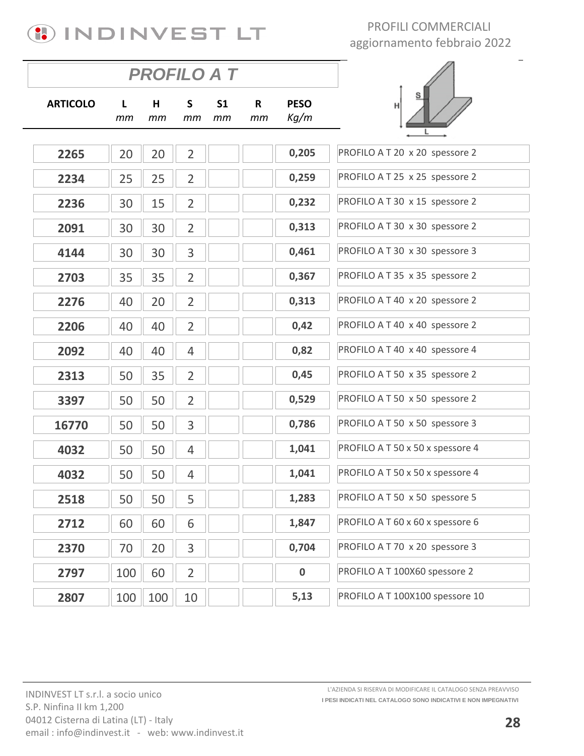## PROFILO A T

| ARTICOLO | L mm | H mm | S mm | S1 mm | R mm | PESO Kg/m | |
|---|---|---|---|---|---|---|---|
| 2265 | 20 | 20 | 2 | | | 0,205 | PROFILO A T 20 x 20 spessore 2 |
| 2234 | 25 | 25 | 2 | | | 0,259 | PROFILO A T 25 x 25 spessore 2 |
| 2236 | 30 | 15 | 2 | | | 0,232 | PROFILO A T 30 x 15 spessore 2 |
| 2091 | 30 | 30 | 2 | | | 0,313 | PROFILO A T 30 x 30 spessore 2 |
| 4144 | 30 | 30 | 3 | | | 0,461 | PROFILO A T 30 x 30 spessore 3 |
| 2703 | 35 | 35 | 2 | | | 0,367 | PROFILO A T 35 x 35 spessore 2 |
| 2276 | 40 | 20 | 2 | | | 0,313 | PROFILO A T 40 x 20 spessore 2 |
| 2206 | 40 | 40 | 2 | | | 0,42 | PROFILO A T 40 x 40 spessore 2 |
| 2092 | 40 | 40 | 4 | | | 0,82 | PROFILO A T 40 x 40 spessore 4 |
| 2313 | 50 | 35 | 2 | | | 0,45 | PROFILO A T 50 x 35 spessore 2 |
| 3397 | 50 | 50 | 2 | | | 0,529 | PROFILO A T 50 x 50 spessore 2 |
| 16770 | 50 | 50 | 3 | | | 0,786 | PROFILO A T 50 x 50 spessore 3 |
| 4032 | 50 | 50 | 4 | | | 1,041 | PROFILO A T 50 x 50 x spessore 4 |
| 4032 | 50 | 50 | 4 | | | 1,041 | PROFILO A T 50 x 50 x spessore 4 |
| 2518 | 50 | 50 | 5 | | | 1,283 | PROFILO A T 50 x 50 spessore 5 |
| 2712 | 60 | 60 | 6 | | | 1,847 | PROFILO A T 60 x 60 x spessore 6 |
| 2370 | 70 | 20 | 3 | | | 0,704 | PROFILO A T 70 x 20 spessore 3 |
| 2797 | 100 | 60 | 2 | | | 0 | PROFILO A T 100X60 spessore 2 |
| 2807 | 100 | 100 | 10 | | | 5,13 | PROFILO A T 100X100 spessore 10 |

INDINVEST LT s.r.l. a socio unico
S.P. Ninfina II km 1,200
04012 Cisterna di Latina (LT) - Italy
email : info@indinvest.it - web: www.indinvest.it

L'AZIENDA SI RISERVA DI MODIFICARE IL CATALOGO SENZA PREAVVISO
**I PESI INDICATI NEL CATALOGO SONO INDICATIVI E NON IMPEGNATIVI**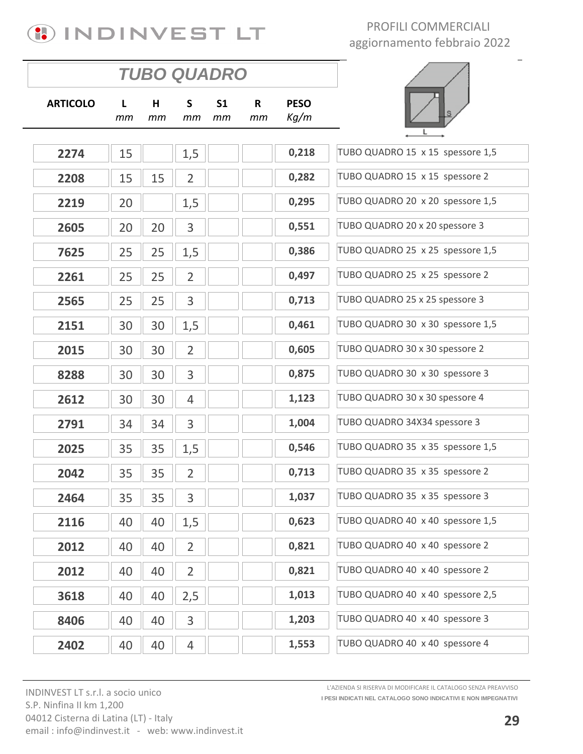PROFILI COMMERCIALI
aggiornamento febbraio 2022

## TUBO QUADRO

| ARTICOLO | L<br>*mm* | H<br>*mm* | S<br>*mm* | S1<br>*mm* | R<br>*mm* | PESO<br>*Kg/m* | |
|---|---|---|---|---|---|---|---|
| **2274** | 15 | | 1,5 | | | **0,218** | TUBO QUADRO 15 x 15 spessore 1,5 |
| **2208** | 15 | 15 | 2 | | | **0,282** | TUBO QUADRO 15 x 15 spessore 2 |
| **2219** | 20 | | 1,5 | | | **0,295** | TUBO QUADRO 20 x 20 spessore 1,5 |
| **2605** | 20 | 20 | 3 | | | **0,551** | TUBO QUADRO 20 x 20 spessore 3 |
| **7625** | 25 | 25 | 1,5 | | | **0,386** | TUBO QUADRO 25 x 25 spessore 1,5 |
| **2261** | 25 | 25 | 2 | | | **0,497** | TUBO QUADRO 25 x 25 spessore 2 |
| **2565** | 25 | 25 | 3 | | | **0,713** | TUBO QUADRO 25 x 25 spessore 3 |
| **2151** | 30 | 30 | 1,5 | | | **0,461** | TUBO QUADRO 30 x 30 spessore 1,5 |
| **2015** | 30 | 30 | 2 | | | **0,605** | TUBO QUADRO 30 x 30 spessore 2 |
| **8288** | 30 | 30 | 3 | | | **0,875** | TUBO QUADRO 30 x 30 spessore 3 |
| **2612** | 30 | 30 | 4 | | | **1,123** | TUBO QUADRO 30 x 30 spessore 4 |
| **2791** | 34 | 34 | 3 | | | **1,004** | TUBO QUADRO 34X34 spessore 3 |
| **2025** | 35 | 35 | 1,5 | | | **0,546** | TUBO QUADRO 35 x 35 spessore 1,5 |
| **2042** | 35 | 35 | 2 | | | **0,713** | TUBO QUADRO 35 x 35 spessore 2 |
| **2464** | 35 | 35 | 3 | | | **1,037** | TUBO QUADRO 35 x 35 spessore 3 |
| **2116** | 40 | 40 | 1,5 | | | **0,623** | TUBO QUADRO 40 x 40 spessore 1,5 |
| **2012** | 40 | 40 | 2 | | | **0,821** | TUBO QUADRO 40 x 40 spessore 2 |
| **2012** | 40 | 40 | 2 | | | **0,821** | TUBO QUADRO 40 x 40 spessore 2 |
| **3618** | 40 | 40 | 2,5 | | | **1,013** | TUBO QUADRO 40 x 40 spessore 2,5 |
| **8406** | 40 | 40 | 3 | | | **1,203** | TUBO QUADRO 40 x 40 spessore 3 |
| **2402** | 40 | 40 | 4 | | | **1,553** | TUBO QUADRO 40 x 40 spessore 4 |

INDINVEST LT s.r.l. a socio unico
S.P. Ninfina II km 1,200
04012 Cisterna di Latina (LT) - Italy
email : info@indinvest.it - web: www.indinvest.it

L'AZIENDA SI RISERVA DI MODIFICARE IL CATALOGO SENZA PREAVVISO
**I PESI INDICATI NEL CATALOGO SONO INDICATIVI E NON IMPEGNATIVI**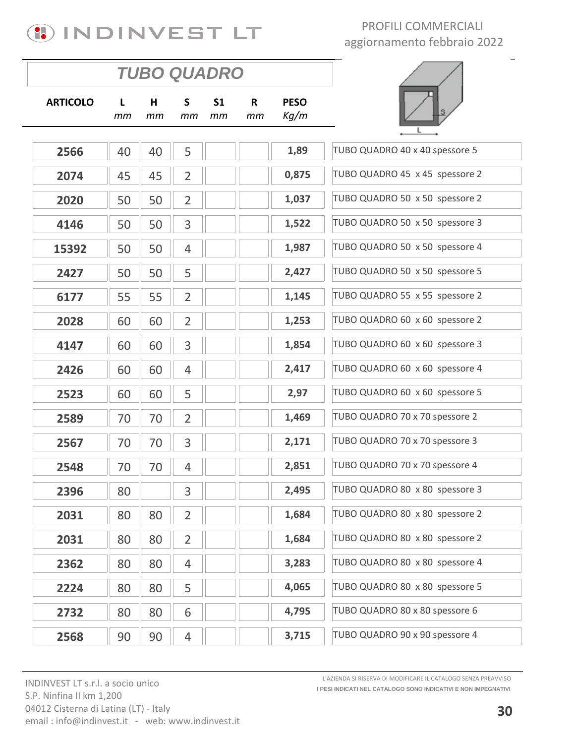# TUBO QUADRO

| ARTICOLO | L *mm* | H *mm* | S *mm* | S1 *mm* | R *mm* | PESO *Kg/m* | |
|---|---|---|---|---|---|---|---|
| **2566** | 40 | 40 | 5 | | | **1,89** | TUBO QUADRO 40 x 40 spessore 5 |
| **2074** | 45 | 45 | 2 | | | **0,875** | TUBO QUADRO 45 x 45 spessore 2 |
| **2020** | 50 | 50 | 2 | | | **1,037** | TUBO QUADRO 50 x 50 spessore 2 |
| **4146** | 50 | 50 | 3 | | | **1,522** | TUBO QUADRO 50 x 50 spessore 3 |
| **15392** | 50 | 50 | 4 | | | **1,987** | TUBO QUADRO 50 x 50 spessore 4 |
| **2427** | 50 | 50 | 5 | | | **2,427** | TUBO QUADRO 50 x 50 spessore 5 |
| **6177** | 55 | 55 | 2 | | | **1,145** | TUBO QUADRO 55 x 55 spessore 2 |
| **2028** | 60 | 60 | 2 | | | **1,253** | TUBO QUADRO 60 x 60 spessore 2 |
| **4147** | 60 | 60 | 3 | | | **1,854** | TUBO QUADRO 60 x 60 spessore 3 |
| **2426** | 60 | 60 | 4 | | | **2,417** | TUBO QUADRO 60 x 60 spessore 4 |
| **2523** | 60 | 60 | 5 | | | **2,97** | TUBO QUADRO 60 x 60 spessore 5 |
| **2589** | 70 | 70 | 2 | | | **1,469** | TUBO QUADRO 70 x 70 spessore 2 |
| **2567** | 70 | 70 | 3 | | | **2,171** | TUBO QUADRO 70 x 70 spessore 3 |
| **2548** | 70 | 70 | 4 | | | **2,851** | TUBO QUADRO 70 x 70 spessore 4 |
| **2396** | 80 | | 3 | | | **2,495** | TUBO QUADRO 80 x 80 spessore 3 |
| **2031** | 80 | 80 | 2 | | | **1,684** | TUBO QUADRO 80 x 80 spessore 2 |
| **2031** | 80 | 80 | 2 | | | **1,684** | TUBO QUADRO 80 x 80 spessore 2 |
| **2362** | 80 | 80 | 4 | | | **3,283** | TUBO QUADRO 80 x 80 spessore 4 |
| **2224** | 80 | 80 | 5 | | | **4,065** | TUBO QUADRO 80 x 80 spessore 5 |
| **2732** | 80 | 80 | 6 | | | **4,795** | TUBO QUADRO 80 x 80 spessore 6 |
| **2568** | 90 | 90 | 4 | | | **3,715** | TUBO QUADRO 90 x 90 spessore 4 |

INDINVEST LT s.r.l. a socio unico
S.P. Ninfina II km 1,200
04012 Cisterna di Latina (LT) - Italy
email : info@indinvest.it - web: www.indinvest.it

L'AZIENDA SI RISERVA DI MODIFICARE IL CATALOGO SENZA PREAVVISO
**I PESI INDICATI NEL CATALOGO SONO INDICATIVI E NON IMPEGNATIVI**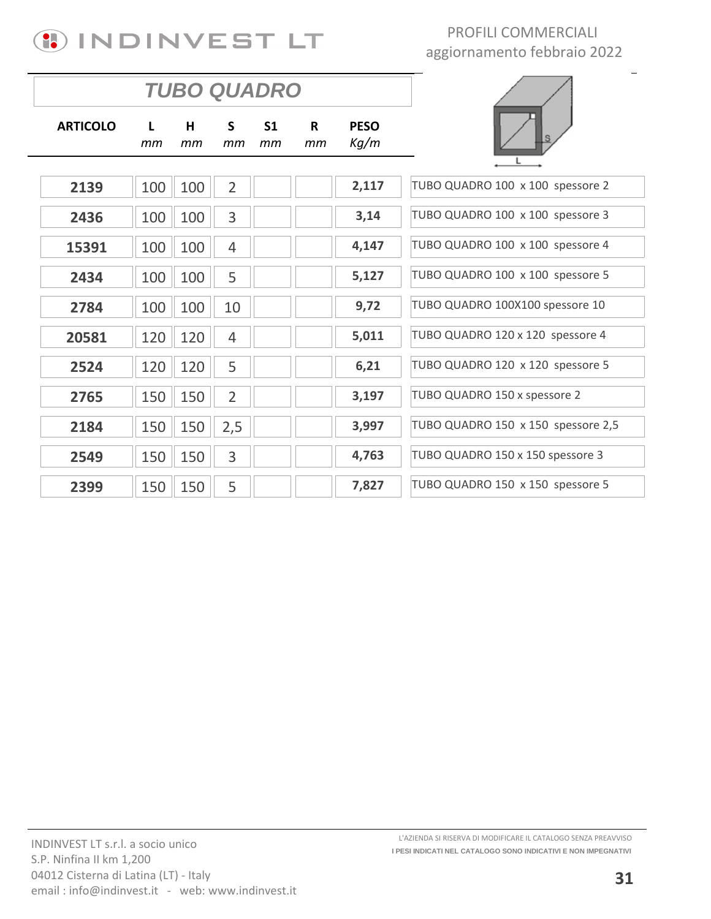## TUBO QUADRO

| ARTICOLO | L mm | H mm | S mm | S1 mm | R mm | PESO Kg/m | |
|---|---|---|---|---|---|---|---|
| **2139** | 100 | 100 | 2 | | | **2,117** | TUBO QUADRO 100 x 100 spessore 2 |
| **2436** | 100 | 100 | 3 | | | **3,14** | TUBO QUADRO 100 x 100 spessore 3 |
| **15391** | 100 | 100 | 4 | | | **4,147** | TUBO QUADRO 100 x 100 spessore 4 |
| **2434** | 100 | 100 | 5 | | | **5,127** | TUBO QUADRO 100 x 100 spessore 5 |
| **2784** | 100 | 100 | 10 | | | **9,72** | TUBO QUADRO 100X100 spessore 10 |
| **20581** | 120 | 120 | 4 | | | **5,011** | TUBO QUADRO 120 x 120 spessore 4 |
| **2524** | 120 | 120 | 5 | | | **6,21** | TUBO QUADRO 120 x 120 spessore 5 |
| **2765** | 150 | 150 | 2 | | | **3,197** | TUBO QUADRO 150 x spessore 2 |
| **2184** | 150 | 150 | 2,5 | | | **3,997** | TUBO QUADRO 150 x 150 spessore 2,5 |
| **2549** | 150 | 150 | 3 | | | **4,763** | TUBO QUADRO 150 x 150 spessore 3 |
| **2399** | 150 | 150 | 5 | | | **7,827** | TUBO QUADRO 150 x 150 spessore 5 |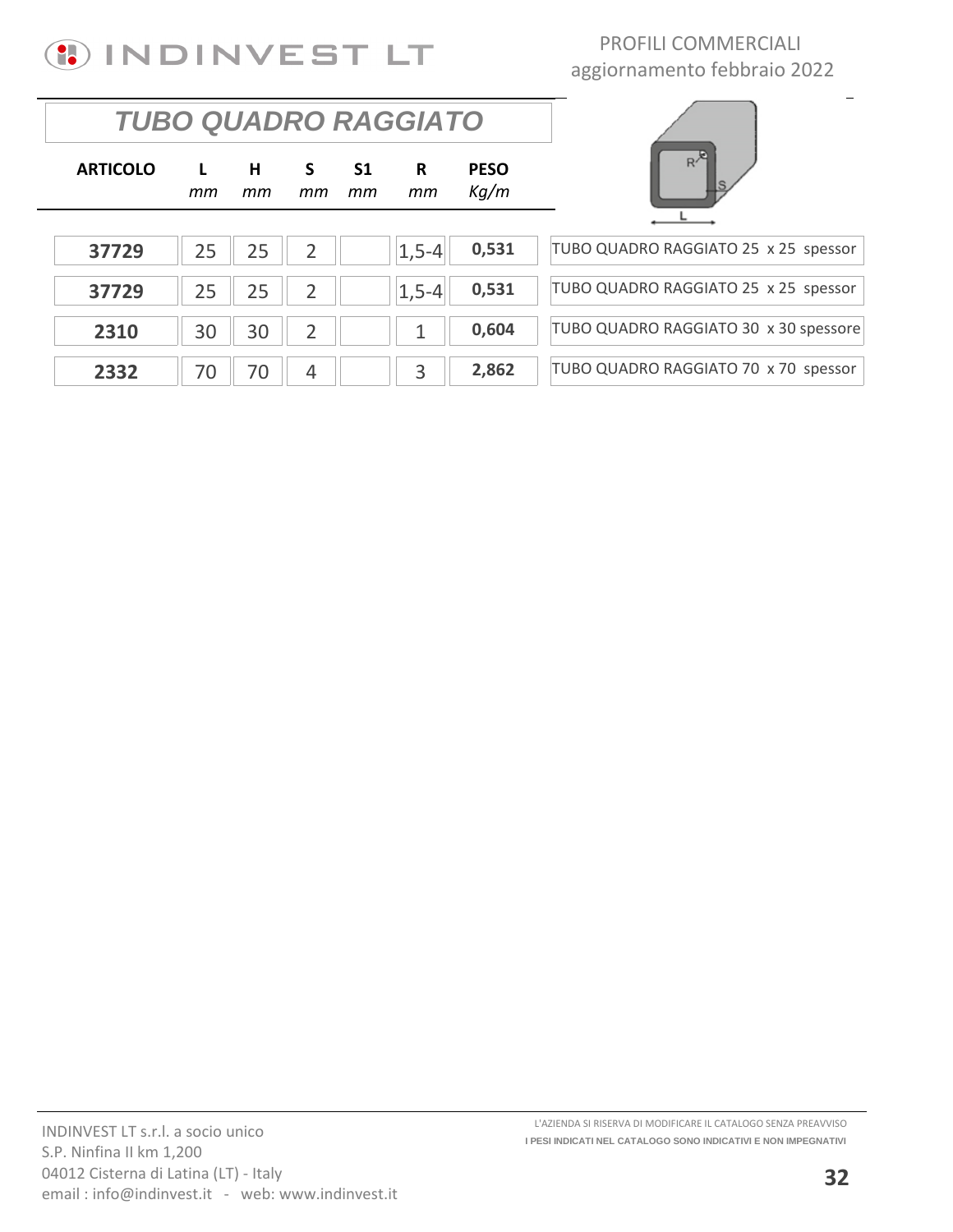# TUBO QUADRO RAGGIATO

| ARTICOLO | L mm | H mm | S mm | S1 mm | R mm | PESO Kg/m | |
|---|---|---|---|---|---|---|---|
| 37729 | 25 | 25 | 2 | | 1,5-4 | 0,531 | TUBO QUADRO RAGGIATO 25 x 25 spessor |
| 37729 | 25 | 25 | 2 | | 1,5-4 | 0,531 | TUBO QUADRO RAGGIATO 25 x 25 spessor |
| 2310 | 30 | 30 | 2 | | 1 | 0,604 | TUBO QUADRO RAGGIATO 30 x 30 spessore |
| 2332 | 70 | 70 | 4 | | 3 | 2,862 | TUBO QUADRO RAGGIATO 70 x 70 spessor |

INDINVEST LT s.r.l. a socio unico
S.P. Ninfina II km 1,200
04012 Cisterna di Latina (LT) - Italy
email : info@indinvest.it - web: www.indinvest.it

L'AZIENDA SI RISERVA DI MODIFICARE IL CATALOGO SENZA PREAVVISO
I PESI INDICATI NEL CATALOGO SONO INDICATIVI E NON IMPEGNATIVI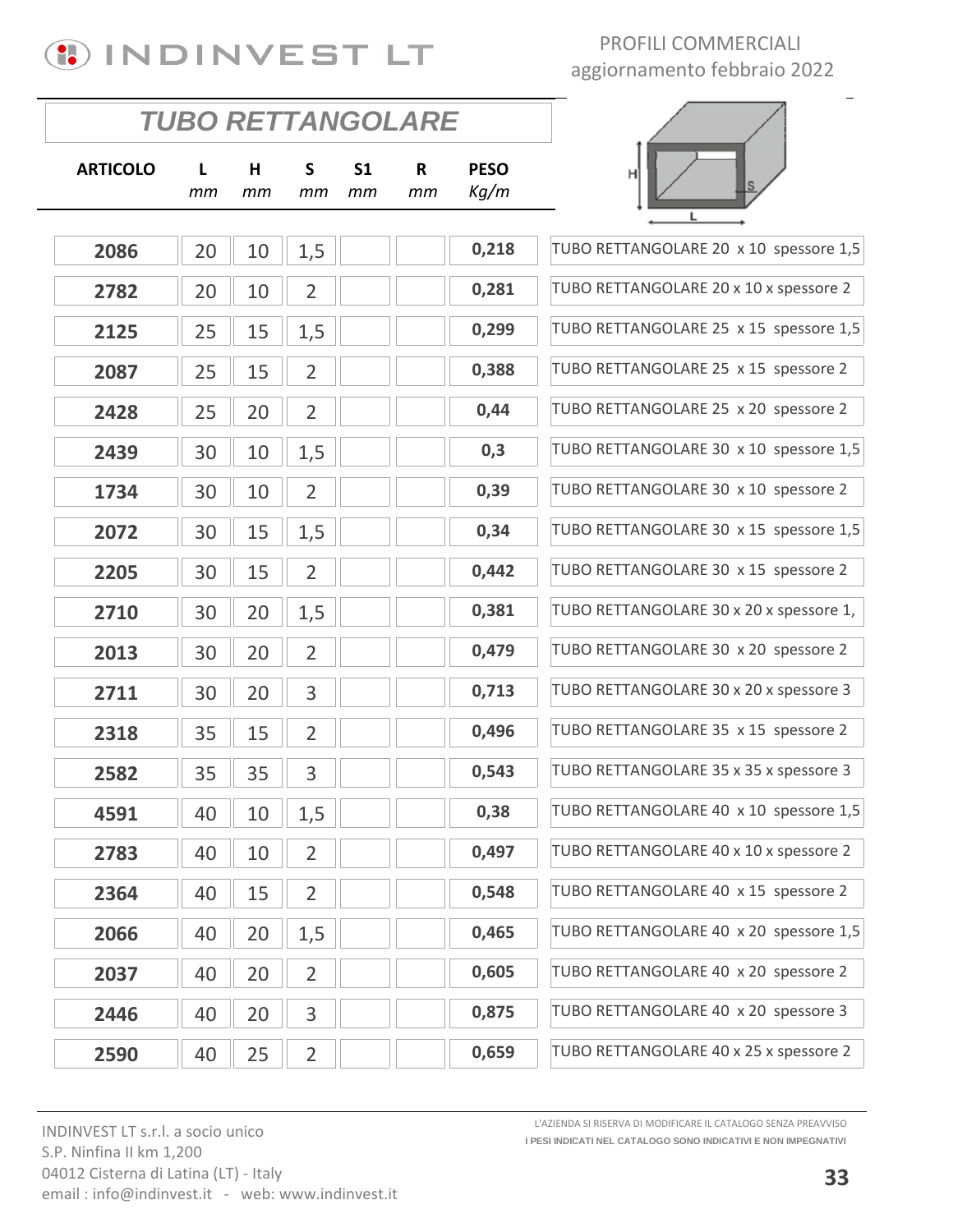INDINVEST LT

PROFILI COMMERCIALI
aggiornamento febbraio 2022

## TUBO RETTANGOLARE

| ARTICOLO | L *mm* | H *mm* | S *mm* | S1 *mm* | R *mm* | PESO *Kg/m* | |
|---|---|---|---|---|---|---|---|
| **2086** | 20 | 10 | 1,5 | | | **0,218** | TUBO RETTANGOLARE 20 x 10 spessore 1,5 |
| **2782** | 20 | 10 | 2 | | | **0,281** | TUBO RETTANGOLARE 20 x 10 x spessore 2 |
| **2125** | 25 | 15 | 1,5 | | | **0,299** | TUBO RETTANGOLARE 25 x 15 spessore 1,5 |
| **2087** | 25 | 15 | 2 | | | **0,388** | TUBO RETTANGOLARE 25 x 15 spessore 2 |
| **2428** | 25 | 20 | 2 | | | **0,44** | TUBO RETTANGOLARE 25 x 20 spessore 2 |
| **2439** | 30 | 10 | 1,5 | | | **0,3** | TUBO RETTANGOLARE 30 x 10 spessore 1,5 |
| **1734** | 30 | 10 | 2 | | | **0,39** | TUBO RETTANGOLARE 30 x 10 spessore 2 |
| **2072** | 30 | 15 | 1,5 | | | **0,34** | TUBO RETTANGOLARE 30 x 15 spessore 1,5 |
| **2205** | 30 | 15 | 2 | | | **0,442** | TUBO RETTANGOLARE 30 x 15 spessore 2 |
| **2710** | 30 | 20 | 1,5 | | | **0,381** | TUBO RETTANGOLARE 30 x 20 x spessore 1, |
| **2013** | 30 | 20 | 2 | | | **0,479** | TUBO RETTANGOLARE 30 x 20 spessore 2 |
| **2711** | 30 | 20 | 3 | | | **0,713** | TUBO RETTANGOLARE 30 x 20 x spessore 3 |
| **2318** | 35 | 15 | 2 | | | **0,496** | TUBO RETTANGOLARE 35 x 15 spessore 2 |
| **2582** | 35 | 35 | 3 | | | **0,543** | TUBO RETTANGOLARE 35 x 35 x spessore 3 |
| **4591** | 40 | 10 | 1,5 | | | **0,38** | TUBO RETTANGOLARE 40 x 10 spessore 1,5 |
| **2783** | 40 | 10 | 2 | | | **0,497** | TUBO RETTANGOLARE 40 x 10 x spessore 2 |
| **2364** | 40 | 15 | 2 | | | **0,548** | TUBO RETTANGOLARE 40 x 15 spessore 2 |
| **2066** | 40 | 20 | 1,5 | | | **0,465** | TUBO RETTANGOLARE 40 x 20 spessore 1,5 |
| **2037** | 40 | 20 | 2 | | | **0,605** | TUBO RETTANGOLARE 40 x 20 spessore 2 |
| **2446** | 40 | 20 | 3 | | | **0,875** | TUBO RETTANGOLARE 40 x 20 spessore 3 |
| **2590** | 40 | 25 | 2 | | | **0,659** | TUBO RETTANGOLARE 40 x 25 x spessore 2 |

INDINVEST LT s.r.l. a socio unico
S.P. Ninfina II km 1,200
04012 Cisterna di Latina (LT) - Italy
email : info@indinvest.it - web: www.indinvest.it

L'AZIENDA SI RISERVA DI MODIFICARE IL CATALOGO SENZA PREAVVISO
**I PESI INDICATI NEL CATALOGO SONO INDICATIVI E NON IMPEGNATIVI**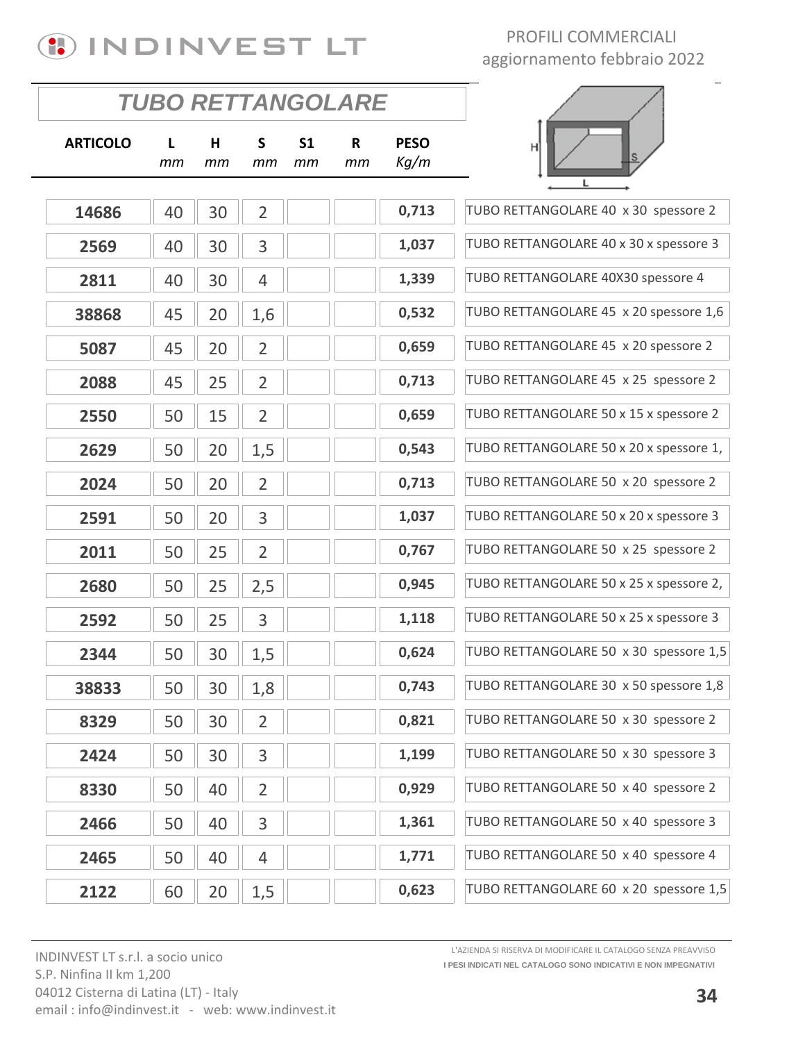INDINVEST LT

PROFILI COMMERCIALI
aggiornamento febbraio 2022

## TUBO RETTANGOLARE

| ARTICOLO | L mm | H mm | S mm | S1 mm | R mm | PESO Kg/m | |
|---|---|---|---|---|---|---|---|
| 14686 | 40 | 30 | 2 | | | 0,713 | TUBO RETTANGOLARE 40 x 30 spessore 2 |
| 2569 | 40 | 30 | 3 | | | 1,037 | TUBO RETTANGOLARE 40 x 30 x spessore 3 |
| 2811 | 40 | 30 | 4 | | | 1,339 | TUBO RETTANGOLARE 40X30 spessore 4 |
| 38868 | 45 | 20 | 1,6 | | | 0,532 | TUBO RETTANGOLARE 45 x 20 spessore 1,6 |
| 5087 | 45 | 20 | 2 | | | 0,659 | TUBO RETTANGOLARE 45 x 20 spessore 2 |
| 2088 | 45 | 25 | 2 | | | 0,713 | TUBO RETTANGOLARE 45 x 25 spessore 2 |
| 2550 | 50 | 15 | 2 | | | 0,659 | TUBO RETTANGOLARE 50 x 15 x spessore 2 |
| 2629 | 50 | 20 | 1,5 | | | 0,543 | TUBO RETTANGOLARE 50 x 20 x spessore 1, |
| 2024 | 50 | 20 | 2 | | | 0,713 | TUBO RETTANGOLARE 50 x 20 spessore 2 |
| 2591 | 50 | 20 | 3 | | | 1,037 | TUBO RETTANGOLARE 50 x 20 x spessore 3 |
| 2011 | 50 | 25 | 2 | | | 0,767 | TUBO RETTANGOLARE 50 x 25 spessore 2 |
| 2680 | 50 | 25 | 2,5 | | | 0,945 | TUBO RETTANGOLARE 50 x 25 x spessore 2, |
| 2592 | 50 | 25 | 3 | | | 1,118 | TUBO RETTANGOLARE 50 x 25 x spessore 3 |
| 2344 | 50 | 30 | 1,5 | | | 0,624 | TUBO RETTANGOLARE 50 x 30 spessore 1,5 |
| 38833 | 50 | 30 | 1,8 | | | 0,743 | TUBO RETTANGOLARE 30 x 50 spessore 1,8 |
| 8329 | 50 | 30 | 2 | | | 0,821 | TUBO RETTANGOLARE 50 x 30 spessore 2 |
| 2424 | 50 | 30 | 3 | | | 1,199 | TUBO RETTANGOLARE 50 x 30 spessore 3 |
| 8330 | 50 | 40 | 2 | | | 0,929 | TUBO RETTANGOLARE 50 x 40 spessore 2 |
| 2466 | 50 | 40 | 3 | | | 1,361 | TUBO RETTANGOLARE 50 x 40 spessore 3 |
| 2465 | 50 | 40 | 4 | | | 1,771 | TUBO RETTANGOLARE 50 x 40 spessore 4 |
| 2122 | 60 | 20 | 1,5 | | | 0,623 | TUBO RETTANGOLARE 60 x 20 spessore 1,5 |

INDINVEST LT s.r.l. a socio unico
S.P. Ninfina II km 1,200
04012 Cisterna di Latina (LT) - Italy
email : info@indinvest.it - web: www.indinvest.it

L'AZIENDA SI RISERVA DI MODIFICARE IL CATALOGO SENZA PREAVVISO
I PESI INDICATI NEL CATALOGO SONO INDICATIVI E NON IMPEGNATIVI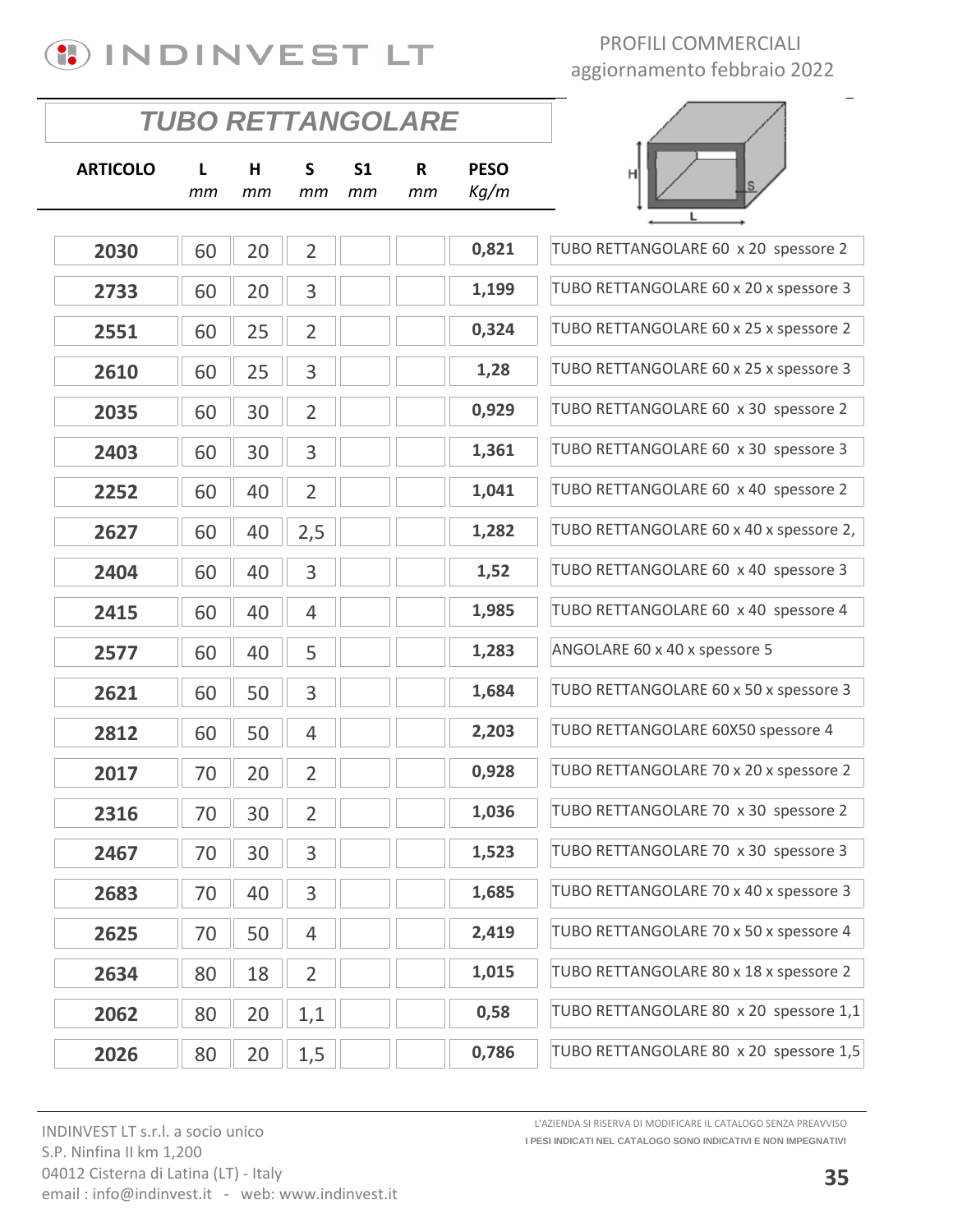# INDINVEST LT

PROFILI COMMERCIALI
aggiornamento febbraio 2022

## TUBO RETTANGOLARE

| ARTICOLO | L *mm* | H *mm* | S *mm* | S1 *mm* | R *mm* | PESO *Kg/m* | |
|---|---|---|---|---|---|---|---|
| **2030** | 60 | 20 | 2 | | | **0,821** | TUBO RETTANGOLARE 60 x 20 spessore 2 |
| **2733** | 60 | 20 | 3 | | | **1,199** | TUBO RETTANGOLARE 60 x 20 x spessore 3 |
| **2551** | 60 | 25 | 2 | | | **0,324** | TUBO RETTANGOLARE 60 x 25 x spessore 2 |
| **2610** | 60 | 25 | 3 | | | **1,28** | TUBO RETTANGOLARE 60 x 25 x spessore 3 |
| **2035** | 60 | 30 | 2 | | | **0,929** | TUBO RETTANGOLARE 60 x 30 spessore 2 |
| **2403** | 60 | 30 | 3 | | | **1,361** | TUBO RETTANGOLARE 60 x 30 spessore 3 |
| **2252** | 60 | 40 | 2 | | | **1,041** | TUBO RETTANGOLARE 60 x 40 spessore 2 |
| **2627** | 60 | 40 | 2,5 | | | **1,282** | TUBO RETTANGOLARE 60 x 40 x spessore 2, |
| **2404** | 60 | 40 | 3 | | | **1,52** | TUBO RETTANGOLARE 60 x 40 spessore 3 |
| **2415** | 60 | 40 | 4 | | | **1,985** | TUBO RETTANGOLARE 60 x 40 spessore 4 |
| **2577** | 60 | 40 | 5 | | | **1,283** | ANGOLARE 60 x 40 x spessore 5 |
| **2621** | 60 | 50 | 3 | | | **1,684** | TUBO RETTANGOLARE 60 x 50 x spessore 3 |
| **2812** | 60 | 50 | 4 | | | **2,203** | TUBO RETTANGOLARE 60X50 spessore 4 |
| **2017** | 70 | 20 | 2 | | | **0,928** | TUBO RETTANGOLARE 70 x 20 x spessore 2 |
| **2316** | 70 | 30 | 2 | | | **1,036** | TUBO RETTANGOLARE 70 x 30 spessore 2 |
| **2467** | 70 | 30 | 3 | | | **1,523** | TUBO RETTANGOLARE 70 x 30 spessore 3 |
| **2683** | 70 | 40 | 3 | | | **1,685** | TUBO RETTANGOLARE 70 x 40 x spessore 3 |
| **2625** | 70 | 50 | 4 | | | **2,419** | TUBO RETTANGOLARE 70 x 50 x spessore 4 |
| **2634** | 80 | 18 | 2 | | | **1,015** | TUBO RETTANGOLARE 80 x 18 x spessore 2 |
| **2062** | 80 | 20 | 1,1 | | | **0,58** | TUBO RETTANGOLARE 80 x 20 spessore 1,1 |
| **2026** | 80 | 20 | 1,5 | | | **0,786** | TUBO RETTANGOLARE 80 x 20 spessore 1,5 |

INDINVEST LT s.r.l. a socio unico
S.P. Ninfina II km 1,200
04012 Cisterna di Latina (LT) - Italy
email : info@indinvest.it - web: www.indinvest.it

L'AZIENDA SI RISERVA DI MODIFICARE IL CATALOGO SENZA PREAVVISO
**I PESI INDICATI NEL CATALOGO SONO INDICATIVI E NON IMPEGNATIVI**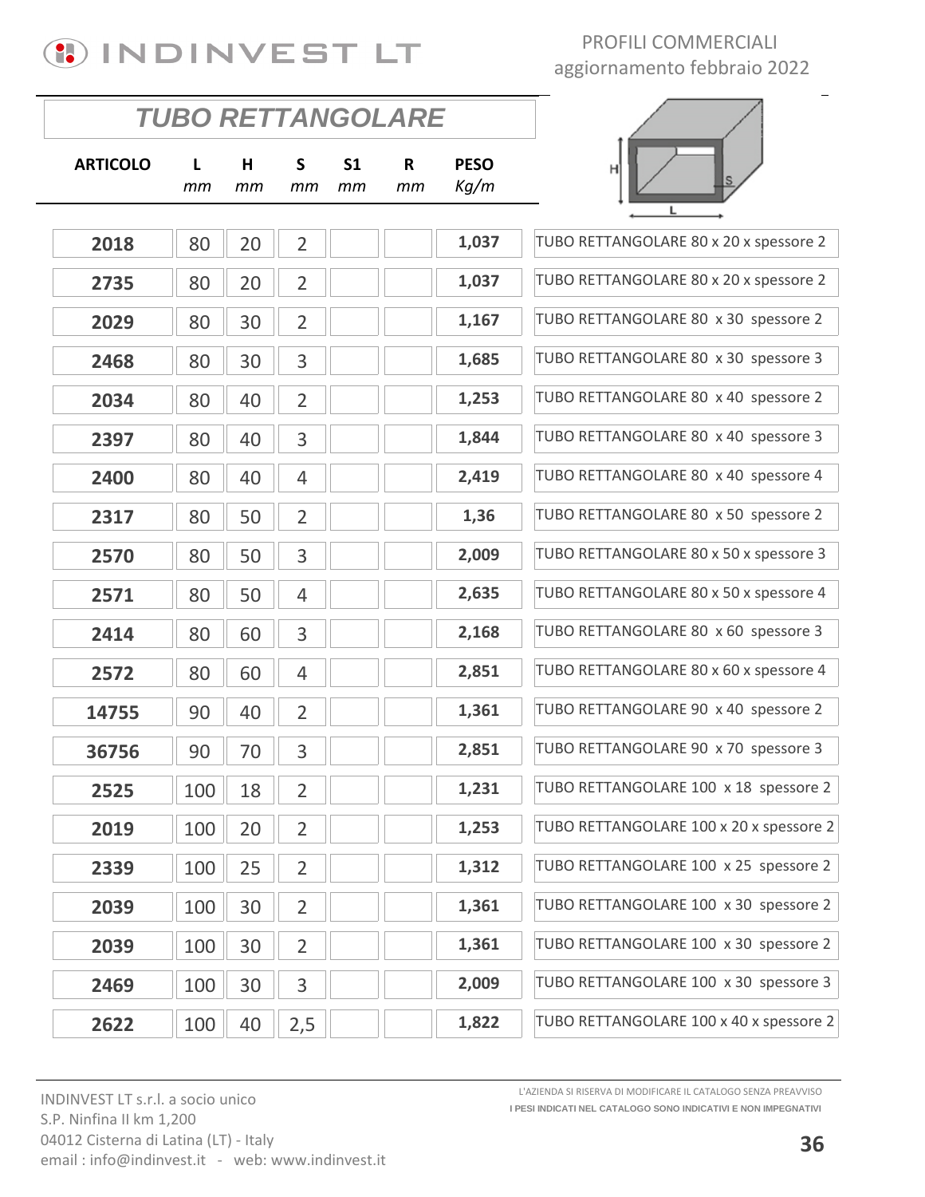INDINVEST LT

PROFILI COMMERCIALI
aggiornamento febbraio 2022

## TUBO RETTANGOLARE

| ARTICOLO | L *mm* | H *mm* | S *mm* | S1 *mm* | R *mm* | PESO *Kg/m* | |
|---|---|---|---|---|---|---|---|
| **2018** | 80 | 20 | 2 | | | **1,037** | TUBO RETTANGOLARE 80 x 20 x spessore 2 |
| **2735** | 80 | 20 | 2 | | | **1,037** | TUBO RETTANGOLARE 80 x 20 x spessore 2 |
| **2029** | 80 | 30 | 2 | | | **1,167** | TUBO RETTANGOLARE 80 x 30 spessore 2 |
| **2468** | 80 | 30 | 3 | | | **1,685** | TUBO RETTANGOLARE 80 x 30 spessore 3 |
| **2034** | 80 | 40 | 2 | | | **1,253** | TUBO RETTANGOLARE 80 x 40 spessore 2 |
| **2397** | 80 | 40 | 3 | | | **1,844** | TUBO RETTANGOLARE 80 x 40 spessore 3 |
| **2400** | 80 | 40 | 4 | | | **2,419** | TUBO RETTANGOLARE 80 x 40 spessore 4 |
| **2317** | 80 | 50 | 2 | | | **1,36** | TUBO RETTANGOLARE 80 x 50 spessore 2 |
| **2570** | 80 | 50 | 3 | | | **2,009** | TUBO RETTANGOLARE 80 x 50 x spessore 3 |
| **2571** | 80 | 50 | 4 | | | **2,635** | TUBO RETTANGOLARE 80 x 50 x spessore 4 |
| **2414** | 80 | 60 | 3 | | | **2,168** | TUBO RETTANGOLARE 80 x 60 spessore 3 |
| **2572** | 80 | 60 | 4 | | | **2,851** | TUBO RETTANGOLARE 80 x 60 x spessore 4 |
| **14755** | 90 | 40 | 2 | | | **1,361** | TUBO RETTANGOLARE 90 x 40 spessore 2 |
| **36756** | 90 | 70 | 3 | | | **2,851** | TUBO RETTANGOLARE 90 x 70 spessore 3 |
| **2525** | 100 | 18 | 2 | | | **1,231** | TUBO RETTANGOLARE 100 x 18 spessore 2 |
| **2019** | 100 | 20 | 2 | | | **1,253** | TUBO RETTANGOLARE 100 x 20 x spessore 2 |
| **2339** | 100 | 25 | 2 | | | **1,312** | TUBO RETTANGOLARE 100 x 25 spessore 2 |
| **2039** | 100 | 30 | 2 | | | **1,361** | TUBO RETTANGOLARE 100 x 30 spessore 2 |
| **2039** | 100 | 30 | 2 | | | **1,361** | TUBO RETTANGOLARE 100 x 30 spessore 2 |
| **2469** | 100 | 30 | 3 | | | **2,009** | TUBO RETTANGOLARE 100 x 30 spessore 3 |
| **2622** | 100 | 40 | 2,5 | | | **1,822** | TUBO RETTANGOLARE 100 x 40 x spessore 2 |

INDINVEST LT s.r.l. a socio unico
S.P. Ninfina II km 1,200
04012 Cisterna di Latina (LT) - Italy
email : info@indinvest.it - web: www.indinvest.it

L'AZIENDA SI RISERVA DI MODIFICARE IL CATALOGO SENZA PREAVVISO
**I PESI INDICATI NEL CATALOGO SONO INDICATIVI E NON IMPEGNATIVI**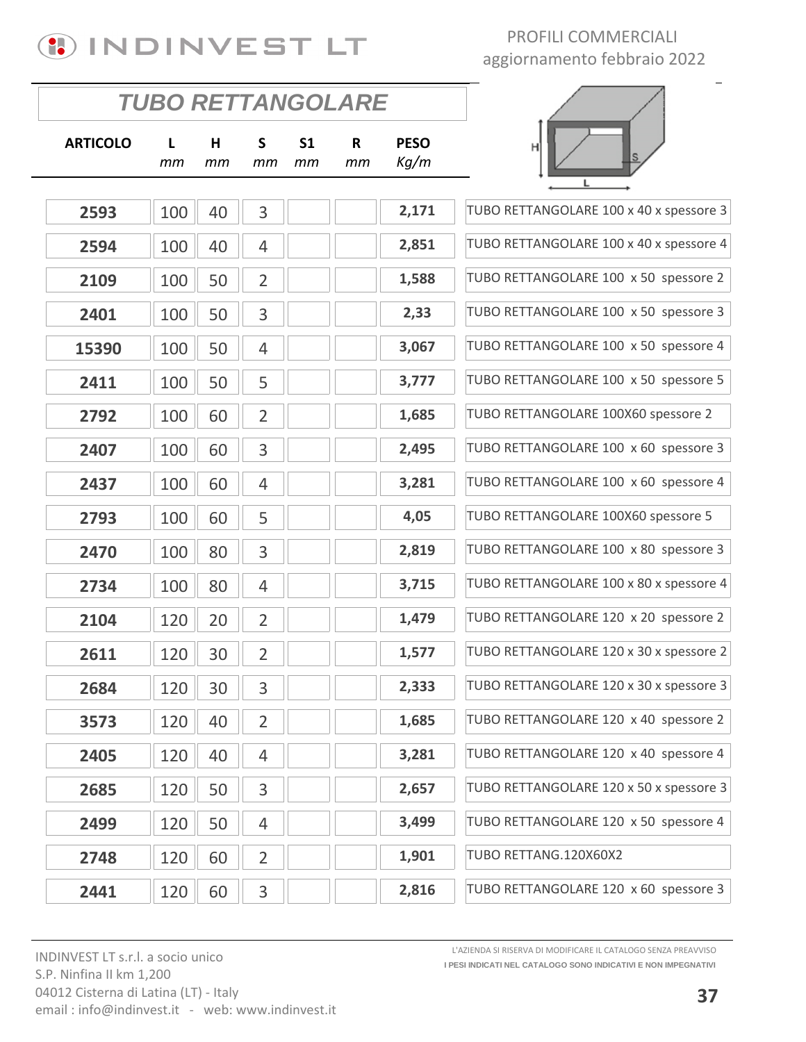PROFILI COMMERCIALI
aggiornamento febbraio 2022

## TUBO RETTANGOLARE

| ARTICOLO | L *mm* | H *mm* | S *mm* | S1 *mm* | R *mm* | PESO *Kg/m* | |
|---|---|---|---|---|---|---|---|
| 2593 | 100 | 40 | 3 | | | 2,171 | TUBO RETTANGOLARE 100 x 40 x spessore 3 |
| 2594 | 100 | 40 | 4 | | | 2,851 | TUBO RETTANGOLARE 100 x 40 x spessore 4 |
| 2109 | 100 | 50 | 2 | | | 1,588 | TUBO RETTANGOLARE 100 x 50 spessore 2 |
| 2401 | 100 | 50 | 3 | | | 2,33 | TUBO RETTANGOLARE 100 x 50 spessore 3 |
| 15390 | 100 | 50 | 4 | | | 3,067 | TUBO RETTANGOLARE 100 x 50 spessore 4 |
| 2411 | 100 | 50 | 5 | | | 3,777 | TUBO RETTANGOLARE 100 x 50 spessore 5 |
| 2792 | 100 | 60 | 2 | | | 1,685 | TUBO RETTANGOLARE 100X60 spessore 2 |
| 2407 | 100 | 60 | 3 | | | 2,495 | TUBO RETTANGOLARE 100 x 60 spessore 3 |
| 2437 | 100 | 60 | 4 | | | 3,281 | TUBO RETTANGOLARE 100 x 60 spessore 4 |
| 2793 | 100 | 60 | 5 | | | 4,05 | TUBO RETTANGOLARE 100X60 spessore 5 |
| 2470 | 100 | 80 | 3 | | | 2,819 | TUBO RETTANGOLARE 100 x 80 spessore 3 |
| 2734 | 100 | 80 | 4 | | | 3,715 | TUBO RETTANGOLARE 100 x 80 x spessore 4 |
| 2104 | 120 | 20 | 2 | | | 1,479 | TUBO RETTANGOLARE 120 x 20 spessore 2 |
| 2611 | 120 | 30 | 2 | | | 1,577 | TUBO RETTANGOLARE 120 x 30 x spessore 2 |
| 2684 | 120 | 30 | 3 | | | 2,333 | TUBO RETTANGOLARE 120 x 30 x spessore 3 |
| 3573 | 120 | 40 | 2 | | | 1,685 | TUBO RETTANGOLARE 120 x 40 spessore 2 |
| 2405 | 120 | 40 | 4 | | | 3,281 | TUBO RETTANGOLARE 120 x 40 spessore 4 |
| 2685 | 120 | 50 | 3 | | | 2,657 | TUBO RETTANGOLARE 120 x 50 x spessore 3 |
| 2499 | 120 | 50 | 4 | | | 3,499 | TUBO RETTANGOLARE 120 x 50 spessore 4 |
| 2748 | 120 | 60 | 2 | | | 1,901 | TUBO RETTANG.120X60X2 |
| 2441 | 120 | 60 | 3 | | | 2,816 | TUBO RETTANGOLARE 120 x 60 spessore 3 |

INDINVEST LT s.r.l. a socio unico
S.P. Ninfina II km 1,200
04012 Cisterna di Latina (LT) - Italy
email : info@indinvest.it - web: www.indinvest.it

L'AZIENDA SI RISERVA DI MODIFICARE IL CATALOGO SENZA PREAVVISO
**I PESI INDICATI NEL CATALOGO SONO INDICATIVI E NON IMPEGNATIVI**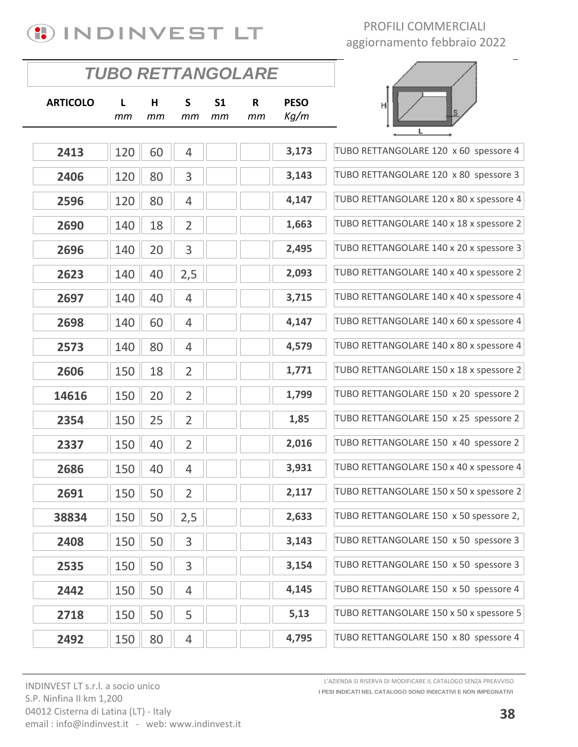# TUBO RETTANGOLARE

| ARTICOLO | L mm | H mm | S mm | S1 mm | R mm | PESO Kg/m | |
|---|---|---|---|---|---|---|---|
| 2413 | 120 | 60 | 4 | | | 3,173 | TUBO RETTANGOLARE 120 x 60 spessore 4 |
| 2406 | 120 | 80 | 3 | | | 3,143 | TUBO RETTANGOLARE 120 x 80 spessore 3 |
| 2596 | 120 | 80 | 4 | | | 4,147 | TUBO RETTANGOLARE 120 x 80 x spessore 4 |
| 2690 | 140 | 18 | 2 | | | 1,663 | TUBO RETTANGOLARE 140 x 18 x spessore 2 |
| 2696 | 140 | 20 | 3 | | | 2,495 | TUBO RETTANGOLARE 140 x 20 x spessore 3 |
| 2623 | 140 | 40 | 2,5 | | | 2,093 | TUBO RETTANGOLARE 140 x 40 x spessore 2 |
| 2697 | 140 | 40 | 4 | | | 3,715 | TUBO RETTANGOLARE 140 x 40 x spessore 4 |
| 2698 | 140 | 60 | 4 | | | 4,147 | TUBO RETTANGOLARE 140 x 60 x spessore 4 |
| 2573 | 140 | 80 | 4 | | | 4,579 | TUBO RETTANGOLARE 140 x 80 x spessore 4 |
| 2606 | 150 | 18 | 2 | | | 1,771 | TUBO RETTANGOLARE 150 x 18 x spessore 2 |
| 14616 | 150 | 20 | 2 | | | 1,799 | TUBO RETTANGOLARE 150 x 20 spessore 2 |
| 2354 | 150 | 25 | 2 | | | 1,85 | TUBO RETTANGOLARE 150 x 25 spessore 2 |
| 2337 | 150 | 40 | 2 | | | 2,016 | TUBO RETTANGOLARE 150 x 40 spessore 2 |
| 2686 | 150 | 40 | 4 | | | 3,931 | TUBO RETTANGOLARE 150 x 40 x spessore 4 |
| 2691 | 150 | 50 | 2 | | | 2,117 | TUBO RETTANGOLARE 150 x 50 x spessore 2 |
| 38834 | 150 | 50 | 2,5 | | | 2,633 | TUBO RETTANGOLARE 150 x 50 spessore 2, |
| 2408 | 150 | 50 | 3 | | | 3,143 | TUBO RETTANGOLARE 150 x 50 spessore 3 |
| 2535 | 150 | 50 | 3 | | | 3,154 | TUBO RETTANGOLARE 150 x 50 spessore 3 |
| 2442 | 150 | 50 | 4 | | | 4,145 | TUBO RETTANGOLARE 150 x 50 spessore 4 |
| 2718 | 150 | 50 | 5 | | | 5,13 | TUBO RETTANGOLARE 150 x 50 x spessore 5 |
| 2492 | 150 | 80 | 4 | | | 4,795 | TUBO RETTANGOLARE 150 x 80 spessore 4 |

INDINVEST LT s.r.l. a socio unico
S.P. Ninfina II km 1,200
04012 Cisterna di Latina (LT) - Italy
email : info@indinvest.it - web: www.indinvest.it

L'AZIENDA SI RISERVA DI MODIFICARE IL CATALOGO SENZA PREAVVISO
**I PESI INDICATI NEL CATALOGO SONO INDICATIVI E NON IMPEGNATIVI**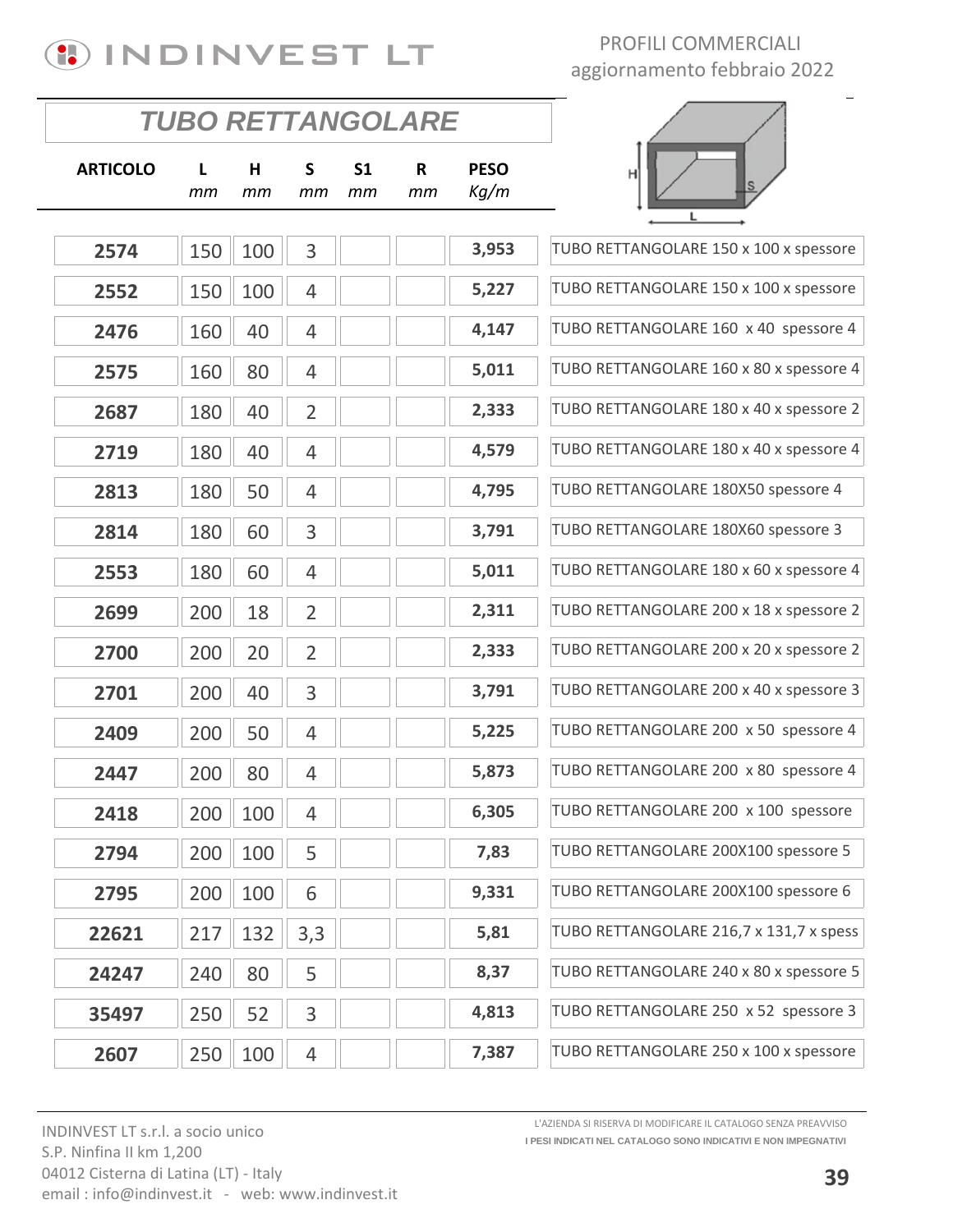INDINVEST LT

PROFILI COMMERCIALI
aggiornamento febbraio 2022

## TUBO RETTANGOLARE

| ARTICOLO | L mm | H mm | S mm | S1 mm | R mm | PESO Kg/m | |
|---|---|---|---|---|---|---|---|
| 2574 | 150 | 100 | 3 | | | 3,953 | TUBO RETTANGOLARE 150 x 100 x spessore |
| 2552 | 150 | 100 | 4 | | | 5,227 | TUBO RETTANGOLARE 150 x 100 x spessore |
| 2476 | 160 | 40 | 4 | | | 4,147 | TUBO RETTANGOLARE 160 x 40 spessore 4 |
| 2575 | 160 | 80 | 4 | | | 5,011 | TUBO RETTANGOLARE 160 x 80 x spessore 4 |
| 2687 | 180 | 40 | 2 | | | 2,333 | TUBO RETTANGOLARE 180 x 40 x spessore 2 |
| 2719 | 180 | 40 | 4 | | | 4,579 | TUBO RETTANGOLARE 180 x 40 x spessore 4 |
| 2813 | 180 | 50 | 4 | | | 4,795 | TUBO RETTANGOLARE 180X50 spessore 4 |
| 2814 | 180 | 60 | 3 | | | 3,791 | TUBO RETTANGOLARE 180X60 spessore 3 |
| 2553 | 180 | 60 | 4 | | | 5,011 | TUBO RETTANGOLARE 180 x 60 x spessore 4 |
| 2699 | 200 | 18 | 2 | | | 2,311 | TUBO RETTANGOLARE 200 x 18 x spessore 2 |
| 2700 | 200 | 20 | 2 | | | 2,333 | TUBO RETTANGOLARE 200 x 20 x spessore 2 |
| 2701 | 200 | 40 | 3 | | | 3,791 | TUBO RETTANGOLARE 200 x 40 x spessore 3 |
| 2409 | 200 | 50 | 4 | | | 5,225 | TUBO RETTANGOLARE 200 x 50 spessore 4 |
| 2447 | 200 | 80 | 4 | | | 5,873 | TUBO RETTANGOLARE 200 x 80 spessore 4 |
| 2418 | 200 | 100 | 4 | | | 6,305 | TUBO RETTANGOLARE 200 x 100 spessore |
| 2794 | 200 | 100 | 5 | | | 7,83 | TUBO RETTANGOLARE 200X100 spessore 5 |
| 2795 | 200 | 100 | 6 | | | 9,331 | TUBO RETTANGOLARE 200X100 spessore 6 |
| 22621 | 217 | 132 | 3,3 | | | 5,81 | TUBO RETTANGOLARE 216,7 x 131,7 x spess |
| 24247 | 240 | 80 | 5 | | | 8,37 | TUBO RETTANGOLARE 240 x 80 x spessore 5 |
| 35497 | 250 | 52 | 3 | | | 4,813 | TUBO RETTANGOLARE 250 x 52 spessore 3 |
| 2607 | 250 | 100 | 4 | | | 7,387 | TUBO RETTANGOLARE 250 x 100 x spessore |

INDINVEST LT s.r.l. a socio unico
S.P. Ninfina II km 1,200
04012 Cisterna di Latina (LT) - Italy
email : info@indinvest.it - web: www.indinvest.it

L'AZIENDA SI RISERVA DI MODIFICARE IL CATALOGO SENZA PREAVVISO
I PESI INDICATI NEL CATALOGO SONO INDICATIVI E NON IMPEGNATIVI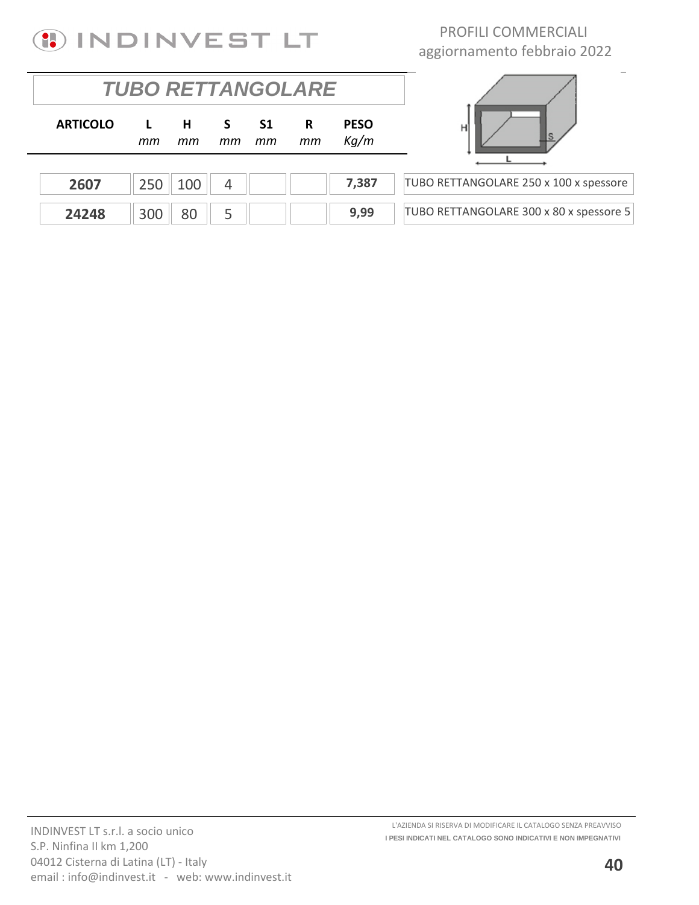## TUBO RETTANGOLARE

| ARTICOLO | L *mm* | H *mm* | S *mm* | S1 *mm* | R *mm* | PESO *Kg/m* | |
|---|---|---|---|---|---|---|---|
| **2607** | 250 | 100 | 4 | | | **7,387** | TUBO RETTANGOLARE 250 x 100 x spessore |
| **24248** | 300 | 80 | 5 | | | **9,99** | TUBO RETTANGOLARE 300 x 80 x spessore 5 |

INDINVEST LT s.r.l. a socio unico
S.P. Ninfina II km 1,200
04012 Cisterna di Latina (LT) - Italy
email : info@indinvest.it - web: www.indinvest.it

L'AZIENDA SI RISERVA DI MODIFICARE IL CATALOGO SENZA PREAVVISO
**I PESI INDICATI NEL CATALOGO SONO INDICATIVI E NON IMPEGNATIVI**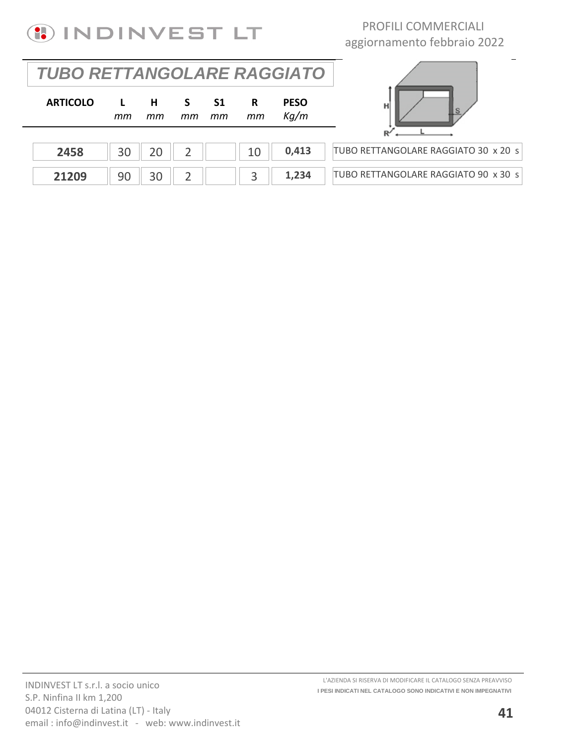## TUBO RETTANGOLARE RAGGIATO

| ARTICOLO | L<br>*mm* | H<br>*mm* | S<br>*mm* | S1<br>*mm* | R<br>*mm* | PESO<br>*Kg/m* | |
|---|---|---|---|---|---|---|---|
| **2458** | 30 | 20 | 2 | | 10 | **0,413** | TUBO RETTANGOLARE RAGGIATO 30 x 20 s |
| **21209** | 90 | 30 | 2 | | 3 | **1,234** | TUBO RETTANGOLARE RAGGIATO 90 x 30 s |

INDINVEST LT s.r.l. a socio unico
S.P. Ninfina II km 1,200
04012 Cisterna di Latina (LT) - Italy
email : info@indinvest.it - web: www.indinvest.it

L'AZIENDA SI RISERVA DI MODIFICARE IL CATALOGO SENZA PREAVVISO
**I PESI INDICATI NEL CATALOGO SONO INDICATIVI E NON IMPEGNATIVI**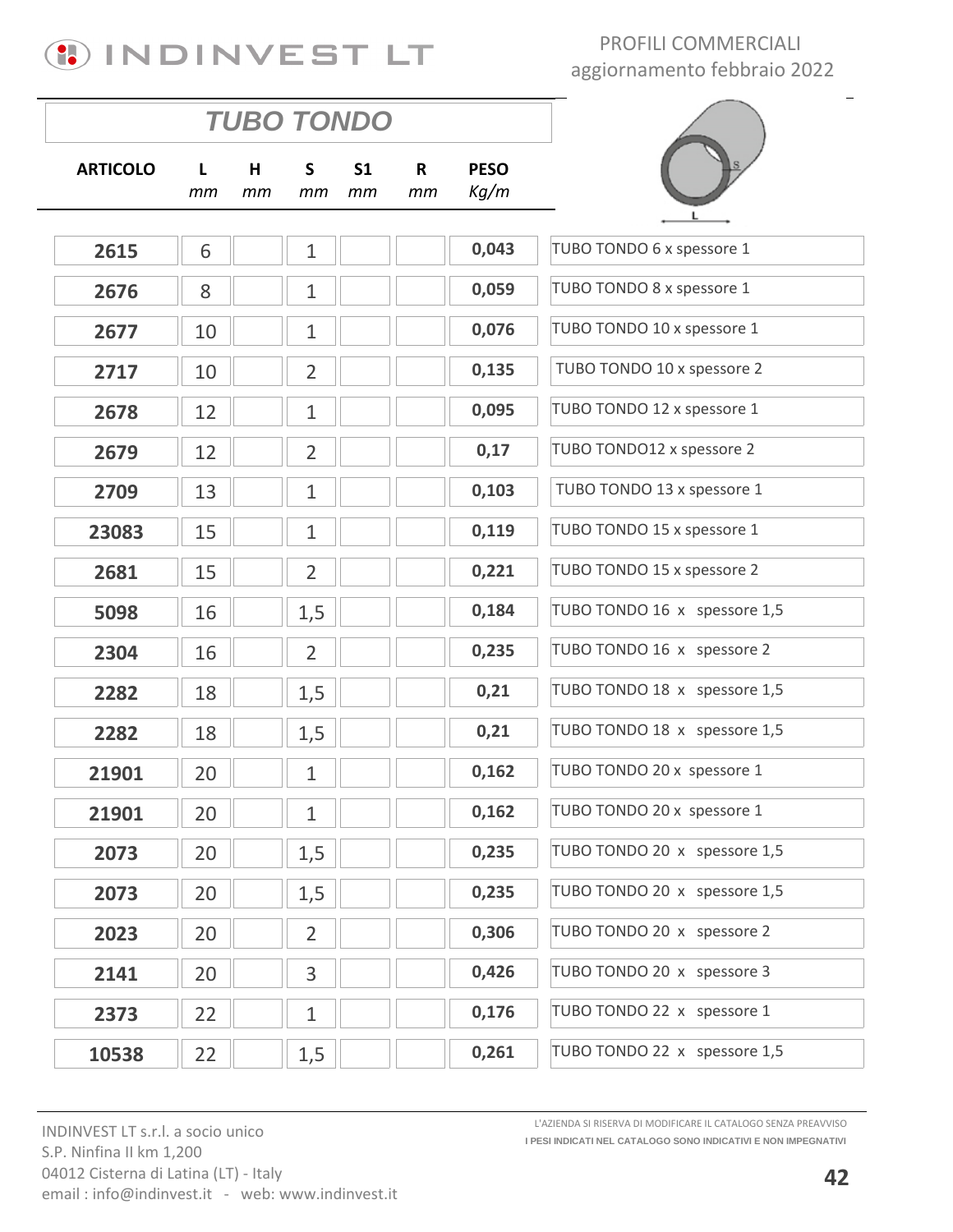INDINVEST LT

PROFILI COMMERCIALI
aggiornamento febbraio 2022

## TUBO TONDO

| ARTICOLO | L<br>*mm* | H<br>*mm* | S<br>*mm* | S1<br>*mm* | R<br>*mm* | PESO<br>*Kg/m* | |
|---|---|---|---|---|---|---|---|
| **2615** | 6 | | 1 | | | **0,043** | TUBO TONDO 6 x spessore 1 |
| **2676** | 8 | | 1 | | | **0,059** | TUBO TONDO 8 x spessore 1 |
| **2677** | 10 | | 1 | | | **0,076** | TUBO TONDO 10 x spessore 1 |
| **2717** | 10 | | 2 | | | **0,135** | TUBO TONDO 10 x spessore 2 |
| **2678** | 12 | | 1 | | | **0,095** | TUBO TONDO 12 x spessore 1 |
| **2679** | 12 | | 2 | | | **0,17** | TUBO TONDO12 x spessore 2 |
| **2709** | 13 | | 1 | | | **0,103** | TUBO TONDO 13 x spessore 1 |
| **23083** | 15 | | 1 | | | **0,119** | TUBO TONDO 15 x spessore 1 |
| **2681** | 15 | | 2 | | | **0,221** | TUBO TONDO 15 x spessore 2 |
| **5098** | 16 | | 1,5 | | | **0,184** | TUBO TONDO 16 x spessore 1,5 |
| **2304** | 16 | | 2 | | | **0,235** | TUBO TONDO 16 x spessore 2 |
| **2282** | 18 | | 1,5 | | | **0,21** | TUBO TONDO 18 x spessore 1,5 |
| **2282** | 18 | | 1,5 | | | **0,21** | TUBO TONDO 18 x spessore 1,5 |
| **21901** | 20 | | 1 | | | **0,162** | TUBO TONDO 20 x spessore 1 |
| **21901** | 20 | | 1 | | | **0,162** | TUBO TONDO 20 x spessore 1 |
| **2073** | 20 | | 1,5 | | | **0,235** | TUBO TONDO 20 x spessore 1,5 |
| **2073** | 20 | | 1,5 | | | **0,235** | TUBO TONDO 20 x spessore 1,5 |
| **2023** | 20 | | 2 | | | **0,306** | TUBO TONDO 20 x spessore 2 |
| **2141** | 20 | | 3 | | | **0,426** | TUBO TONDO 20 x spessore 3 |
| **2373** | 22 | | 1 | | | **0,176** | TUBO TONDO 22 x spessore 1 |
| **10538** | 22 | | 1,5 | | | **0,261** | TUBO TONDO 22 x spessore 1,5 |

INDINVEST LT s.r.l. a socio unico
S.P. Ninfina II km 1,200
04012 Cisterna di Latina (LT) - Italy
email : info@indinvest.it - web: www.indinvest.it

L'AZIENDA SI RISERVA DI MODIFICARE IL CATALOGO SENZA PREAVVISO
**I PESI INDICATI NEL CATALOGO SONO INDICATIVI E NON IMPEGNATIVI**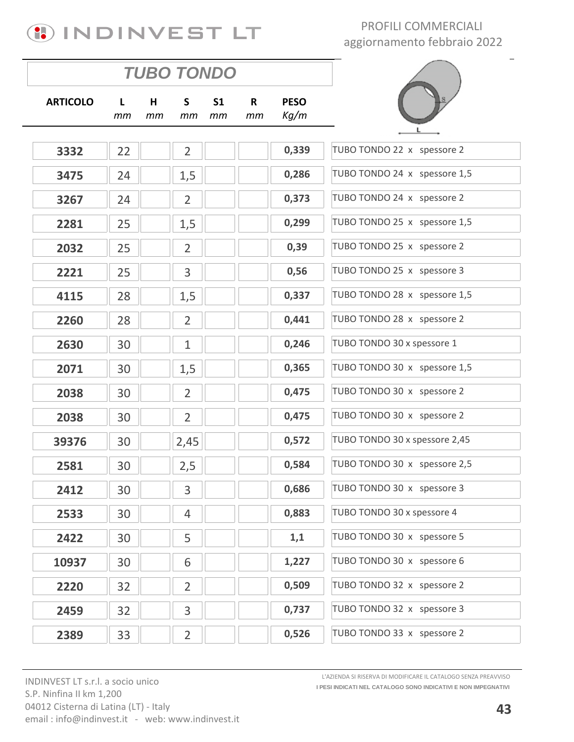INDINVEST LT

PROFILI COMMERCIALI
aggiornamento febbraio 2022

## TUBO TONDO

| ARTICOLO | L mm | H mm | S mm | S1 mm | R mm | PESO Kg/m | |
|---|---|---|---|---|---|---|---|
| 3332 | 22 | | 2 | | | 0,339 | TUBO TONDO 22 x spessore 2 |
| 3475 | 24 | | 1,5 | | | 0,286 | TUBO TONDO 24 x spessore 1,5 |
| 3267 | 24 | | 2 | | | 0,373 | TUBO TONDO 24 x spessore 2 |
| 2281 | 25 | | 1,5 | | | 0,299 | TUBO TONDO 25 x spessore 1,5 |
| 2032 | 25 | | 2 | | | 0,39 | TUBO TONDO 25 x spessore 2 |
| 2221 | 25 | | 3 | | | 0,56 | TUBO TONDO 25 x spessore 3 |
| 4115 | 28 | | 1,5 | | | 0,337 | TUBO TONDO 28 x spessore 1,5 |
| 2260 | 28 | | 2 | | | 0,441 | TUBO TONDO 28 x spessore 2 |
| 2630 | 30 | | 1 | | | 0,246 | TUBO TONDO 30 x spessore 1 |
| 2071 | 30 | | 1,5 | | | 0,365 | TUBO TONDO 30 x spessore 1,5 |
| 2038 | 30 | | 2 | | | 0,475 | TUBO TONDO 30 x spessore 2 |
| 2038 | 30 | | 2 | | | 0,475 | TUBO TONDO 30 x spessore 2 |
| 39376 | 30 | | 2,45 | | | 0,572 | TUBO TONDO 30 x spessore 2,45 |
| 2581 | 30 | | 2,5 | | | 0,584 | TUBO TONDO 30 x spessore 2,5 |
| 2412 | 30 | | 3 | | | 0,686 | TUBO TONDO 30 x spessore 3 |
| 2533 | 30 | | 4 | | | 0,883 | TUBO TONDO 30 x spessore 4 |
| 2422 | 30 | | 5 | | | 1,1 | TUBO TONDO 30 x spessore 5 |
| 10937 | 30 | | 6 | | | 1,227 | TUBO TONDO 30 x spessore 6 |
| 2220 | 32 | | 2 | | | 0,509 | TUBO TONDO 32 x spessore 2 |
| 2459 | 32 | | 3 | | | 0,737 | TUBO TONDO 32 x spessore 3 |
| 2389 | 33 | | 2 | | | 0,526 | TUBO TONDO 33 x spessore 2 |

INDINVEST LT s.r.l. a socio unico
S.P. Ninfina II km 1,200
04012 Cisterna di Latina (LT) - Italy
email : info@indinvest.it - web: www.indinvest.it

L'AZIENDA SI RISERVA DI MODIFICARE IL CATALOGO SENZA PREAVVISO
I PESI INDICATI NEL CATALOGO SONO INDICATIVI E NON IMPEGNATIVI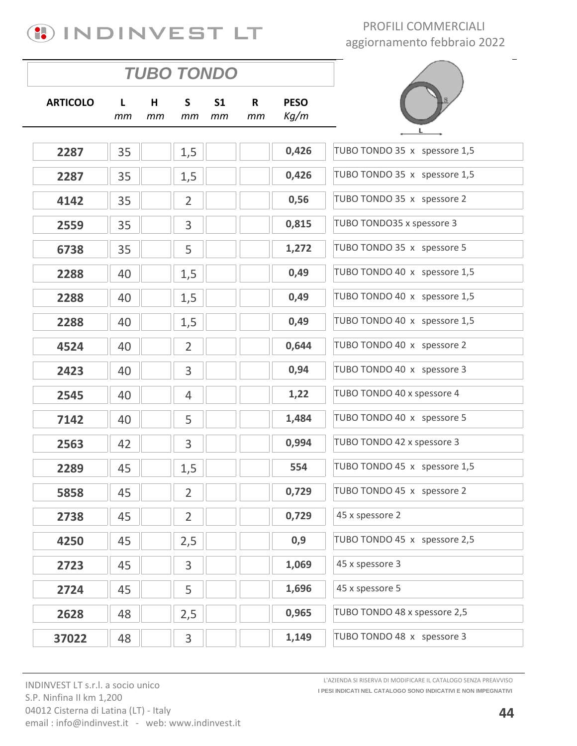PROFILI COMMERCIALI
aggiornamento febbraio 2022

## TUBO TONDO

| ARTICOLO | L mm | H mm | S mm | S1 mm | R mm | PESO Kg/m | |
|---|---|---|---|---|---|---|---|
| 2287 | 35 | | 1,5 | | | 0,426 | TUBO TONDO 35 x spessore 1,5 |
| 2287 | 35 | | 1,5 | | | 0,426 | TUBO TONDO 35 x spessore 1,5 |
| 4142 | 35 | | 2 | | | 0,56 | TUBO TONDO 35 x spessore 2 |
| 2559 | 35 | | 3 | | | 0,815 | TUBO TONDO35 x spessore 3 |
| 6738 | 35 | | 5 | | | 1,272 | TUBO TONDO 35 x spessore 5 |
| 2288 | 40 | | 1,5 | | | 0,49 | TUBO TONDO 40 x spessore 1,5 |
| 2288 | 40 | | 1,5 | | | 0,49 | TUBO TONDO 40 x spessore 1,5 |
| 2288 | 40 | | 1,5 | | | 0,49 | TUBO TONDO 40 x spessore 1,5 |
| 4524 | 40 | | 2 | | | 0,644 | TUBO TONDO 40 x spessore 2 |
| 2423 | 40 | | 3 | | | 0,94 | TUBO TONDO 40 x spessore 3 |
| 2545 | 40 | | 4 | | | 1,22 | TUBO TONDO 40 x spessore 4 |
| 7142 | 40 | | 5 | | | 1,484 | TUBO TONDO 40 x spessore 5 |
| 2563 | 42 | | 3 | | | 0,994 | TUBO TONDO 42 x spessore 3 |
| 2289 | 45 | | 1,5 | | | 554 | TUBO TONDO 45 x spessore 1,5 |
| 5858 | 45 | | 2 | | | 0,729 | TUBO TONDO 45 x spessore 2 |
| 2738 | 45 | | 2 | | | 0,729 | 45 x spessore 2 |
| 4250 | 45 | | 2,5 | | | 0,9 | TUBO TONDO 45 x spessore 2,5 |
| 2723 | 45 | | 3 | | | 1,069 | 45 x spessore 3 |
| 2724 | 45 | | 5 | | | 1,696 | 45 x spessore 5 |
| 2628 | 48 | | 2,5 | | | 0,965 | TUBO TONDO 48 x spessore 2,5 |
| 37022 | 48 | | 3 | | | 1,149 | TUBO TONDO 48 x spessore 3 |

INDINVEST LT s.r.l. a socio unico
S.P. Ninfina II km 1,200
04012 Cisterna di Latina (LT) - Italy
email : info@indinvest.it - web: www.indinvest.it

L'AZIENDA SI RISERVA DI MODIFICARE IL CATALOGO SENZA PREAVVISO
I PESI INDICATI NEL CATALOGO SONO INDICATIVI E NON IMPEGNATIVI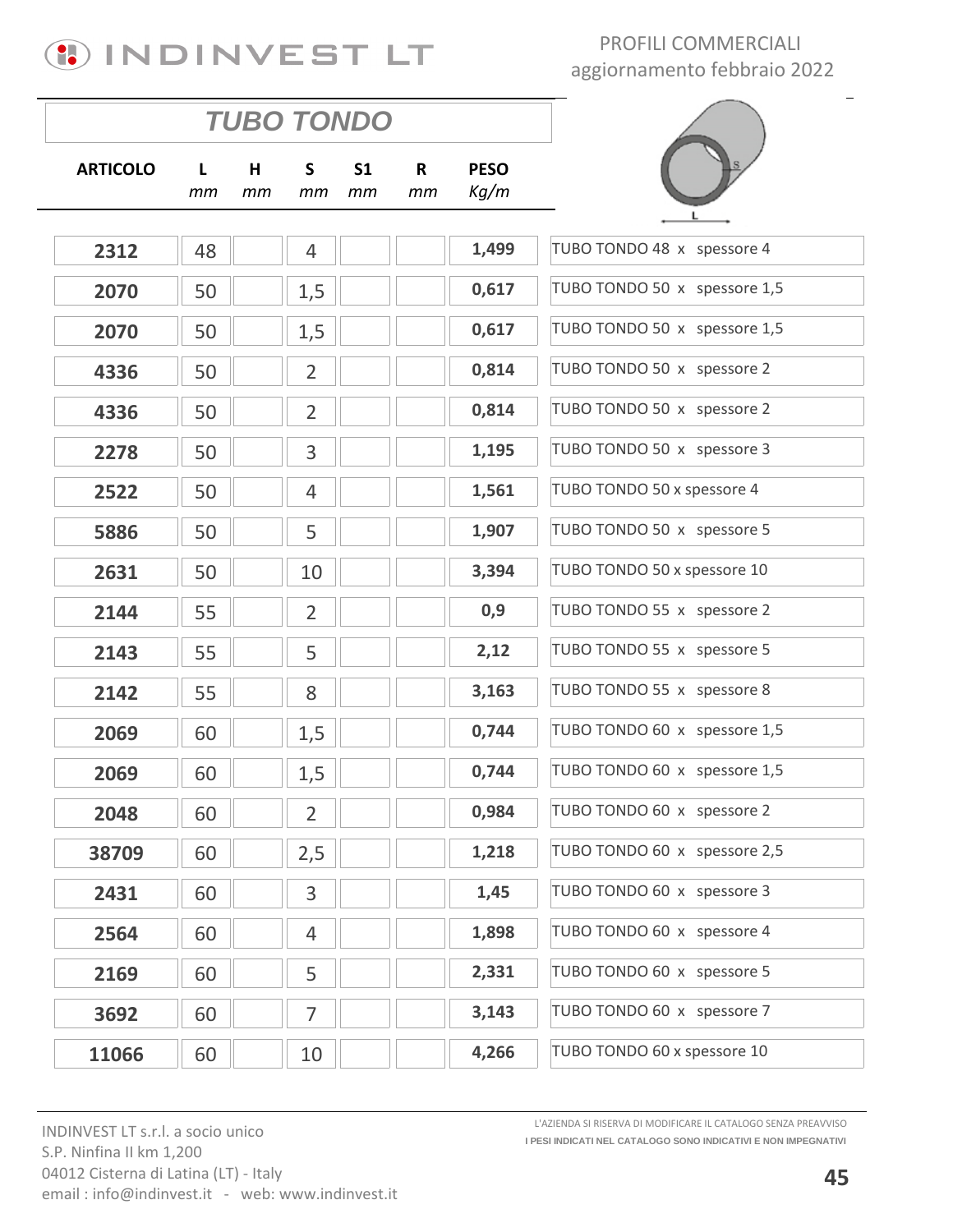INDINVEST LT

PROFILI COMMERCIALI
aggiornamento febbraio 2022

## TUBO TONDO

| ARTICOLO | L mm | H mm | S mm | S1 mm | R mm | PESO Kg/m | |
|---|---|---|---|---|---|---|---|
| 2312 | 48 | | 4 | | | 1,499 | TUBO TONDO 48 x spessore 4 |
| 2070 | 50 | | 1,5 | | | 0,617 | TUBO TONDO 50 x spessore 1,5 |
| 2070 | 50 | | 1,5 | | | 0,617 | TUBO TONDO 50 x spessore 1,5 |
| 4336 | 50 | | 2 | | | 0,814 | TUBO TONDO 50 x spessore 2 |
| 4336 | 50 | | 2 | | | 0,814 | TUBO TONDO 50 x spessore 2 |
| 2278 | 50 | | 3 | | | 1,195 | TUBO TONDO 50 x spessore 3 |
| 2522 | 50 | | 4 | | | 1,561 | TUBO TONDO 50 x spessore 4 |
| 5886 | 50 | | 5 | | | 1,907 | TUBO TONDO 50 x spessore 5 |
| 2631 | 50 | | 10 | | | 3,394 | TUBO TONDO 50 x spessore 10 |
| 2144 | 55 | | 2 | | | 0,9 | TUBO TONDO 55 x spessore 2 |
| 2143 | 55 | | 5 | | | 2,12 | TUBO TONDO 55 x spessore 5 |
| 2142 | 55 | | 8 | | | 3,163 | TUBO TONDO 55 x spessore 8 |
| 2069 | 60 | | 1,5 | | | 0,744 | TUBO TONDO 60 x spessore 1,5 |
| 2069 | 60 | | 1,5 | | | 0,744 | TUBO TONDO 60 x spessore 1,5 |
| 2048 | 60 | | 2 | | | 0,984 | TUBO TONDO 60 x spessore 2 |
| 38709 | 60 | | 2,5 | | | 1,218 | TUBO TONDO 60 x spessore 2,5 |
| 2431 | 60 | | 3 | | | 1,45 | TUBO TONDO 60 x spessore 3 |
| 2564 | 60 | | 4 | | | 1,898 | TUBO TONDO 60 x spessore 4 |
| 2169 | 60 | | 5 | | | 2,331 | TUBO TONDO 60 x spessore 5 |
| 3692 | 60 | | 7 | | | 3,143 | TUBO TONDO 60 x spessore 7 |
| 11066 | 60 | | 10 | | | 4,266 | TUBO TONDO 60 x spessore 10 |

INDINVEST LT s.r.l. a socio unico
S.P. Ninfina II km 1,200
04012 Cisterna di Latina (LT) - Italy
email : info@indinvest.it - web: www.indinvest.it

L'AZIENDA SI RISERVA DI MODIFICARE IL CATALOGO SENZA PREAVVISO
**I PESI INDICATI NEL CATALOGO SONO INDICATIVI E NON IMPEGNATIVI**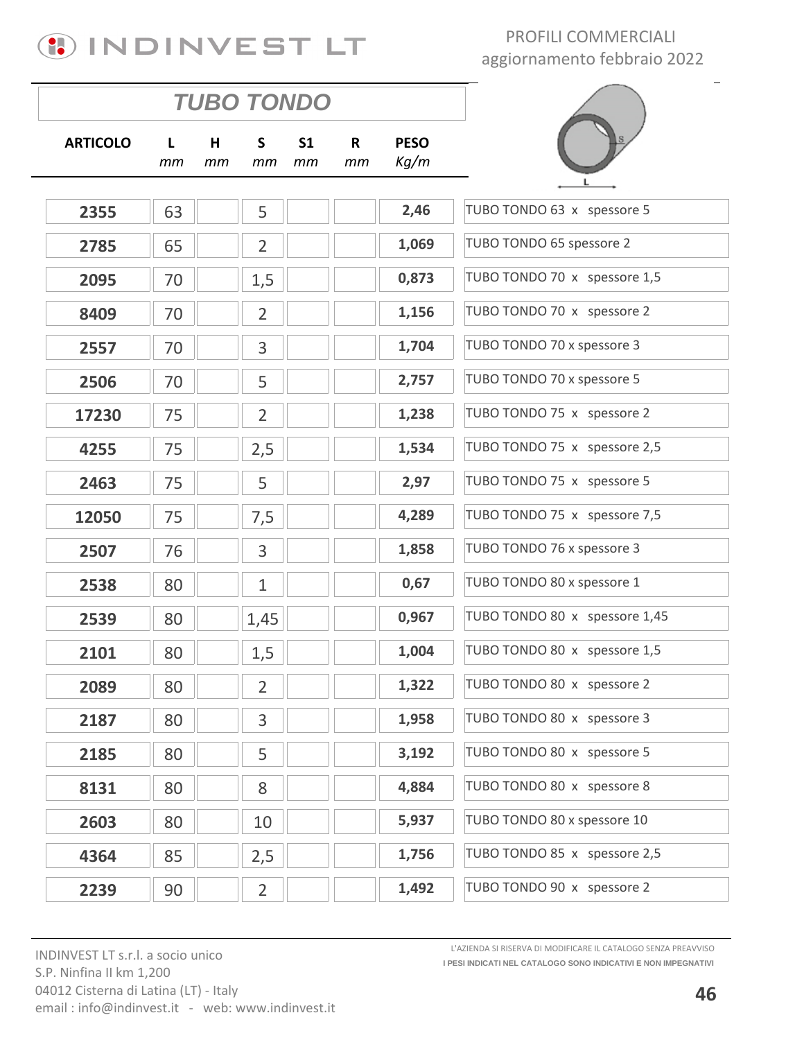## TUBO TONDO

| ARTICOLO | L mm | H mm | S mm | S1 mm | R mm | PESO Kg/m | |
|---|---|---|---|---|---|---|---|
| 2355 | 63 | | 5 | | | 2,46 | TUBO TONDO 63 x spessore 5 |
| 2785 | 65 | | 2 | | | 1,069 | TUBO TONDO 65 spessore 2 |
| 2095 | 70 | | 1,5 | | | 0,873 | TUBO TONDO 70 x spessore 1,5 |
| 8409 | 70 | | 2 | | | 1,156 | TUBO TONDO 70 x spessore 2 |
| 2557 | 70 | | 3 | | | 1,704 | TUBO TONDO 70 x spessore 3 |
| 2506 | 70 | | 5 | | | 2,757 | TUBO TONDO 70 x spessore 5 |
| 17230 | 75 | | 2 | | | 1,238 | TUBO TONDO 75 x spessore 2 |
| 4255 | 75 | | 2,5 | | | 1,534 | TUBO TONDO 75 x spessore 2,5 |
| 2463 | 75 | | 5 | | | 2,97 | TUBO TONDO 75 x spessore 5 |
| 12050 | 75 | | 7,5 | | | 4,289 | TUBO TONDO 75 x spessore 7,5 |
| 2507 | 76 | | 3 | | | 1,858 | TUBO TONDO 76 x spessore 3 |
| 2538 | 80 | | 1 | | | 0,67 | TUBO TONDO 80 x spessore 1 |
| 2539 | 80 | | 1,45 | | | 0,967 | TUBO TONDO 80 x spessore 1,45 |
| 2101 | 80 | | 1,5 | | | 1,004 | TUBO TONDO 80 x spessore 1,5 |
| 2089 | 80 | | 2 | | | 1,322 | TUBO TONDO 80 x spessore 2 |
| 2187 | 80 | | 3 | | | 1,958 | TUBO TONDO 80 x spessore 3 |
| 2185 | 80 | | 5 | | | 3,192 | TUBO TONDO 80 x spessore 5 |
| 8131 | 80 | | 8 | | | 4,884 | TUBO TONDO 80 x spessore 8 |
| 2603 | 80 | | 10 | | | 5,937 | TUBO TONDO 80 x spessore 10 |
| 4364 | 85 | | 2,5 | | | 1,756 | TUBO TONDO 85 x spessore 2,5 |
| 2239 | 90 | | 2 | | | 1,492 | TUBO TONDO 90 x spessore 2 |

INDINVEST LT s.r.l. a socio unico
S.P. Ninfina II km 1,200
04012 Cisterna di Latina (LT) - Italy
email : info@indinvest.it - web: www.indinvest.it

L'AZIENDA SI RISERVA DI MODIFICARE IL CATALOGO SENZA PREAVVISO
**I PESI INDICATI NEL CATALOGO SONO INDICATIVI E NON IMPEGNATIVI**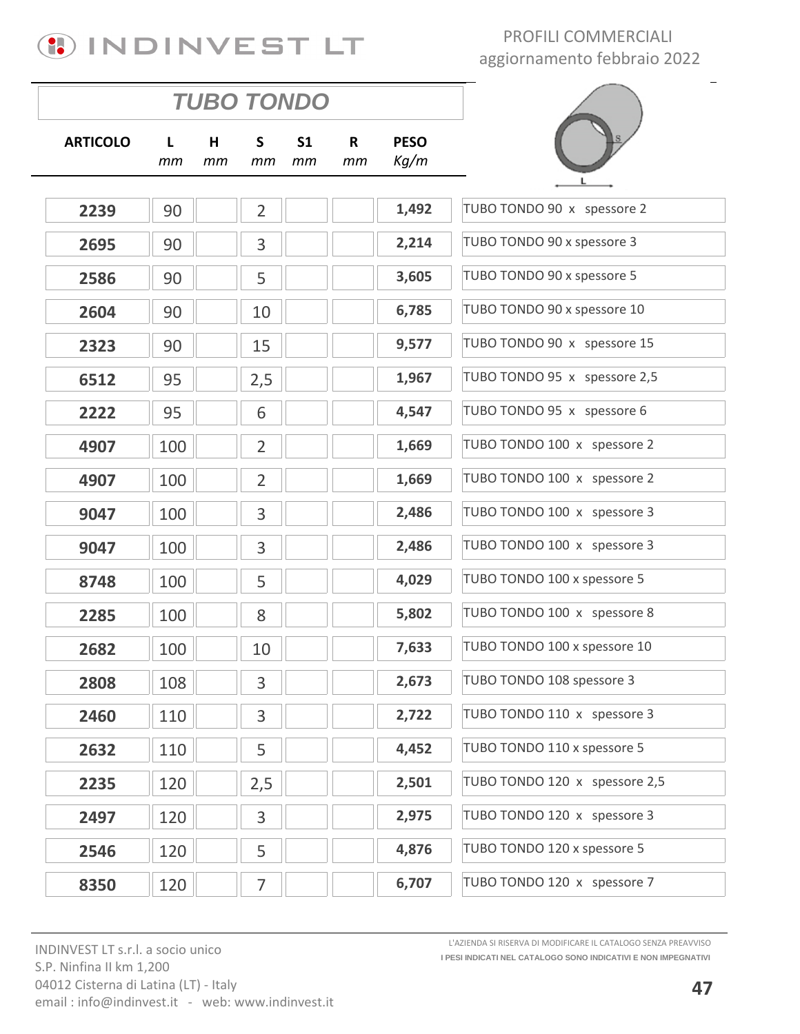PROFILI COMMERCIALI
aggiornamento febbraio 2022

## TUBO TONDO

| ARTICOLO | L *mm* | H *mm* | S *mm* | S1 *mm* | R *mm* | PESO *Kg/m* | |
|---|---|---|---|---|---|---|---|
| **2239** | 90 | | 2 | | | **1,492** | TUBO TONDO 90 x spessore 2 |
| **2695** | 90 | | 3 | | | **2,214** | TUBO TONDO 90 x spessore 3 |
| **2586** | 90 | | 5 | | | **3,605** | TUBO TONDO 90 x spessore 5 |
| **2604** | 90 | | 10 | | | **6,785** | TUBO TONDO 90 x spessore 10 |
| **2323** | 90 | | 15 | | | **9,577** | TUBO TONDO 90 x spessore 15 |
| **6512** | 95 | | 2,5 | | | **1,967** | TUBO TONDO 95 x spessore 2,5 |
| **2222** | 95 | | 6 | | | **4,547** | TUBO TONDO 95 x spessore 6 |
| **4907** | 100 | | 2 | | | **1,669** | TUBO TONDO 100 x spessore 2 |
| **4907** | 100 | | 2 | | | **1,669** | TUBO TONDO 100 x spessore 2 |
| **9047** | 100 | | 3 | | | **2,486** | TUBO TONDO 100 x spessore 3 |
| **9047** | 100 | | 3 | | | **2,486** | TUBO TONDO 100 x spessore 3 |
| **8748** | 100 | | 5 | | | **4,029** | TUBO TONDO 100 x spessore 5 |
| **2285** | 100 | | 8 | | | **5,802** | TUBO TONDO 100 x spessore 8 |
| **2682** | 100 | | 10 | | | **7,633** | TUBO TONDO 100 x spessore 10 |
| **2808** | 108 | | 3 | | | **2,673** | TUBO TONDO 108 spessore 3 |
| **2460** | 110 | | 3 | | | **2,722** | TUBO TONDO 110 x spessore 3 |
| **2632** | 110 | | 5 | | | **4,452** | TUBO TONDO 110 x spessore 5 |
| **2235** | 120 | | 2,5 | | | **2,501** | TUBO TONDO 120 x spessore 2,5 |
| **2497** | 120 | | 3 | | | **2,975** | TUBO TONDO 120 x spessore 3 |
| **2546** | 120 | | 5 | | | **4,876** | TUBO TONDO 120 x spessore 5 |
| **8350** | 120 | | 7 | | | **6,707** | TUBO TONDO 120 x spessore 7 |

INDINVEST LT s.r.l. a socio unico
S.P. Ninfina II km 1,200
04012 Cisterna di Latina (LT) - Italy
email : info@indinvest.it - web: www.indinvest.it

L'AZIENDA SI RISERVA DI MODIFICARE IL CATALOGO SENZA PREAVVISO
**I PESI INDICATI NEL CATALOGO SONO INDICATIVI E NON IMPEGNATIVI**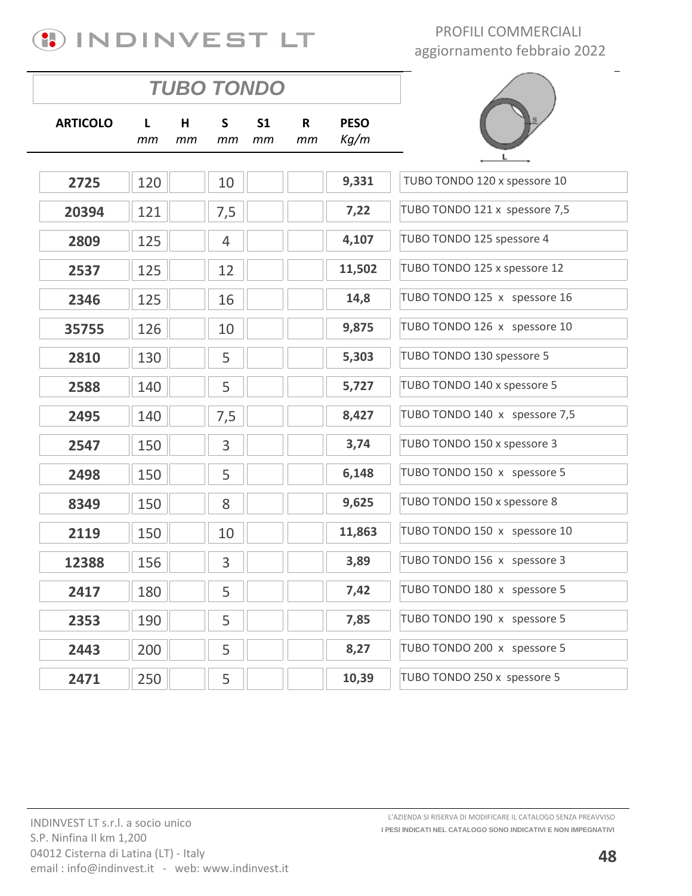PROFILI COMMERCIALI
aggiornamento febbraio 2022

## TUBO TONDO

| ARTICOLO | L mm | H mm | S mm | S1 mm | R mm | PESO Kg/m | |
|---|---|---|---|---|---|---|---|
| 2725 | 120 | | 10 | | | 9,331 | TUBO TONDO 120 x spessore 10 |
| 20394 | 121 | | 7,5 | | | 7,22 | TUBO TONDO 121 x spessore 7,5 |
| 2809 | 125 | | 4 | | | 4,107 | TUBO TONDO 125 spessore 4 |
| 2537 | 125 | | 12 | | | 11,502 | TUBO TONDO 125 x spessore 12 |
| 2346 | 125 | | 16 | | | 14,8 | TUBO TONDO 125 x spessore 16 |
| 35755 | 126 | | 10 | | | 9,875 | TUBO TONDO 126 x spessore 10 |
| 2810 | 130 | | 5 | | | 5,303 | TUBO TONDO 130 spessore 5 |
| 2588 | 140 | | 5 | | | 5,727 | TUBO TONDO 140 x spessore 5 |
| 2495 | 140 | | 7,5 | | | 8,427 | TUBO TONDO 140 x spessore 7,5 |
| 2547 | 150 | | 3 | | | 3,74 | TUBO TONDO 150 x spessore 3 |
| 2498 | 150 | | 5 | | | 6,148 | TUBO TONDO 150 x spessore 5 |
| 8349 | 150 | | 8 | | | 9,625 | TUBO TONDO 150 x spessore 8 |
| 2119 | 150 | | 10 | | | 11,863 | TUBO TONDO 150 x spessore 10 |
| 12388 | 156 | | 3 | | | 3,89 | TUBO TONDO 156 x spessore 3 |
| 2417 | 180 | | 5 | | | 7,42 | TUBO TONDO 180 x spessore 5 |
| 2353 | 190 | | 5 | | | 7,85 | TUBO TONDO 190 x spessore 5 |
| 2443 | 200 | | 5 | | | 8,27 | TUBO TONDO 200 x spessore 5 |
| 2471 | 250 | | 5 | | | 10,39 | TUBO TONDO 250 x spessore 5 |

INDINVEST LT s.r.l. a socio unico
S.P. Ninfina II km 1,200
04012 Cisterna di Latina (LT) - Italy
email : info@indinvest.it - web: www.indinvest.it

L'AZIENDA SI RISERVA DI MODIFICARE IL CATALOGO SENZA PREAVVISO
**I PESI INDICATI NEL CATALOGO SONO INDICATIVI E NON IMPEGNATIVI**